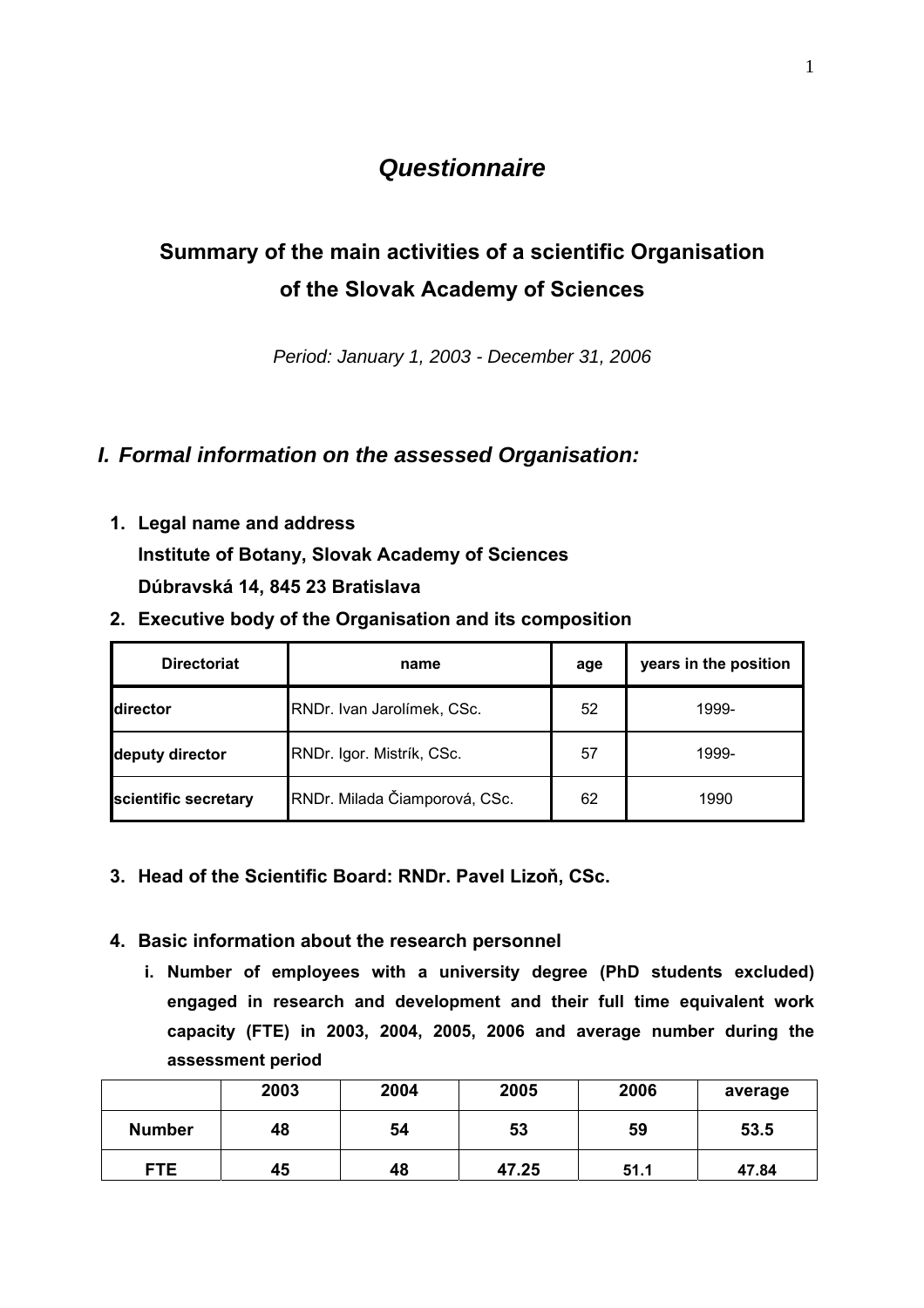# *Questionnaire*

## Summary of the main activities of a scientific Organisation of the Slovak Academy of Sciences

*Period: January 1, 2003 - December 31, 2006*

## *I. Formal information on the assessed Organisation:*

1. **Legal name and address**
   **Institute of Botany, Slovak Academy of Sciences**
   **Dúbravská 14, 845 23 Bratislava**
2. **Executive body of the Organisation and its composition**

| Directoriat | name | age | years in the position |
|---|---|---|---|
| **director** | RNDr. Ivan Jarolímek, CSc. | 52 | 1999- |
| **deputy director** | RNDr. Igor. Mistrík, CSc. | 57 | 1999- |
| **scientific secretary** | RNDr. Milada Čiamporová, CSc. | 62 | 1990 |

3. **Head of the Scientific Board: RNDr. Pavel Lizoň, CSc.**

4. **Basic information about the research personnel**
   i. **Number of employees with a university degree (PhD students excluded) engaged in research and development and their full time equivalent work capacity (FTE) in 2003, 2004, 2005, 2006 and average number during the assessment period**

| | 2003 | 2004 | 2005 | 2006 | average |
|---|---|---|---|---|---|
| **Number** | 48 | 54 | 53 | 59 | 53.5 |
| **FTE** | 45 | 48 | 47.25 | 51.1 | 47.84 |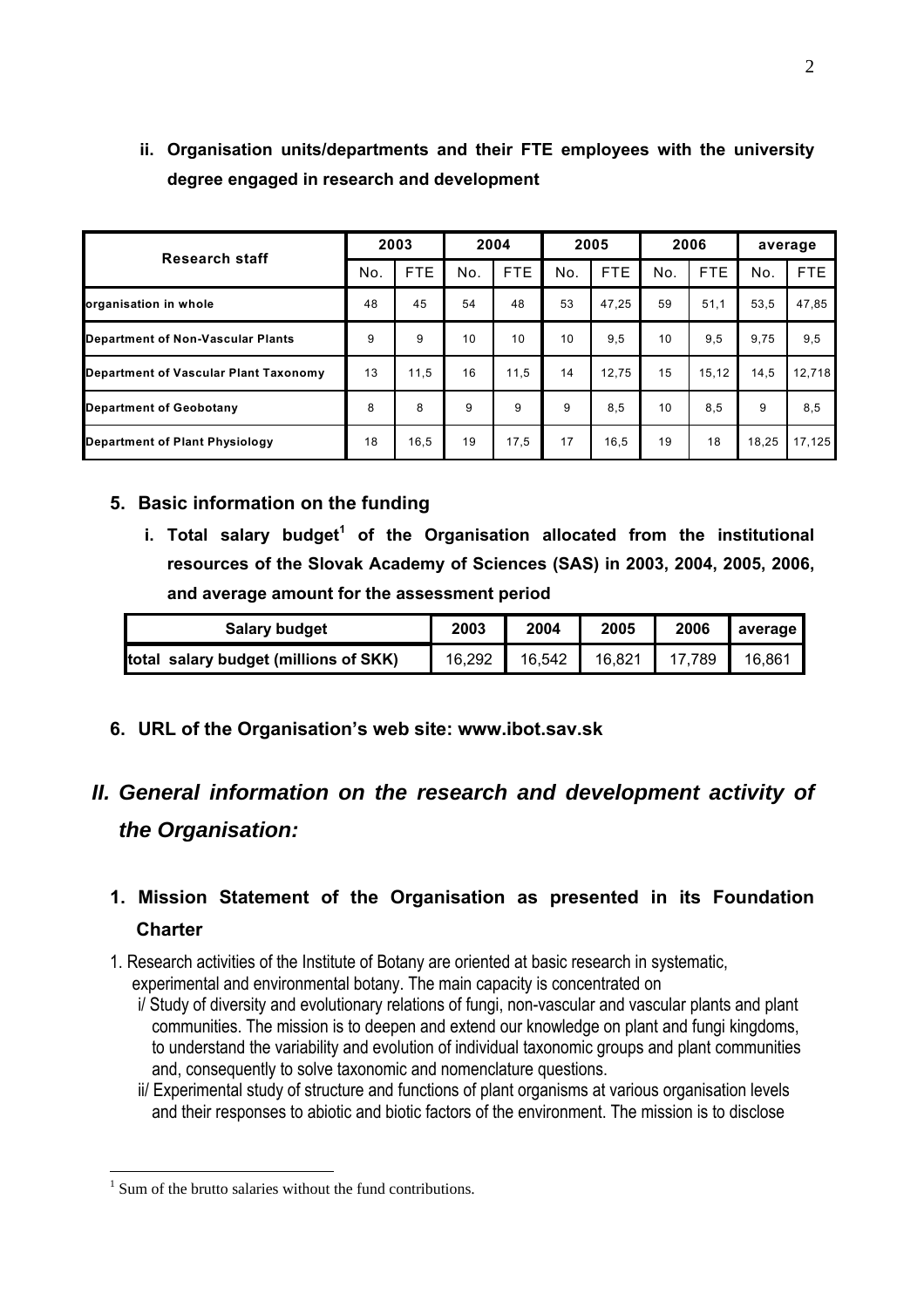**ii. Organisation units/departments and their FTE employees with the university degree engaged in research and development**

| Research staff | 2003 | | 2004 | | 2005 | | 2006 | | average | |
|---|---|---|---|---|---|---|---|---|---|---|
| | No. | FTE | No. | FTE | No. | FTE | No. | FTE | No. | FTE |
| organisation in whole | 48 | 45 | 54 | 48 | 53 | 47,25 | 59 | 51,1 | 53,5 | 47,85 |
| Department of Non-Vascular Plants | 9 | 9 | 10 | 10 | 10 | 9,5 | 10 | 9,5 | 9,75 | 9,5 |
| Department of Vascular Plant Taxonomy | 13 | 11,5 | 16 | 11,5 | 14 | 12,75 | 15 | 15,12 | 14,5 | 12,718 |
| Department of Geobotany | 8 | 8 | 9 | 9 | 9 | 8,5 | 10 | 8,5 | 9 | 8,5 |
| Department of Plant Physiology | 18 | 16,5 | 19 | 17,5 | 17 | 16,5 | 19 | 18 | 18,25 | 17,125 |

### 5. Basic information on the funding

**i. Total salary budget[1] of the Organisation allocated from the institutional resources of the Slovak Academy of Sciences (SAS) in 2003, 2004, 2005, 2006, and average amount for the assessment period**

| Salary budget | 2003 | 2004 | 2005 | 2006 | average |
|---|---|---|---|---|---|
| total salary budget (millions of SKK) | 16,292 | 16,542 | 16,821 | 17,789 | 16,861 |

### 6. URL of the Organisation's web site: www.ibot.sav.sk

## *II. General information on the research and development activity of the Organisation:*

### 1. Mission Statement of the Organisation as presented in its Foundation Charter

1. Research activities of the Institute of Botany are oriented at basic research in systematic, experimental and environmental botany. The main capacity is concentrated on
   - i/ Study of diversity and evolutionary relations of fungi, non-vascular and vascular plants and plant communities. The mission is to deepen and extend our knowledge on plant and fungi kingdoms, to understand the variability and evolution of individual taxonomic groups and plant communities and, consequently to solve taxonomic and nomenclature questions.
   - ii/ Experimental study of structure and functions of plant organisms at various organisation levels and their responses to abiotic and biotic factors of the environment. The mission is to disclose

[1] Sum of the brutto salaries without the fund contributions.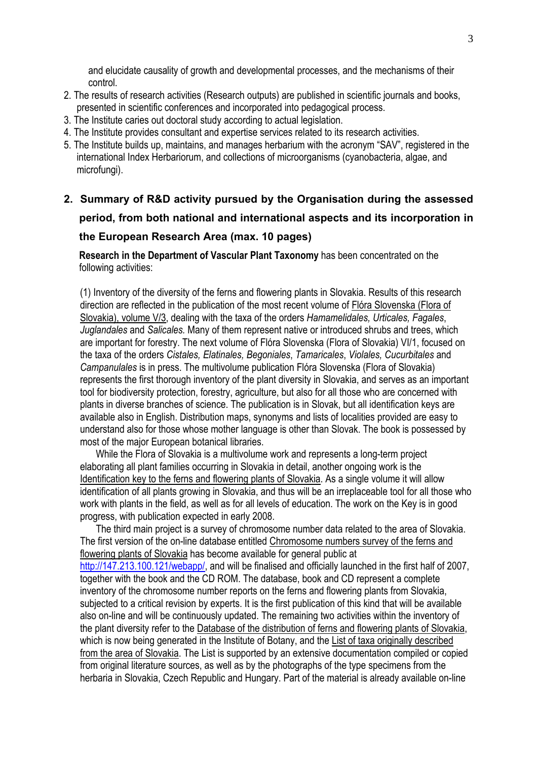and elucidate causality of growth and developmental processes, and the mechanisms of their control.

2. The results of research activities (Research outputs) are published in scientific journals and books, presented in scientific conferences and incorporated into pedagogical process.
3. The Institute caries out doctoral study according to actual legislation.
4. The Institute provides consultant and expertise services related to its research activities.
5. The Institute builds up, maintains, and manages herbarium with the acronym "SAV", registered in the international Index Herbariorum, and collections of microorganisms (cyanobacteria, algae, and microfungi).

## 2. Summary of R&D activity pursued by the Organisation during the assessed period, from both national and international aspects and its incorporation in the European Research Area (max. 10 pages)

**Research in the Department of Vascular Plant Taxonomy** has been concentrated on the following activities:

(1) Inventory of the diversity of the ferns and flowering plants in Slovakia. Results of this research direction are reflected in the publication of the most recent volume of Flóra Slovenska (Flora of Slovakia), volume V/3, dealing with the taxa of the orders *Hamamelidales, Urticales, Fagales*, *Juglandales* and *Salicales.* Many of them represent native or introduced shrubs and trees, which are important for forestry. The next volume of Flóra Slovenska (Flora of Slovakia) VI/1, focused on the taxa of the orders *Cistales, Elatinales, Begoniales*, *Tamaricales*, *Violales, Cucurbitales* and *Campanulales* is in press. The multivolume publication Flóra Slovenska (Flora of Slovakia) represents the first thorough inventory of the plant diversity in Slovakia, and serves as an important tool for biodiversity protection, forestry, agriculture, but also for all those who are concerned with plants in diverse branches of science. The publication is in Slovak, but all identification keys are available also in English. Distribution maps, synonyms and lists of localities provided are easy to understand also for those whose mother language is other than Slovak. The book is possessed by most of the major European botanical libraries.

While the Flora of Slovakia is a multivolume work and represents a long-term project elaborating all plant families occurring in Slovakia in detail, another ongoing work is the Identification key to the ferns and flowering plants of Slovakia. As a single volume it will allow identification of all plants growing in Slovakia, and thus will be an irreplaceable tool for all those who work with plants in the field, as well as for all levels of education. The work on the Key is in good progress, with publication expected in early 2008.

The third main project is a survey of chromosome number data related to the area of Slovakia. The first version of the on-line database entitled Chromosome numbers survey of the ferns and flowering plants of Slovakia has become available for general public at http://147.213.100.121/webapp/, and will be finalised and officially launched in the first half of 2007, together with the book and the CD ROM. The database, book and CD represent a complete inventory of the chromosome number reports on the ferns and flowering plants from Slovakia, subjected to a critical revision by experts. It is the first publication of this kind that will be available also on-line and will be continuously updated. The remaining two activities within the inventory of the plant diversity refer to the Database of the distribution of ferns and flowering plants of Slovakia, which is now being generated in the Institute of Botany, and the List of taxa originally described from the area of Slovakia. The List is supported by an extensive documentation compiled or copied from original literature sources, as well as by the photographs of the type specimens from the herbaria in Slovakia, Czech Republic and Hungary. Part of the material is already available on-line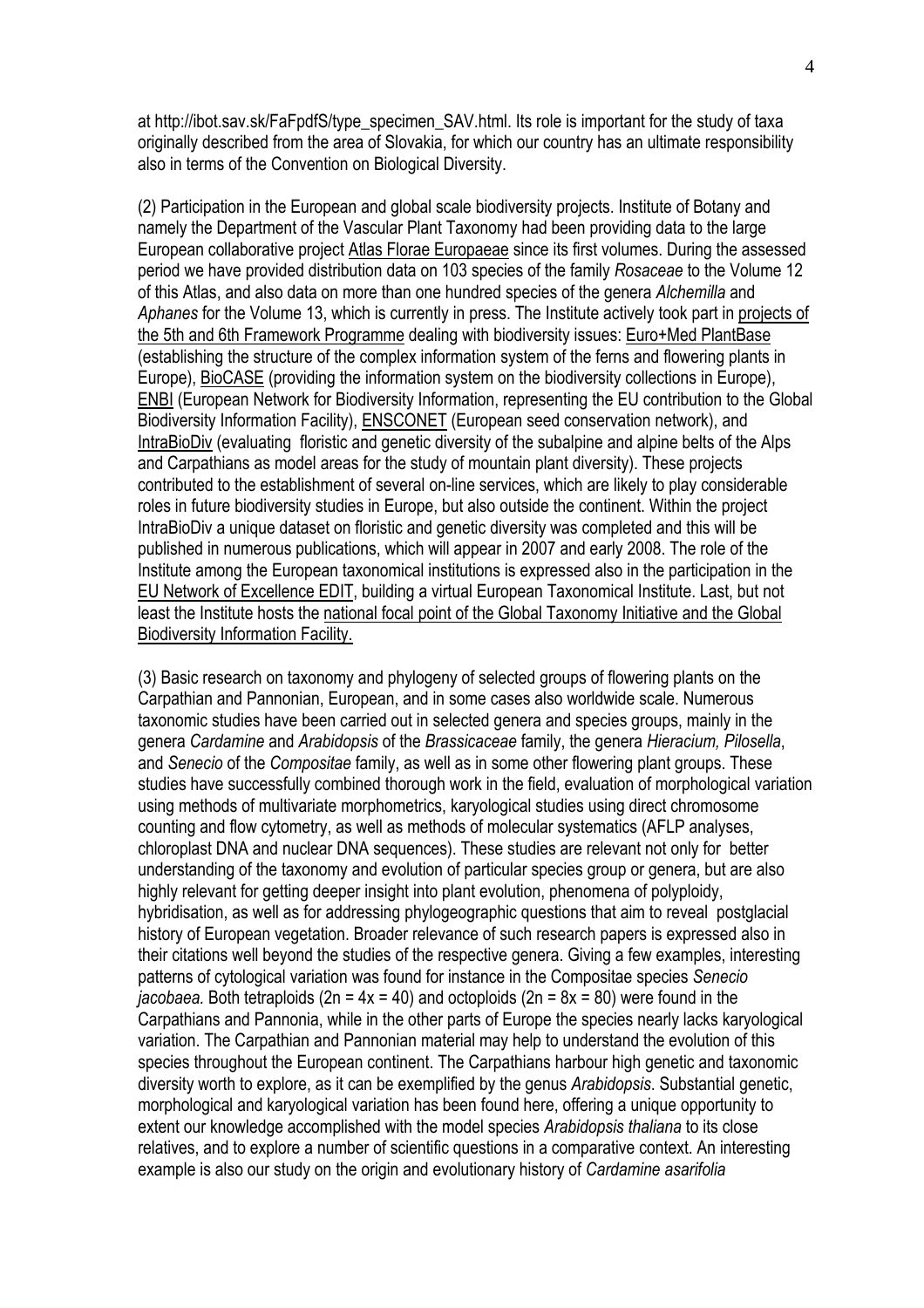at http://ibot.sav.sk/FaFpdfS/type_specimen_SAV.html. Its role is important for the study of taxa originally described from the area of Slovakia, for which our country has an ultimate responsibility also in terms of the Convention on Biological Diversity.

(2) Participation in the European and global scale biodiversity projects. Institute of Botany and namely the Department of the Vascular Plant Taxonomy had been providing data to the large European collaborative project Atlas Florae Europaeae since its first volumes. During the assessed period we have provided distribution data on 103 species of the family *Rosaceae* to the Volume 12 of this Atlas, and also data on more than one hundred species of the genera *Alchemilla* and *Aphanes* for the Volume 13, which is currently in press. The Institute actively took part in projects of the 5th and 6th Framework Programme dealing with biodiversity issues: Euro+Med PlantBase (establishing the structure of the complex information system of the ferns and flowering plants in Europe), BioCASE (providing the information system on the biodiversity collections in Europe), ENBI (European Network for Biodiversity Information, representing the EU contribution to the Global Biodiversity Information Facility), ENSCONET (European seed conservation network), and IntraBioDiv (evaluating floristic and genetic diversity of the subalpine and alpine belts of the Alps and Carpathians as model areas for the study of mountain plant diversity). These projects contributed to the establishment of several on-line services, which are likely to play considerable roles in future biodiversity studies in Europe, but also outside the continent. Within the project IntraBioDiv a unique dataset on floristic and genetic diversity was completed and this will be published in numerous publications, which will appear in 2007 and early 2008. The role of the Institute among the European taxonomical institutions is expressed also in the participation in the EU Network of Excellence EDIT, building a virtual European Taxonomical Institute. Last, but not least the Institute hosts the national focal point of the Global Taxonomy Initiative and the Global Biodiversity Information Facility.

(3) Basic research on taxonomy and phylogeny of selected groups of flowering plants on the Carpathian and Pannonian, European, and in some cases also worldwide scale. Numerous taxonomic studies have been carried out in selected genera and species groups, mainly in the genera *Cardamine* and *Arabidopsis* of the *Brassicaceae* family, the genera *Hieracium, Pilosella*, and *Senecio* of the *Compositae* family, as well as in some other flowering plant groups. These studies have successfully combined thorough work in the field, evaluation of morphological variation using methods of multivariate morphometrics, karyological studies using direct chromosome counting and flow cytometry, as well as methods of molecular systematics (AFLP analyses, chloroplast DNA and nuclear DNA sequences). These studies are relevant not only for better understanding of the taxonomy and evolution of particular species group or genera, but are also highly relevant for getting deeper insight into plant evolution, phenomena of polyploidy, hybridisation, as well as for addressing phylogeographic questions that aim to reveal postglacial history of European vegetation. Broader relevance of such research papers is expressed also in their citations well beyond the studies of the respective genera. Giving a few examples, interesting patterns of cytological variation was found for instance in the Compositae species *Senecio jacobaea.* Both tetraploids ($2n = 4x = 40$) and octoploids ($2n = 8x = 80$) were found in the Carpathians and Pannonia, while in the other parts of Europe the species nearly lacks karyological variation. The Carpathian and Pannonian material may help to understand the evolution of this species throughout the European continent. The Carpathians harbour high genetic and taxonomic diversity worth to explore, as it can be exemplified by the genus *Arabidopsis*. Substantial genetic, morphological and karyological variation has been found here, offering a unique opportunity to extent our knowledge accomplished with the model species *Arabidopsis thaliana* to its close relatives, and to explore a number of scientific questions in a comparative context. An interesting example is also our study on the origin and evolutionary history of *Cardamine asarifolia*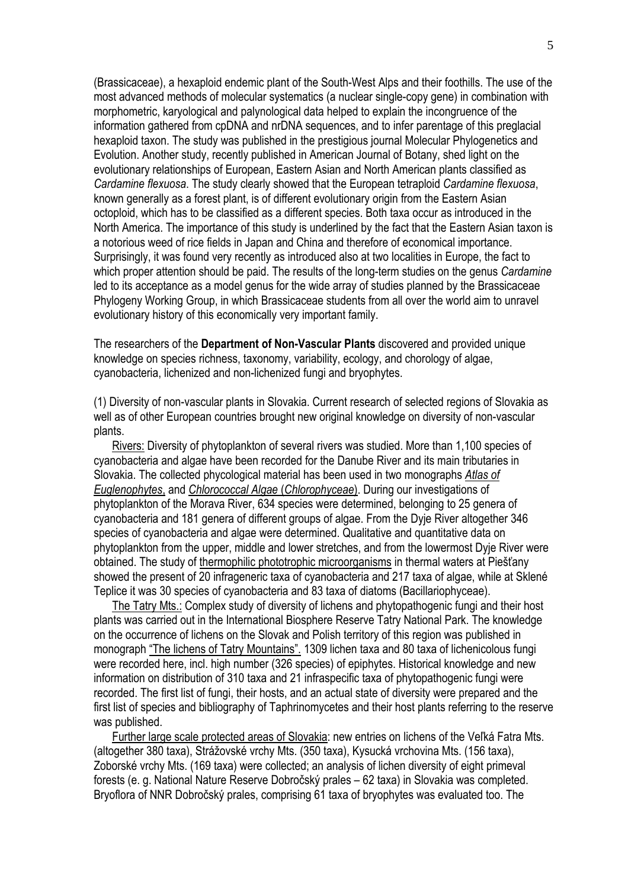(Brassicaceae), a hexaploid endemic plant of the South-West Alps and their foothills. The use of the most advanced methods of molecular systematics (a nuclear single-copy gene) in combination with morphometric, karyological and palynological data helped to explain the incongruence of the information gathered from cpDNA and nrDNA sequences, and to infer parentage of this preglacial hexaploid taxon. The study was published in the prestigious journal Molecular Phylogenetics and Evolution. Another study, recently published in American Journal of Botany, shed light on the evolutionary relationships of European, Eastern Asian and North American plants classified as *Cardamine flexuosa*. The study clearly showed that the European tetraploid *Cardamine flexuosa*, known generally as a forest plant, is of different evolutionary origin from the Eastern Asian octoploid, which has to be classified as a different species. Both taxa occur as introduced in the North America. The importance of this study is underlined by the fact that the Eastern Asian taxon is a notorious weed of rice fields in Japan and China and therefore of economical importance. Surprisingly, it was found very recently as introduced also at two localities in Europe, the fact to which proper attention should be paid. The results of the long-term studies on the genus *Cardamine* led to its acceptance as a model genus for the wide array of studies planned by the Brassicaceae Phylogeny Working Group, in which Brassicaceae students from all over the world aim to unravel evolutionary history of this economically very important family.

The researchers of the **Department of Non-Vascular Plants** discovered and provided unique knowledge on species richness, taxonomy, variability, ecology, and chorology of algae, cyanobacteria, lichenized and non-lichenized fungi and bryophytes.

(1) Diversity of non-vascular plants in Slovakia. Current research of selected regions of Slovakia as well as of other European countries brought new original knowledge on diversity of non-vascular plants.

Rivers: Diversity of phytoplankton of several rivers was studied. More than 1,100 species of cyanobacteria and algae have been recorded for the Danube River and its main tributaries in Slovakia. The collected phycological material has been used in two monographs *Atlas of Euglenophytes*, and *Chlorococcal Algae* (*Chlorophyceae*). During our investigations of phytoplankton of the Morava River, 634 species were determined, belonging to 25 genera of cyanobacteria and 181 genera of different groups of algae. From the Dyje River altogether 346 species of cyanobacteria and algae were determined. Qualitative and quantitative data on phytoplankton from the upper, middle and lower stretches, and from the lowermost Dyje River were obtained. The study of thermophilic phototrophic microorganisms in thermal waters at Piešťany showed the present of 20 infrageneric taxa of cyanobacteria and 217 taxa of algae, while at Sklené Teplice it was 30 species of cyanobacteria and 83 taxa of diatoms (Bacillariophyceae).

The Tatry Mts.: Complex study of diversity of lichens and phytopathogenic fungi and their host plants was carried out in the International Biosphere Reserve Tatry National Park. The knowledge on the occurrence of lichens on the Slovak and Polish territory of this region was published in monograph "The lichens of Tatry Mountains". 1309 lichen taxa and 80 taxa of lichenicolous fungi were recorded here, incl. high number (326 species) of epiphytes. Historical knowledge and new information on distribution of 310 taxa and 21 infraspecific taxa of phytopathogenic fungi were recorded. The first list of fungi, their hosts, and an actual state of diversity were prepared and the first list of species and bibliography of Taphrinomycetes and their host plants referring to the reserve was published.

Further large scale protected areas of Slovakia: new entries on lichens of the Veľká Fatra Mts. (altogether 380 taxa), Strážovské vrchy Mts. (350 taxa), Kysucká vrchovina Mts. (156 taxa), Zoborské vrchy Mts. (169 taxa) were collected; an analysis of lichen diversity of eight primeval forests (e. g. National Nature Reserve Dobročský prales – 62 taxa) in Slovakia was completed. Bryoflora of NNR Dobročský prales, comprising 61 taxa of bryophytes was evaluated too. The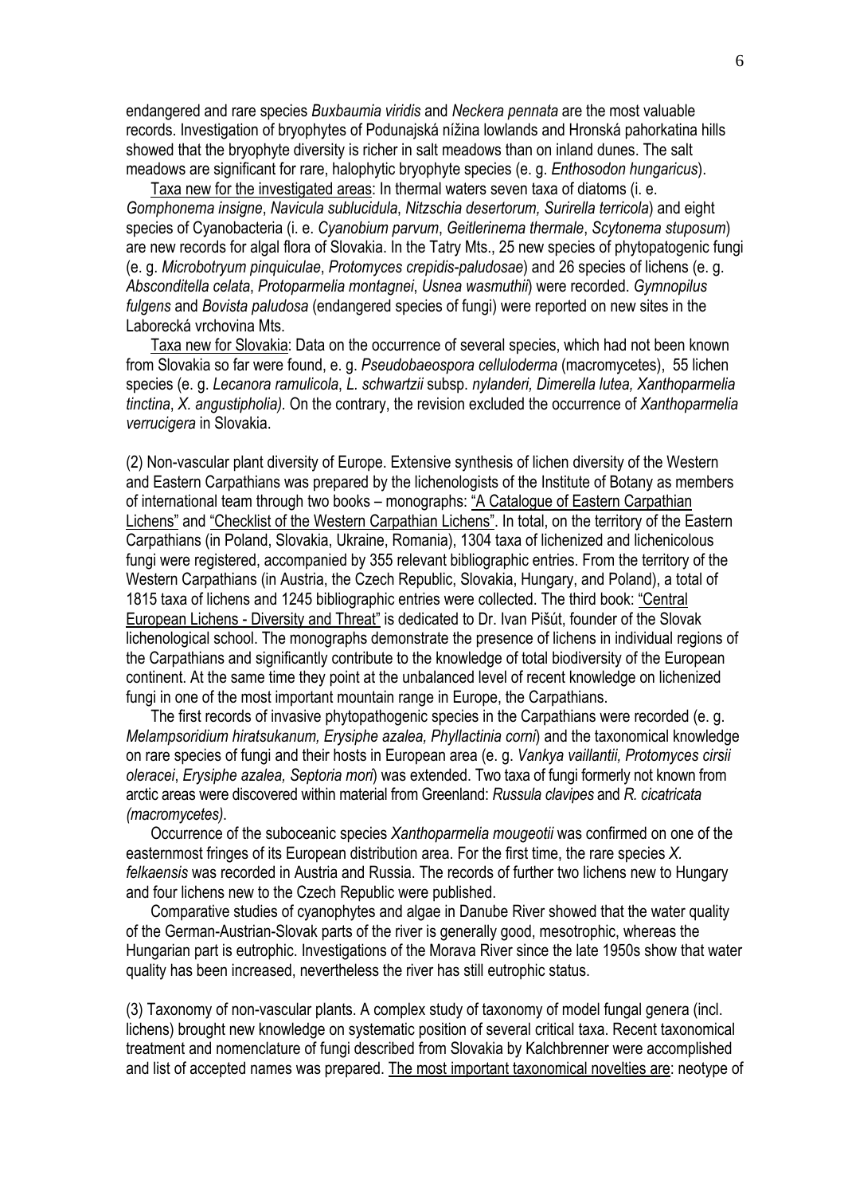endangered and rare species *Buxbaumia viridis* and *Neckera pennata* are the most valuable records. Investigation of bryophytes of Podunajská nížina lowlands and Hronská pahorkatina hills showed that the bryophyte diversity is richer in salt meadows than on inland dunes. The salt meadows are significant for rare, halophytic bryophyte species (e. g. *Enthosodon hungaricus*).

Taxa new for the investigated areas: In thermal waters seven taxa of diatoms (i. e. *Gomphonema insigne*, *Navicula sublucidula*, *Nitzschia desertorum, Surirella terricola*) and eight species of Cyanobacteria (i. e. *Cyanobium parvum*, *Geitlerinema thermale*, *Scytonema stuposum*) are new records for algal flora of Slovakia. In the Tatry Mts., 25 new species of phytopatogenic fungi (e. g. *Microbotryum pinquiculae*, *Protomyces crepidis-paludosae*) and 26 species of lichens (e. g. *Absconditella celata*, *Protoparmelia montagnei*, *Usnea wasmuthii*) were recorded. *Gymnopilus fulgens* and *Bovista paludosa* (endangered species of fungi) were reported on new sites in the Laborecká vrchovina Mts.

Taxa new for Slovakia: Data on the occurrence of several species, which had not been known from Slovakia so far were found, e. g. *Pseudobaeospora celluloderma* (macromycetes), 55 lichen species (e. g. *Lecanora ramulicola*, *L. schwartzii* subsp. *nylanderi, Dimerella lutea, Xanthoparmelia tinctina*, *X. angustipholia).* On the contrary, the revision excluded the occurrence of *Xanthoparmelia verrucigera* in Slovakia.

(2) Non-vascular plant diversity of Europe. Extensive synthesis of lichen diversity of the Western and Eastern Carpathians was prepared by the lichenologists of the Institute of Botany as members of international team through two books – monographs: "A Catalogue of Eastern Carpathian Lichens" and "Checklist of the Western Carpathian Lichens". In total, on the territory of the Eastern Carpathians (in Poland, Slovakia, Ukraine, Romania), 1304 taxa of lichenized and lichenicolous fungi were registered, accompanied by 355 relevant bibliographic entries. From the territory of the Western Carpathians (in Austria, the Czech Republic, Slovakia, Hungary, and Poland), a total of 1815 taxa of lichens and 1245 bibliographic entries were collected. The third book: "Central European Lichens - Diversity and Threat" is dedicated to Dr. Ivan Pišút, founder of the Slovak lichenological school. The monographs demonstrate the presence of lichens in individual regions of the Carpathians and significantly contribute to the knowledge of total biodiversity of the European continent. At the same time they point at the unbalanced level of recent knowledge on lichenized fungi in one of the most important mountain range in Europe, the Carpathians.

The first records of invasive phytopathogenic species in the Carpathians were recorded (e. g. *Melampsoridium hiratsukanum, Erysiphe azalea, Phyllactinia corni*) and the taxonomical knowledge on rare species of fungi and their hosts in European area (e. g. *Vankya vaillantii, Protomyces cirsii oleracei*, *Erysiphe azalea, Septoria mori*) was extended. Two taxa of fungi formerly not known from arctic areas were discovered within material from Greenland: *Russula clavipes* and *R. cicatricata (macromycetes)*.

Occurrence of the suboceanic species *Xanthoparmelia mougeotii* was confirmed on one of the easternmost fringes of its European distribution area. For the first time, the rare species *X. felkaensis* was recorded in Austria and Russia. The records of further two lichens new to Hungary and four lichens new to the Czech Republic were published.

Comparative studies of cyanophytes and algae in Danube River showed that the water quality of the German-Austrian-Slovak parts of the river is generally good, mesotrophic, whereas the Hungarian part is eutrophic. Investigations of the Morava River since the late 1950s show that water quality has been increased, nevertheless the river has still eutrophic status.

(3) Taxonomy of non-vascular plants. A complex study of taxonomy of model fungal genera (incl. lichens) brought new knowledge on systematic position of several critical taxa. Recent taxonomical treatment and nomenclature of fungi described from Slovakia by Kalchbrenner were accomplished and list of accepted names was prepared. The most important taxonomical novelties are: neotype of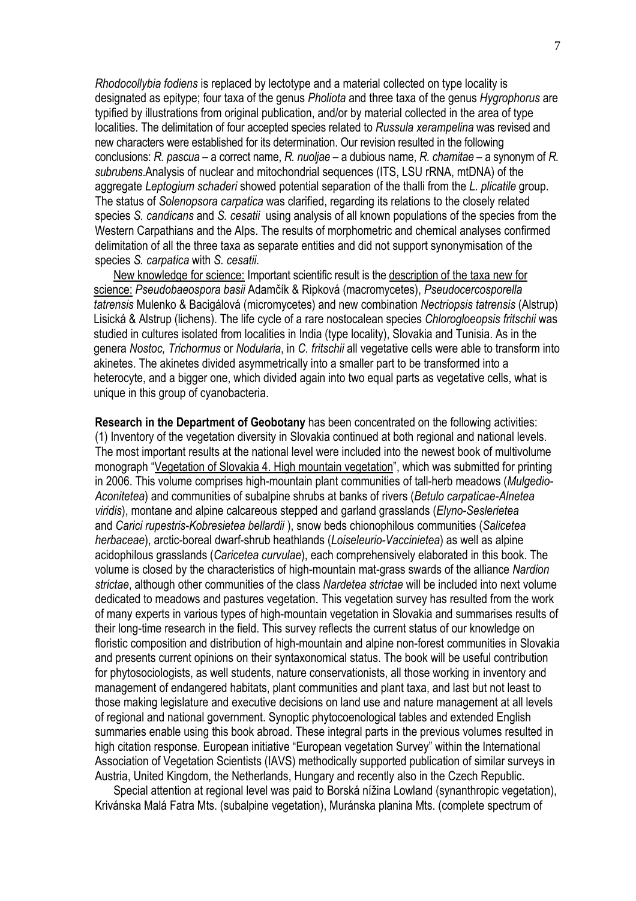*Rhodocollybia fodiens* is replaced by lectotype and a material collected on type locality is designated as epitype; four taxa of the genus *Pholiota* and three taxa of the genus *Hygrophorus* are typified by illustrations from original publication, and/or by material collected in the area of type localities. The delimitation of four accepted species related to *Russula xerampelina* was revised and new characters were established for its determination. Our revision resulted in the following conclusions: *R. pascua* – a correct name, *R. nuoljae* – a dubious name, *R. chamitae* – a synonym of *R. subrubens*.Analysis of nuclear and mitochondrial sequences (ITS, LSU rRNA, mtDNA) of the aggregate *Leptogium schaderi* showed potential separation of the thalli from the *L. plicatile* group. The status of *Solenopsora carpatica* was clarified, regarding its relations to the closely related species *S. candicans* and *S. cesatii* using analysis of all known populations of the species from the Western Carpathians and the Alps. The results of morphometric and chemical analyses confirmed delimitation of all the three taxa as separate entities and did not support synonymisation of the species *S. carpatica* with *S. cesatii*.

New knowledge for science: Important scientific result is the description of the taxa new for science: *Pseudobaeospora basii* Adamčík & Ripková (macromycetes), *Pseudocercosporella tatrensis* Mulenko & Bacigálová (micromycetes) and new combination *Nectriopsis tatrensis* (Alstrup) Lisická & Alstrup (lichens). The life cycle of a rare nostocalean species *Chlorogloeopsis fritschii* was studied in cultures isolated from localities in India (type locality), Slovakia and Tunisia. As in the genera *Nostoc, Trichormus* or *Nodularia*, in *C. fritschii* all vegetative cells were able to transform into akinetes. The akinetes divided asymmetrically into a smaller part to be transformed into a heterocyte, and a bigger one, which divided again into two equal parts as vegetative cells, what is unique in this group of cyanobacteria.

**Research in the Department of Geobotany** has been concentrated on the following activities: (1) Inventory of the vegetation diversity in Slovakia continued at both regional and national levels. The most important results at the national level were included into the newest book of multivolume monograph "Vegetation of Slovakia 4. High mountain vegetation", which was submitted for printing in 2006. This volume comprises high-mountain plant communities of tall-herb meadows (*Mulgedio-Aconitetea*) and communities of subalpine shrubs at banks of rivers (*Betulo carpaticae-Alnetea viridis*), montane and alpine calcareous stepped and garland grasslands (*Elyno-Seslerietea* and *Carici rupestris-Kobresietea bellardii* ), snow beds chionophilous communities (*Salicetea herbaceae*), arctic-boreal dwarf-shrub heathlands (*Loiseleurio-Vaccinietea*) as well as alpine acidophilous grasslands (*Caricetea curvulae*), each comprehensively elaborated in this book. The volume is closed by the characteristics of high-mountain mat-grass swards of the alliance *Nardion strictae*, although other communities of the class *Nardetea strictae* will be included into next volume dedicated to meadows and pastures vegetation. This vegetation survey has resulted from the work of many experts in various types of high-mountain vegetation in Slovakia and summarises results of their long-time research in the field. This survey reflects the current status of our knowledge on floristic composition and distribution of high-mountain and alpine non-forest communities in Slovakia and presents current opinions on their syntaxonomical status. The book will be useful contribution for phytosociologists, as well students, nature conservationists, all those working in inventory and management of endangered habitats, plant communities and plant taxa, and last but not least to those making legislature and executive decisions on land use and nature management at all levels of regional and national government. Synoptic phytocoenological tables and extended English summaries enable using this book abroad. These integral parts in the previous volumes resulted in high citation response. European initiative "European vegetation Survey" within the International Association of Vegetation Scientists (IAVS) methodically supported publication of similar surveys in Austria, United Kingdom, the Netherlands, Hungary and recently also in the Czech Republic.

Special attention at regional level was paid to Borská nížina Lowland (synanthropic vegetation), Krivánska Malá Fatra Mts. (subalpine vegetation), Muránska planina Mts. (complete spectrum of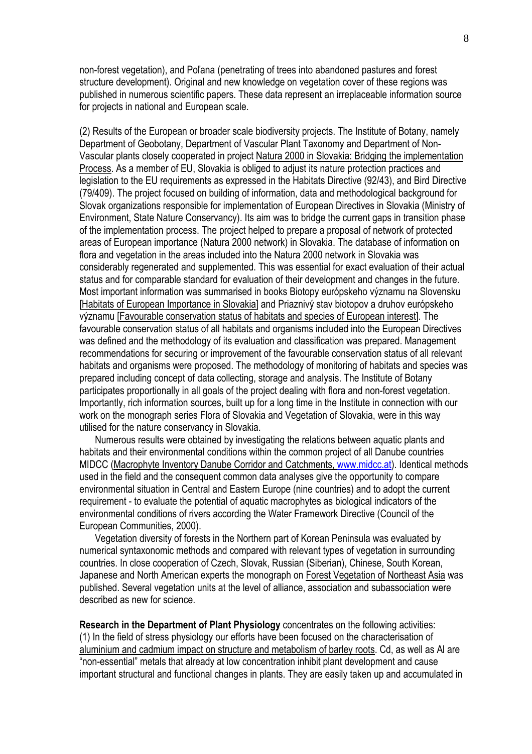non-forest vegetation), and Poľana (penetrating of trees into abandoned pastures and forest structure development). Original and new knowledge on vegetation cover of these regions was published in numerous scientific papers. These data represent an irreplaceable information source for projects in national and European scale.

(2) Results of the European or broader scale biodiversity projects. The Institute of Botany, namely Department of Geobotany, Department of Vascular Plant Taxonomy and Department of Non-Vascular plants closely cooperated in project Natura 2000 in Slovakia: Bridging the implementation Process. As a member of EU, Slovakia is obliged to adjust its nature protection practices and legislation to the EU requirements as expressed in the Habitats Directive (92/43), and Bird Directive (79/409). The project focused on building of information, data and methodological background for Slovak organizations responsible for implementation of European Directives in Slovakia (Ministry of Environment, State Nature Conservancy). Its aim was to bridge the current gaps in transition phase of the implementation process. The project helped to prepare a proposal of network of protected areas of European importance (Natura 2000 network) in Slovakia. The database of information on flora and vegetation in the areas included into the Natura 2000 network in Slovakia was considerably regenerated and supplemented. This was essential for exact evaluation of their actual status and for comparable standard for evaluation of their development and changes in the future. Most important information was summarised in books Biotopy európskeho významu na Slovensku [Habitats of European Importance in Slovakia] and Priaznivý stav biotopov a druhov európskeho významu [Favourable conservation status of habitats and species of European interest]. The favourable conservation status of all habitats and organisms included into the European Directives was defined and the methodology of its evaluation and classification was prepared. Management recommendations for securing or improvement of the favourable conservation status of all relevant habitats and organisms were proposed. The methodology of monitoring of habitats and species was prepared including concept of data collecting, storage and analysis. The Institute of Botany participates proportionally in all goals of the project dealing with flora and non-forest vegetation. Importantly, rich information sources, built up for a long time in the Institute in connection with our work on the monograph series Flora of Slovakia and Vegetation of Slovakia, were in this way utilised for the nature conservancy in Slovakia.

Numerous results were obtained by investigating the relations between aquatic plants and habitats and their environmental conditions within the common project of all Danube countries MIDCC (Macrophyte Inventory Danube Corridor and Catchments, www.midcc.at). Identical methods used in the field and the consequent common data analyses give the opportunity to compare environmental situation in Central and Eastern Europe (nine countries) and to adopt the current requirement - to evaluate the potential of aquatic macrophytes as biological indicators of the environmental conditions of rivers according the Water Framework Directive (Council of the European Communities, 2000).

Vegetation diversity of forests in the Northern part of Korean Peninsula was evaluated by numerical syntaxonomic methods and compared with relevant types of vegetation in surrounding countries. In close cooperation of Czech, Slovak, Russian (Siberian), Chinese, South Korean, Japanese and North American experts the monograph on Forest Vegetation of Northeast Asia was published. Several vegetation units at the level of alliance, association and subassociation were described as new for science.

**Research in the Department of Plant Physiology** concentrates on the following activities:
(1) In the field of stress physiology our efforts have been focused on the characterisation of aluminium and cadmium impact on structure and metabolism of barley roots. Cd, as well as Al are "non-essential" metals that already at low concentration inhibit plant development and cause important structural and functional changes in plants. They are easily taken up and accumulated in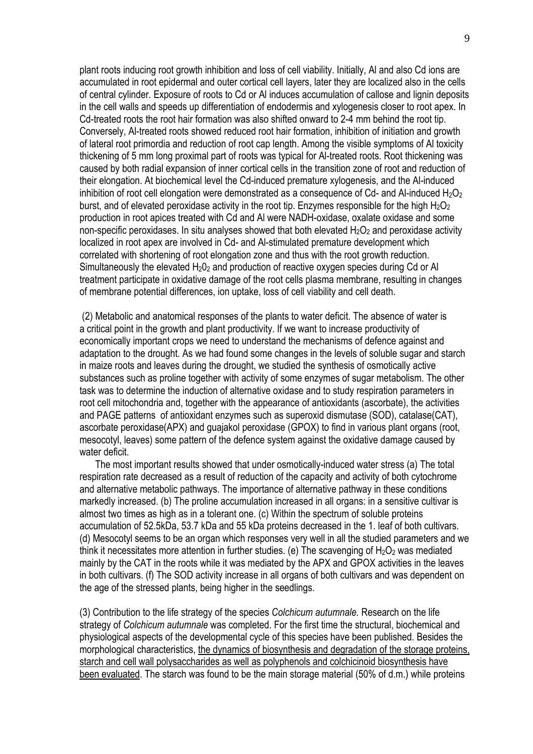plant roots inducing root growth inhibition and loss of cell viability. Initially, Al and also Cd ions are accumulated in root epidermal and outer cortical cell layers, later they are localized also in the cells of central cylinder. Exposure of roots to Cd or Al induces accumulation of callose and lignin deposits in the cell walls and speeds up differentiation of endodermis and xylogenesis closer to root apex. In Cd-treated roots the root hair formation was also shifted onward to 2-4 mm behind the root tip. Conversely, Al-treated roots showed reduced root hair formation, inhibition of initiation and growth of lateral root primordia and reduction of root cap length. Among the visible symptoms of Al toxicity thickening of 5 mm long proximal part of roots was typical for Al-treated roots. Root thickening was caused by both radial expansion of inner cortical cells in the transition zone of root and reduction of their elongation. At biochemical level the Cd-induced premature xylogenesis, and the Al-induced inhibition of root cell elongation were demonstrated as a consequence of Cd- and Al-induced $H_2O_2$ burst, and of elevated peroxidase activity in the root tip. Enzymes responsible for the high $H_2O_2$ production in root apices treated with Cd and Al were NADH-oxidase, oxalate oxidase and some non-specific peroxidases. In situ analyses showed that both elevated $H_2O_2$ and peroxidase activity localized in root apex are involved in Cd- and Al-stimulated premature development which correlated with shortening of root elongation zone and thus with the root growth reduction. Simultaneously the elevated $H_20_2$ and production of reactive oxygen species during Cd or Al treatment participate in oxidative damage of the root cells plasma membrane, resulting in changes of membrane potential differences, ion uptake, loss of cell viability and cell death.

(2) Metabolic and anatomical responses of the plants to water deficit. The absence of water is a critical point in the growth and plant productivity. If we want to increase productivity of economically important crops we need to understand the mechanisms of defence against and adaptation to the drought. As we had found some changes in the levels of soluble sugar and starch in maize roots and leaves during the drought, we studied the synthesis of osmotically active substances such as proline together with activity of some enzymes of sugar metabolism. The other task was to determine the induction of alternative oxidase and to study respiration parameters in root cell mitochondria and, together with the appearance of antioxidants (ascorbate), the activities and PAGE patterns of antioxidant enzymes such as superoxid dismutase (SOD), catalase(CAT), ascorbate peroxidase(APX) and guajakol peroxidase (GPOX) to find in various plant organs (root, mesocotyl, leaves) some pattern of the defence system against the oxidative damage caused by water deficit.

The most important results showed that under osmotically-induced water stress (a) The total respiration rate decreased as a result of reduction of the capacity and activity of both cytochrome and alternative metabolic pathways. The importance of alternative pathway in these conditions markedly increased. (b) The proline accumulation increased in all organs: in a sensitive cultivar is almost two times as high as in a tolerant one. (c) Within the spectrum of soluble proteins accumulation of 52.5kDa, 53.7 kDa and 55 kDa proteins decreased in the 1. leaf of both cultivars. (d) Mesocotyl seems to be an organ which responses very well in all the studied parameters and we think it necessitates more attention in further studies. (e) The scavenging of $H_2O_2$ was mediated mainly by the CAT in the roots while it was mediated by the APX and GPOX activities in the leaves in both cultivars. (f) The SOD activity increase in all organs of both cultivars and was dependent on the age of the stressed plants, being higher in the seedlings.

(3) Contribution to the life strategy of the species *Colchicum autumnale.* Research on the life strategy of *Colchicum autumnale* was completed. For the first time the structural, biochemical and physiological aspects of the developmental cycle of this species have been published. Besides the morphological characteristics, <u>the dynamics of biosynthesis and degradation of the storage proteins, starch and cell wall polysaccharides as well as polyphenols and colchicinoid biosynthesis have been evaluated</u>. The starch was found to be the main storage material (50% of d.m.) while proteins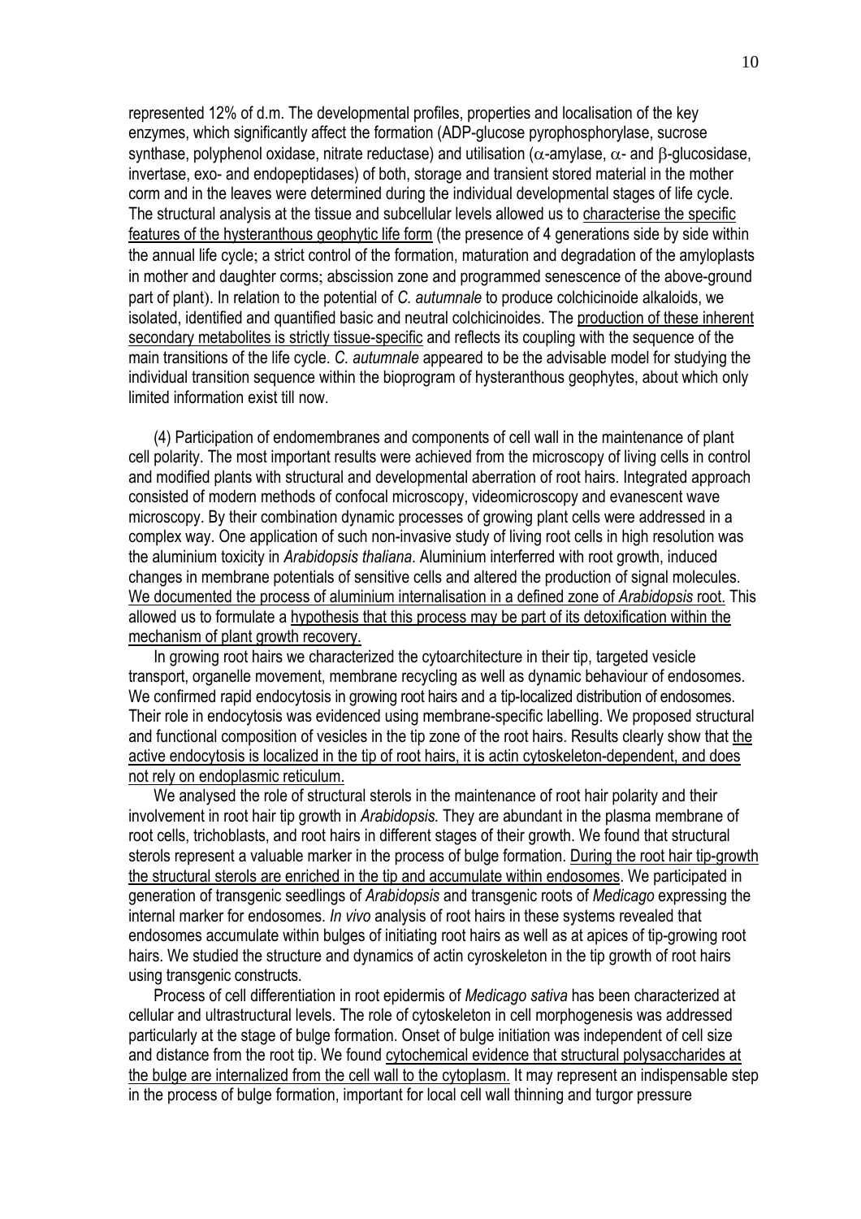represented 12% of d.m. The developmental profiles, properties and localisation of the key enzymes, which significantly affect the formation (ADP-glucose pyrophosphorylase, sucrose synthase, polyphenol oxidase, nitrate reductase) and utilisation ($\alpha$-amylase, $\alpha$- and $\beta$-glucosidase, invertase, exo- and endopeptidases) of both, storage and transient stored material in the mother corm and in the leaves were determined during the individual developmental stages of life cycle. The structural analysis at the tissue and subcellular levels allowed us to <u>characterise the specific features of the hysteranthous geophytic life form</u> (the presence of 4 generations side by side within the annual life cycle; a strict control of the formation, maturation and degradation of the amyloplasts in mother and daughter corms; abscission zone and programmed senescence of the above-ground part of plant). In relation to the potential of *C. autumnale* to produce colchicinoide alkaloids, we isolated, identified and quantified basic and neutral colchicinoides. The <u>production of these inherent secondary metabolites is strictly tissue-specific</u> and reflects its coupling with the sequence of the main transitions of the life cycle. *C. autumnale* appeared to be the advisable model for studying the individual transition sequence within the bioprogram of hysteranthous geophytes, about which only limited information exist till now.

(4) Participation of endomembranes and components of cell wall in the maintenance of plant cell polarity. The most important results were achieved from the microscopy of living cells in control and modified plants with structural and developmental aberration of root hairs. Integrated approach consisted of modern methods of confocal microscopy, videomicroscopy and evanescent wave microscopy. By their combination dynamic processes of growing plant cells were addressed in a complex way. One application of such non-invasive study of living root cells in high resolution was the aluminium toxicity in *Arabidopsis thaliana*. Aluminium interferred with root growth, induced changes in membrane potentials of sensitive cells and altered the production of signal molecules. <u>We documented the process of aluminium internalisation in a defined zone of *Arabidopsis* root.</u> This allowed us to formulate a <u>hypothesis that this process may be part of its detoxification within the mechanism of plant growth recovery.</u>

In growing root hairs we characterized the cytoarchitecture in their tip, targeted vesicle transport, organelle movement, membrane recycling as well as dynamic behaviour of endosomes. We confirmed rapid endocytosis in growing root hairs and a tip-localized distribution of endosomes. Their role in endocytosis was evidenced using membrane-specific labelling. We proposed structural and functional composition of vesicles in the tip zone of the root hairs. Results clearly show that <u>the active endocytosis is localized in the tip of root hairs, it is actin cytoskeleton-dependent, and does not rely on endoplasmic reticulum.</u>

We analysed the role of structural sterols in the maintenance of root hair polarity and their involvement in root hair tip growth in *Arabidopsis.* They are abundant in the plasma membrane of root cells, trichoblasts, and root hairs in different stages of their growth. We found that structural sterols represent a valuable marker in the process of bulge formation. <u>During the root hair tip-growth the structural sterols are enriched in the tip and accumulate within endosomes</u>. We participated in generation of transgenic seedlings of *Arabidopsis* and transgenic roots of *Medicago* expressing the internal marker for endosomes. *In vivo* analysis of root hairs in these systems revealed that endosomes accumulate within bulges of initiating root hairs as well as at apices of tip-growing root hairs. We studied the structure and dynamics of actin cyroskeleton in the tip growth of root hairs using transgenic constructs.

Process of cell differentiation in root epidermis of *Medicago sativa* has been characterized at cellular and ultrastructural levels. The role of cytoskeleton in cell morphogenesis was addressed particularly at the stage of bulge formation. Onset of bulge initiation was independent of cell size and distance from the root tip. We found <u>cytochemical evidence that structural polysaccharides at the bulge are internalized from the cell wall to the cytoplasm.</u> It may represent an indispensable step in the process of bulge formation, important for local cell wall thinning and turgor pressure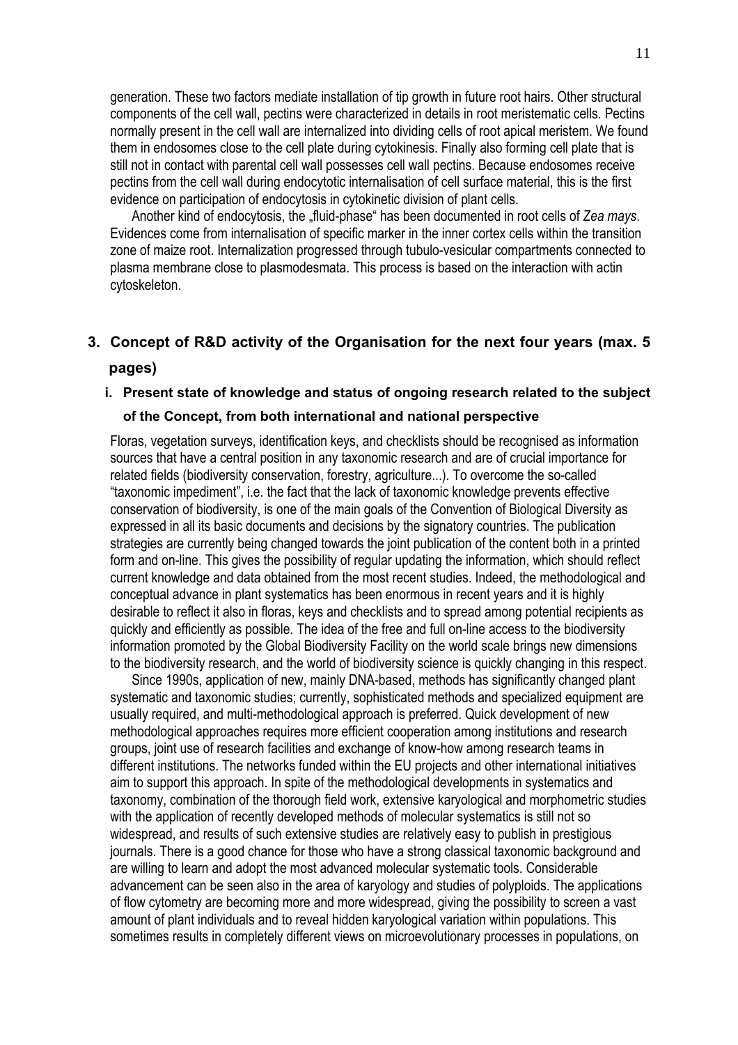generation. These two factors mediate installation of tip growth in future root hairs. Other structural components of the cell wall, pectins were characterized in details in root meristematic cells. Pectins normally present in the cell wall are internalized into dividing cells of root apical meristem. We found them in endosomes close to the cell plate during cytokinesis. Finally also forming cell plate that is still not in contact with parental cell wall possesses cell wall pectins. Because endosomes receive pectins from the cell wall during endocytotic internalisation of cell surface material, this is the first evidence on participation of endocytosis in cytokinetic division of plant cells.

Another kind of endocytosis, the „fluid-phase" has been documented in root cells of *Zea mays*. Evidences come from internalisation of specific marker in the inner cortex cells within the transition zone of maize root. Internalization progressed through tubulo-vesicular compartments connected to plasma membrane close to plasmodesmata. This process is based on the interaction with actin cytoskeleton.

## 3. Concept of R&D activity of the Organisation for the next four years (max. 5 pages)

### i. Present state of knowledge and status of ongoing research related to the subject of the Concept, from both international and national perspective

Floras, vegetation surveys, identification keys, and checklists should be recognised as information sources that have a central position in any taxonomic research and are of crucial importance for related fields (biodiversity conservation, forestry, agriculture...). To overcome the so-called "taxonomic impediment", i.e. the fact that the lack of taxonomic knowledge prevents effective conservation of biodiversity, is one of the main goals of the Convention of Biological Diversity as expressed in all its basic documents and decisions by the signatory countries. The publication strategies are currently being changed towards the joint publication of the content both in a printed form and on-line. This gives the possibility of regular updating the information, which should reflect current knowledge and data obtained from the most recent studies. Indeed, the methodological and conceptual advance in plant systematics has been enormous in recent years and it is highly desirable to reflect it also in floras, keys and checklists and to spread among potential recipients as quickly and efficiently as possible. The idea of the free and full on-line access to the biodiversity information promoted by the Global Biodiversity Facility on the world scale brings new dimensions to the biodiversity research, and the world of biodiversity science is quickly changing in this respect.

Since 1990s, application of new, mainly DNA-based, methods has significantly changed plant systematic and taxonomic studies; currently, sophisticated methods and specialized equipment are usually required, and multi-methodological approach is preferred. Quick development of new methodological approaches requires more efficient cooperation among institutions and research groups, joint use of research facilities and exchange of know-how among research teams in different institutions. The networks funded within the EU projects and other international initiatives aim to support this approach. In spite of the methodological developments in systematics and taxonomy, combination of the thorough field work, extensive karyological and morphometric studies with the application of recently developed methods of molecular systematics is still not so widespread, and results of such extensive studies are relatively easy to publish in prestigious journals. There is a good chance for those who have a strong classical taxonomic background and are willing to learn and adopt the most advanced molecular systematic tools. Considerable advancement can be seen also in the area of karyology and studies of polyploids. The applications of flow cytometry are becoming more and more widespread, giving the possibility to screen a vast amount of plant individuals and to reveal hidden karyological variation within populations. This sometimes results in completely different views on microevolutionary processes in populations, on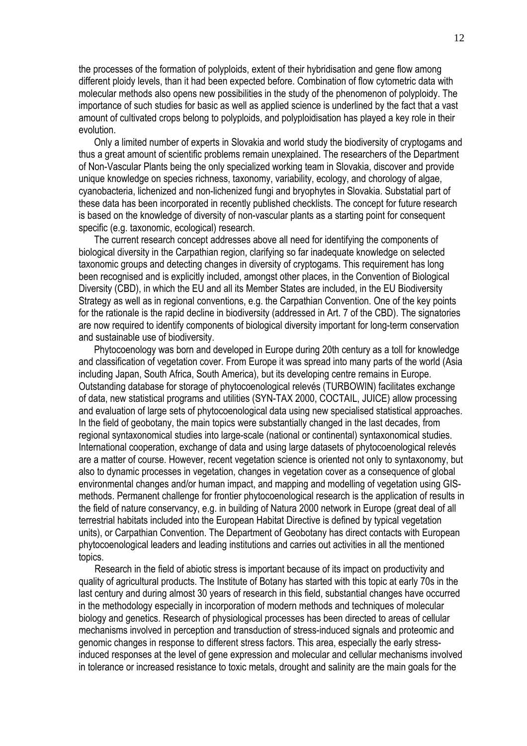the processes of the formation of polyploids, extent of their hybridisation and gene flow among different ploidy levels, than it had been expected before. Combination of flow cytometric data with molecular methods also opens new possibilities in the study of the phenomenon of polyploidy. The importance of such studies for basic as well as applied science is underlined by the fact that a vast amount of cultivated crops belong to polyploids, and polyploidisation has played a key role in their evolution.

Only a limited number of experts in Slovakia and world study the biodiversity of cryptogams and thus a great amount of scientific problems remain unexplained. The researchers of the Department of Non-Vascular Plants being the only specialized working team in Slovakia, discover and provide unique knowledge on species richness, taxonomy, variability, ecology, and chorology of algae, cyanobacteria, lichenized and non-lichenized fungi and bryophytes in Slovakia. Substatial part of these data has been incorporated in recently published checklists. The concept for future research is based on the knowledge of diversity of non-vascular plants as a starting point for consequent specific (e.g. taxonomic, ecological) research.

The current research concept addresses above all need for identifying the components of biological diversity in the Carpathian region, clarifying so far inadequate knowledge on selected taxonomic groups and detecting changes in diversity of cryptogams. This requirement has long been recognised and is explicitly included, amongst other places, in the Convention of Biological Diversity (CBD), in which the EU and all its Member States are included, in the EU Biodiversity Strategy as well as in regional conventions, e.g. the Carpathian Convention. One of the key points for the rationale is the rapid decline in biodiversity (addressed in Art. 7 of the CBD). The signatories are now required to identify components of biological diversity important for long-term conservation and sustainable use of biodiversity.

Phytocoenology was born and developed in Europe during 20th century as a toll for knowledge and classification of vegetation cover. From Europe it was spread into many parts of the world (Asia including Japan, South Africa, South America), but its developing centre remains in Europe. Outstanding database for storage of phytocoenological relevés (TURBOWIN) facilitates exchange of data, new statistical programs and utilities (SYN-TAX 2000, COCTAIL, JUICE) allow processing and evaluation of large sets of phytocoenological data using new specialised statistical approaches. In the field of geobotany, the main topics were substantially changed in the last decades, from regional syntaxonomical studies into large-scale (national or continental) syntaxonomical studies. International cooperation, exchange of data and using large datasets of phytocoenological relevés are a matter of course. However, recent vegetation science is oriented not only to syntaxonomy, but also to dynamic processes in vegetation, changes in vegetation cover as a consequence of global environmental changes and/or human impact, and mapping and modelling of vegetation using GIS-methods. Permanent challenge for frontier phytocoenological research is the application of results in the field of nature conservancy, e.g. in building of Natura 2000 network in Europe (great deal of all terrestrial habitats included into the European Habitat Directive is defined by typical vegetation units), or Carpathian Convention. The Department of Geobotany has direct contacts with European phytocoenological leaders and leading institutions and carries out activities in all the mentioned topics.

Research in the field of abiotic stress is important because of its impact on productivity and quality of agricultural products. The Institute of Botany has started with this topic at early 70s in the last century and during almost 30 years of research in this field, substantial changes have occurred in the methodology especially in incorporation of modern methods and techniques of molecular biology and genetics. Research of physiological processes has been directed to areas of cellular mechanisms involved in perception and transduction of stress-induced signals and proteomic and genomic changes in response to different stress factors. This area, especially the early stress-induced responses at the level of gene expression and molecular and cellular mechanisms involved in tolerance or increased resistance to toxic metals, drought and salinity are the main goals for the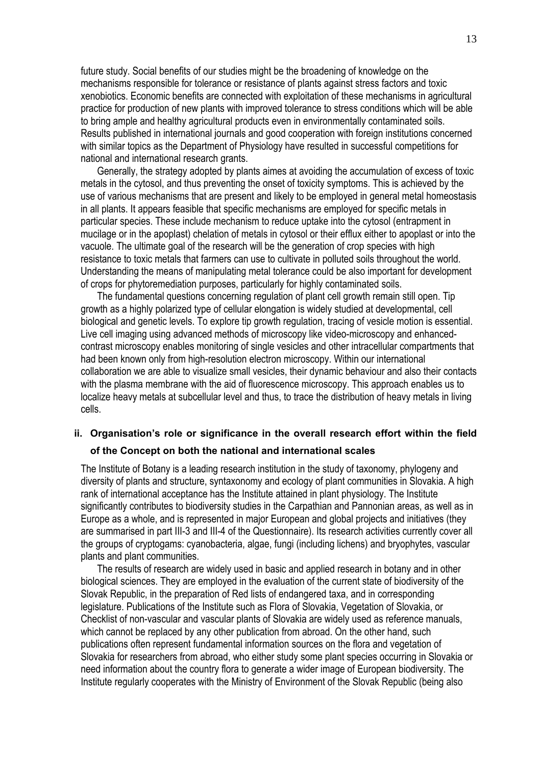future study. Social benefits of our studies might be the broadening of knowledge on the mechanisms responsible for tolerance or resistance of plants against stress factors and toxic xenobiotics. Economic benefits are connected with exploitation of these mechanisms in agricultural practice for production of new plants with improved tolerance to stress conditions which will be able to bring ample and healthy agricultural products even in environmentally contaminated soils. Results published in international journals and good cooperation with foreign institutions concerned with similar topics as the Department of Physiology have resulted in successful competitions for national and international research grants.

Generally, the strategy adopted by plants aimes at avoiding the accumulation of excess of toxic metals in the cytosol, and thus preventing the onset of toxicity symptoms. This is achieved by the use of various mechanisms that are present and likely to be employed in general metal homeostasis in all plants. It appears feasible that specific mechanisms are employed for specific metals in particular species. These include mechanism to reduce uptake into the cytosol (entrapment in mucilage or in the apoplast) chelation of metals in cytosol or their efflux either to apoplast or into the vacuole. The ultimate goal of the research will be the generation of crop species with high resistance to toxic metals that farmers can use to cultivate in polluted soils throughout the world. Understanding the means of manipulating metal tolerance could be also important for development of crops for phytoremediation purposes, particularly for highly contaminated soils.

The fundamental questions concerning regulation of plant cell growth remain still open. Tip growth as a highly polarized type of cellular elongation is widely studied at developmental, cell biological and genetic levels. To explore tip growth regulation, tracing of vesicle motion is essential. Live cell imaging using advanced methods of microscopy like video-microscopy and enhanced-contrast microscopy enables monitoring of single vesicles and other intracellular compartments that had been known only from high-resolution electron microscopy. Within our international collaboration we are able to visualize small vesicles, their dynamic behaviour and also their contacts with the plasma membrane with the aid of fluorescence microscopy. This approach enables us to localize heavy metals at subcellular level and thus, to trace the distribution of heavy metals in living cells.

### ii. Organisation's role or significance in the overall research effort within the field of the Concept on both the national and international scales

The Institute of Botany is a leading research institution in the study of taxonomy, phylogeny and diversity of plants and structure, syntaxonomy and ecology of plant communities in Slovakia. A high rank of international acceptance has the Institute attained in plant physiology. The Institute significantly contributes to biodiversity studies in the Carpathian and Pannonian areas, as well as in Europe as a whole, and is represented in major European and global projects and initiatives (they are summarised in part III-3 and III-4 of the Questionnaire). Its research activities currently cover all the groups of cryptogams: cyanobacteria, algae, fungi (including lichens) and bryophytes, vascular plants and plant communities.

The results of research are widely used in basic and applied research in botany and in other biological sciences. They are employed in the evaluation of the current state of biodiversity of the Slovak Republic, in the preparation of Red lists of endangered taxa, and in corresponding legislature. Publications of the Institute such as Flora of Slovakia, Vegetation of Slovakia, or Checklist of non-vascular and vascular plants of Slovakia are widely used as reference manuals, which cannot be replaced by any other publication from abroad. On the other hand, such publications often represent fundamental information sources on the flora and vegetation of Slovakia for researchers from abroad, who either study some plant species occurring in Slovakia or need information about the country flora to generate a wider image of European biodiversity. The Institute regularly cooperates with the Ministry of Environment of the Slovak Republic (being also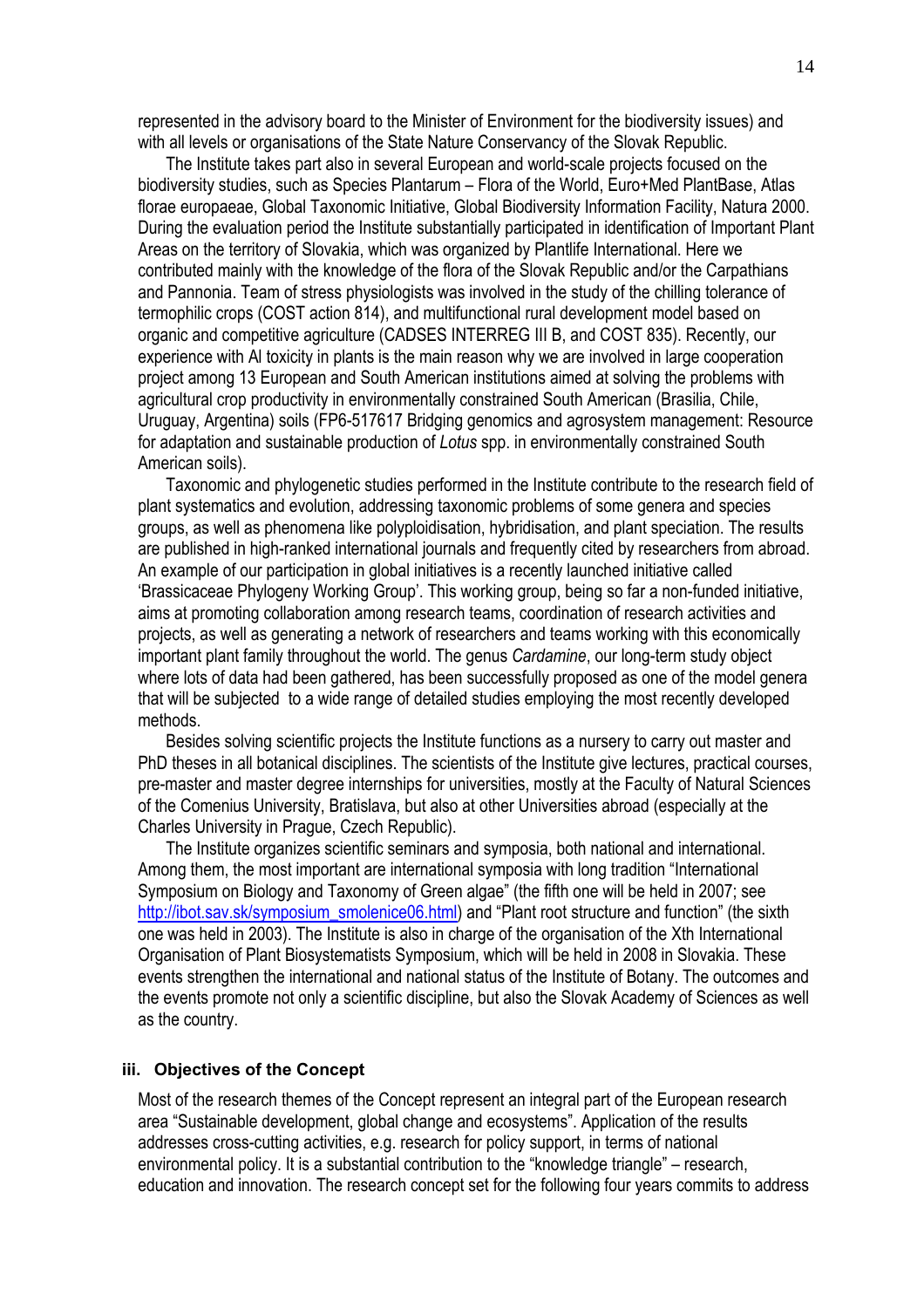represented in the advisory board to the Minister of Environment for the biodiversity issues) and with all levels or organisations of the State Nature Conservancy of the Slovak Republic.

The Institute takes part also in several European and world-scale projects focused on the biodiversity studies, such as Species Plantarum – Flora of the World, Euro+Med PlantBase, Atlas florae europaeae, Global Taxonomic Initiative, Global Biodiversity Information Facility, Natura 2000. During the evaluation period the Institute substantially participated in identification of Important Plant Areas on the territory of Slovakia, which was organized by Plantlife International. Here we contributed mainly with the knowledge of the flora of the Slovak Republic and/or the Carpathians and Pannonia. Team of stress physiologists was involved in the study of the chilling tolerance of termophilic crops (COST action 814), and multifunctional rural development model based on organic and competitive agriculture (CADSES INTERREG III B, and COST 835). Recently, our experience with Al toxicity in plants is the main reason why we are involved in large cooperation project among 13 European and South American institutions aimed at solving the problems with agricultural crop productivity in environmentally constrained South American (Brasilia, Chile, Uruguay, Argentina) soils (FP6-517617 Bridging genomics and agrosystem management: Resource for adaptation and sustainable production of *Lotus* spp. in environmentally constrained South American soils).

Taxonomic and phylogenetic studies performed in the Institute contribute to the research field of plant systematics and evolution, addressing taxonomic problems of some genera and species groups, as well as phenomena like polyploidisation, hybridisation, and plant speciation. The results are published in high-ranked international journals and frequently cited by researchers from abroad. An example of our participation in global initiatives is a recently launched initiative called 'Brassicaceae Phylogeny Working Group'. This working group, being so far a non-funded initiative, aims at promoting collaboration among research teams, coordination of research activities and projects, as well as generating a network of researchers and teams working with this economically important plant family throughout the world. The genus *Cardamine*, our long-term study object where lots of data had been gathered, has been successfully proposed as one of the model genera that will be subjected to a wide range of detailed studies employing the most recently developed methods.

Besides solving scientific projects the Institute functions as a nursery to carry out master and PhD theses in all botanical disciplines. The scientists of the Institute give lectures, practical courses, pre-master and master degree internships for universities, mostly at the Faculty of Natural Sciences of the Comenius University, Bratislava, but also at other Universities abroad (especially at the Charles University in Prague, Czech Republic).

The Institute organizes scientific seminars and symposia, both national and international. Among them, the most important are international symposia with long tradition "International Symposium on Biology and Taxonomy of Green algae" (the fifth one will be held in 2007; see http://ibot.sav.sk/symposium_smolenice06.html) and "Plant root structure and function" (the sixth one was held in 2003). The Institute is also in charge of the organisation of the Xth International Organisation of Plant Biosystematists Symposium, which will be held in 2008 in Slovakia. These events strengthen the international and national status of the Institute of Botany. The outcomes and the events promote not only a scientific discipline, but also the Slovak Academy of Sciences as well as the country.

### iii. Objectives of the Concept

Most of the research themes of the Concept represent an integral part of the European research area "Sustainable development, global change and ecosystems". Application of the results addresses cross-cutting activities, e.g. research for policy support, in terms of national environmental policy. It is a substantial contribution to the "knowledge triangle" – research, education and innovation. The research concept set for the following four years commits to address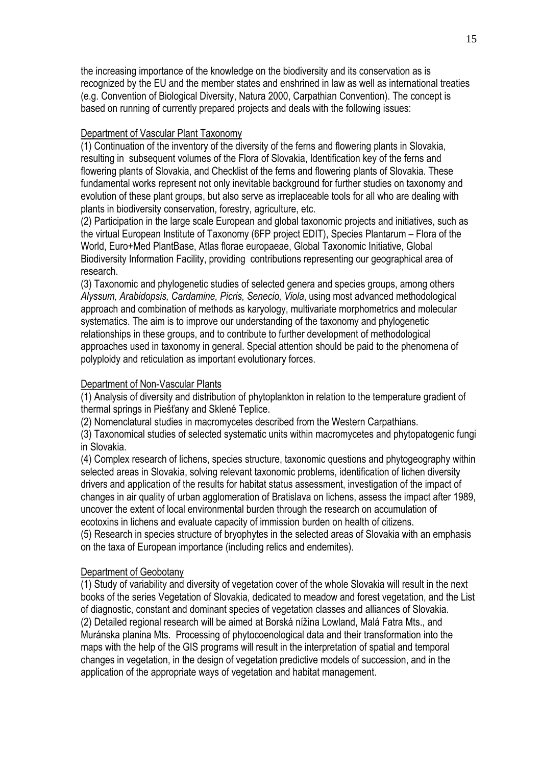the increasing importance of the knowledge on the biodiversity and its conservation as is recognized by the EU and the member states and enshrined in law as well as international treaties (e.g. Convention of Biological Diversity, Natura 2000, Carpathian Convention). The concept is based on running of currently prepared projects and deals with the following issues:

Department of Vascular Plant Taxonomy

(1) Continuation of the inventory of the diversity of the ferns and flowering plants in Slovakia, resulting in subsequent volumes of the Flora of Slovakia, Identification key of the ferns and flowering plants of Slovakia, and Checklist of the ferns and flowering plants of Slovakia. These fundamental works represent not only inevitable background for further studies on taxonomy and evolution of these plant groups, but also serve as irreplaceable tools for all who are dealing with plants in biodiversity conservation, forestry, agriculture, etc.
(2) Participation in the large scale European and global taxonomic projects and initiatives, such as the virtual European Institute of Taxonomy (6FP project EDIT), Species Plantarum – Flora of the World, Euro+Med PlantBase, Atlas florae europaeae, Global Taxonomic Initiative, Global Biodiversity Information Facility, providing contributions representing our geographical area of research.
(3) Taxonomic and phylogenetic studies of selected genera and species groups, among others *Alyssum, Arabidopsis, Cardamine, Picris, Senecio, Viola*, using most advanced methodological approach and combination of methods as karyology, multivariate morphometrics and molecular systematics. The aim is to improve our understanding of the taxonomy and phylogenetic relationships in these groups, and to contribute to further development of methodological approaches used in taxonomy in general. Special attention should be paid to the phenomena of polyploidy and reticulation as important evolutionary forces.

Department of Non-Vascular Plants

(1) Analysis of diversity and distribution of phytoplankton in relation to the temperature gradient of thermal springs in Piešťany and Sklené Teplice.
(2) Nomenclatural studies in macromycetes described from the Western Carpathians.
(3) Taxonomical studies of selected systematic units within macromycetes and phytopatogenic fungi in Slovakia.
(4) Complex research of lichens, species structure, taxonomic questions and phytogeography within selected areas in Slovakia, solving relevant taxonomic problems, identification of lichen diversity drivers and application of the results for habitat status assessment, investigation of the impact of changes in air quality of urban agglomeration of Bratislava on lichens, assess the impact after 1989, uncover the extent of local environmental burden through the research on accumulation of ecotoxins in lichens and evaluate capacity of immission burden on health of citizens.
(5) Research in species structure of bryophytes in the selected areas of Slovakia with an emphasis on the taxa of European importance (including relics and endemites).

Department of Geobotany

(1) Study of variability and diversity of vegetation cover of the whole Slovakia will result in the next books of the series Vegetation of Slovakia, dedicated to meadow and forest vegetation, and the List of diagnostic, constant and dominant species of vegetation classes and alliances of Slovakia.
(2) Detailed regional research will be aimed at Borská nížina Lowland, Malá Fatra Mts., and Muránska planina Mts. Processing of phytocoenological data and their transformation into the maps with the help of the GIS programs will result in the interpretation of spatial and temporal changes in vegetation, in the design of vegetation predictive models of succession, and in the application of the appropriate ways of vegetation and habitat management.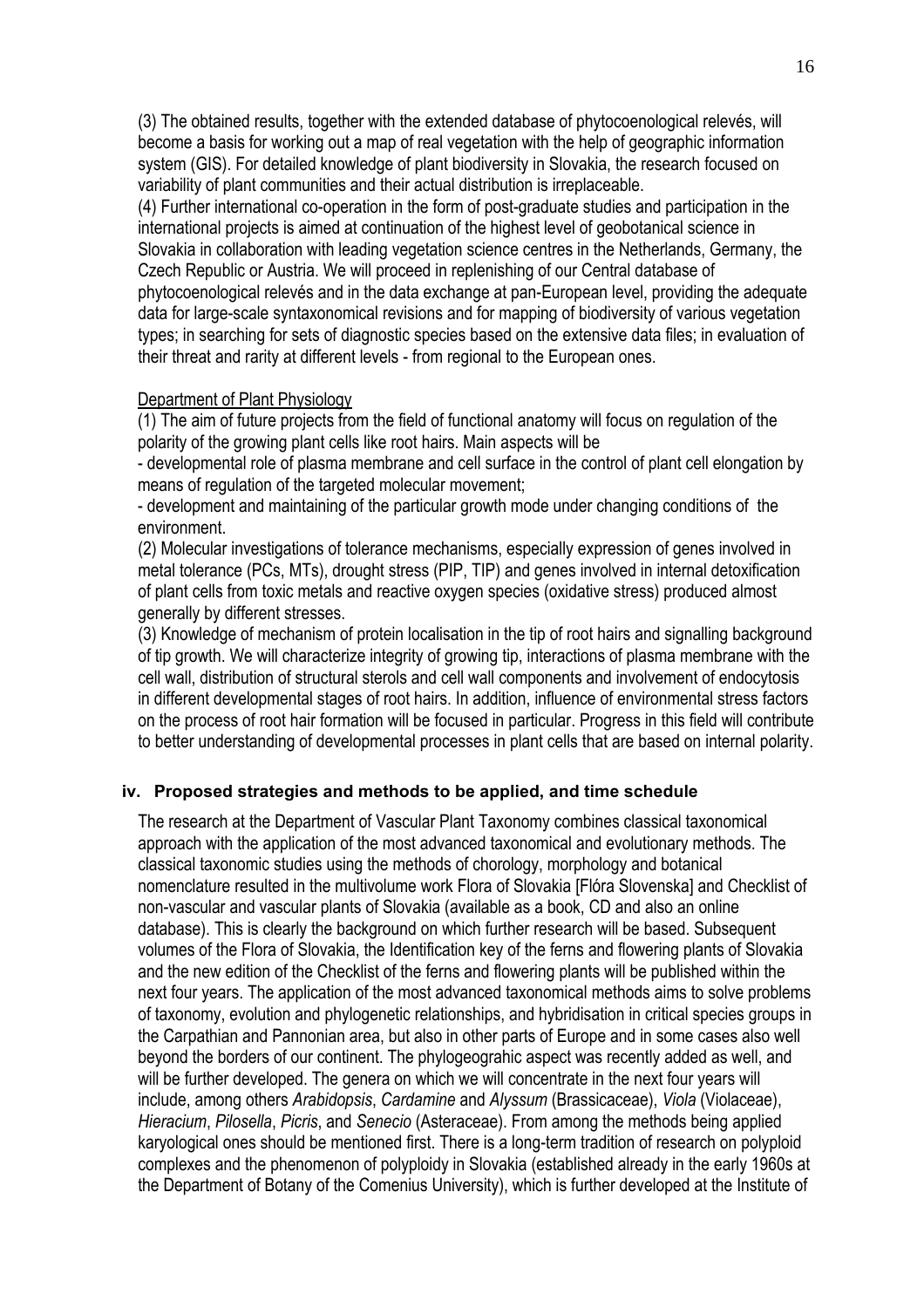(3) The obtained results, together with the extended database of phytocoenological relevés, will become a basis for working out a map of real vegetation with the help of geographic information system (GIS). For detailed knowledge of plant biodiversity in Slovakia, the research focused on variability of plant communities and their actual distribution is irreplaceable.
(4) Further international co-operation in the form of post-graduate studies and participation in the international projects is aimed at continuation of the highest level of geobotanical science in Slovakia in collaboration with leading vegetation science centres in the Netherlands, Germany, the Czech Republic or Austria. We will proceed in replenishing of our Central database of phytocoenological relevés and in the data exchange at pan-European level, providing the adequate data for large-scale syntaxonomical revisions and for mapping of biodiversity of various vegetation types; in searching for sets of diagnostic species based on the extensive data files; in evaluation of their threat and rarity at different levels - from regional to the European ones.

Department of Plant Physiology

(1) The aim of future projects from the field of functional anatomy will focus on regulation of the polarity of the growing plant cells like root hairs. Main aspects will be

- developmental role of plasma membrane and cell surface in the control of plant cell elongation by means of regulation of the targeted molecular movement;
- development and maintaining of the particular growth mode under changing conditions of the environment.

(2) Molecular investigations of tolerance mechanisms, especially expression of genes involved in metal tolerance (PCs, MTs), drought stress (PIP, TIP) and genes involved in internal detoxification of plant cells from toxic metals and reactive oxygen species (oxidative stress) produced almost generally by different stresses.
(3) Knowledge of mechanism of protein localisation in the tip of root hairs and signalling background of tip growth. We will characterize integrity of growing tip, interactions of plasma membrane with the cell wall, distribution of structural sterols and cell wall components and involvement of endocytosis in different developmental stages of root hairs. In addition, influence of environmental stress factors on the process of root hair formation will be focused in particular. Progress in this field will contribute to better understanding of developmental processes in plant cells that are based on internal polarity.

### iv. Proposed strategies and methods to be applied, and time schedule

The research at the Department of Vascular Plant Taxonomy combines classical taxonomical approach with the application of the most advanced taxonomical and evolutionary methods. The classical taxonomic studies using the methods of chorology, morphology and botanical nomenclature resulted in the multivolume work Flora of Slovakia [Flóra Slovenska] and Checklist of non-vascular and vascular plants of Slovakia (available as a book, CD and also an online database). This is clearly the background on which further research will be based. Subsequent volumes of the Flora of Slovakia, the Identification key of the ferns and flowering plants of Slovakia and the new edition of the Checklist of the ferns and flowering plants will be published within the next four years. The application of the most advanced taxonomical methods aims to solve problems of taxonomy, evolution and phylogenetic relationships, and hybridisation in critical species groups in the Carpathian and Pannonian area, but also in other parts of Europe and in some cases also well beyond the borders of our continent. The phylogeograhic aspect was recently added as well, and will be further developed. The genera on which we will concentrate in the next four years will include, among others *Arabidopsis*, *Cardamine* and *Alyssum* (Brassicaceae), *Viola* (Violaceae), *Hieracium*, *Pilosella*, *Picris*, and *Senecio* (Asteraceae). From among the methods being applied karyological ones should be mentioned first. There is a long-term tradition of research on polyploid complexes and the phenomenon of polyploidy in Slovakia (established already in the early 1960s at the Department of Botany of the Comenius University), which is further developed at the Institute of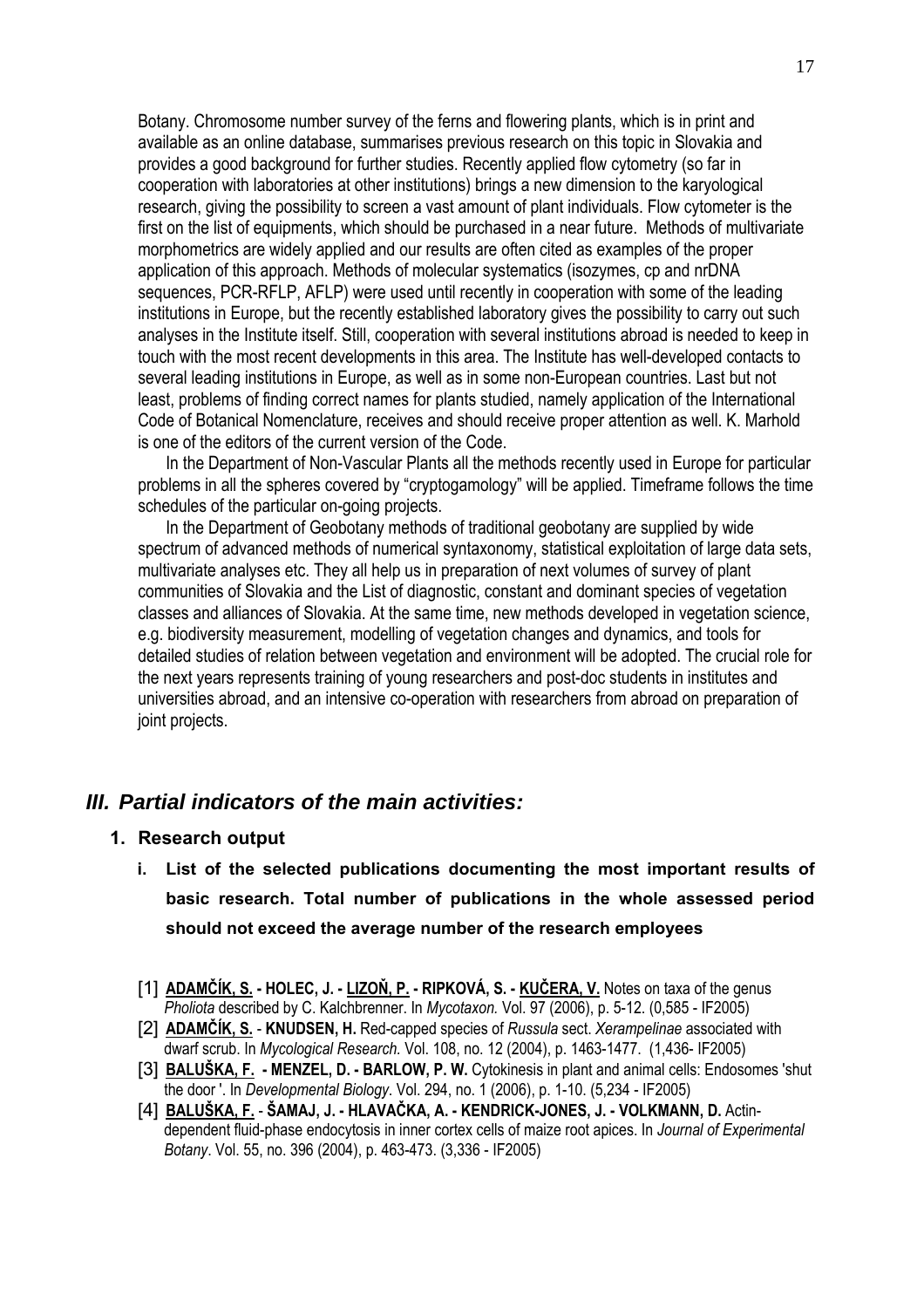Botany. Chromosome number survey of the ferns and flowering plants, which is in print and available as an online database, summarises previous research on this topic in Slovakia and provides a good background for further studies. Recently applied flow cytometry (so far in cooperation with laboratories at other institutions) brings a new dimension to the karyological research, giving the possibility to screen a vast amount of plant individuals. Flow cytometer is the first on the list of equipments, which should be purchased in a near future. Methods of multivariate morphometrics are widely applied and our results are often cited as examples of the proper application of this approach. Methods of molecular systematics (isozymes, cp and nrDNA sequences, PCR-RFLP, AFLP) were used until recently in cooperation with some of the leading institutions in Europe, but the recently established laboratory gives the possibility to carry out such analyses in the Institute itself. Still, cooperation with several institutions abroad is needed to keep in touch with the most recent developments in this area. The Institute has well-developed contacts to several leading institutions in Europe, as well as in some non-European countries. Last but not least, problems of finding correct names for plants studied, namely application of the International Code of Botanical Nomenclature, receives and should receive proper attention as well. K. Marhold is one of the editors of the current version of the Code.

In the Department of Non-Vascular Plants all the methods recently used in Europe for particular problems in all the spheres covered by "cryptogamology" will be applied. Timeframe follows the time schedules of the particular on-going projects.

In the Department of Geobotany methods of traditional geobotany are supplied by wide spectrum of advanced methods of numerical syntaxonomy, statistical exploitation of large data sets, multivariate analyses etc. They all help us in preparation of next volumes of survey of plant communities of Slovakia and the List of diagnostic, constant and dominant species of vegetation classes and alliances of Slovakia. At the same time, new methods developed in vegetation science, e.g. biodiversity measurement, modelling of vegetation changes and dynamics, and tools for detailed studies of relation between vegetation and environment will be adopted. The crucial role for the next years represents training of young researchers and post-doc students in institutes and universities abroad, and an intensive co-operation with researchers from abroad on preparation of joint projects.

## *III. Partial indicators of the main activities:*

### 1. Research output

#### i. List of the selected publications documenting the most important results of basic research. Total number of publications in the whole assessed period should not exceed the average number of the research employees

[1] **<u>ADAMČÍK, S.</u> - HOLEC, J. - <u>LIZOŇ, P.</u> - RIPKOVÁ, S. - <u>KUČERA, V.</u>** Notes on taxa of the genus *Pholiota* described by C. Kalchbrenner. In *Mycotaxon.* Vol. 97 (2006), p. 5-12. (0,585 - IF2005)

[2] **<u>ADAMČÍK, S.</u> - KNUDSEN, H.** Red-capped species of *Russula* sect. *Xerampelinae* associated with dwarf scrub. In *Mycological Research.* Vol. 108, no. 12 (2004), p. 1463-1477. (1,436- IF2005)

[3] **<u>BALUŠKA, F.</u> - MENZEL, D. - BARLOW, P. W.** Cytokinesis in plant and animal cells: Endosomes 'shut the door '. In *Developmental Biology*. Vol. 294, no. 1 (2006), p. 1-10. (5,234 - IF2005)

[4] **<u>BALUŠKA, F.</u> - ŠAMAJ, J. - HLAVAČKA, A. - KENDRICK-JONES, J. - VOLKMANN, D.** Actin-dependent fluid-phase endocytosis in inner cortex cells of maize root apices. In *Journal of Experimental Botany*. Vol. 55, no. 396 (2004), p. 463-473. (3,336 - IF2005)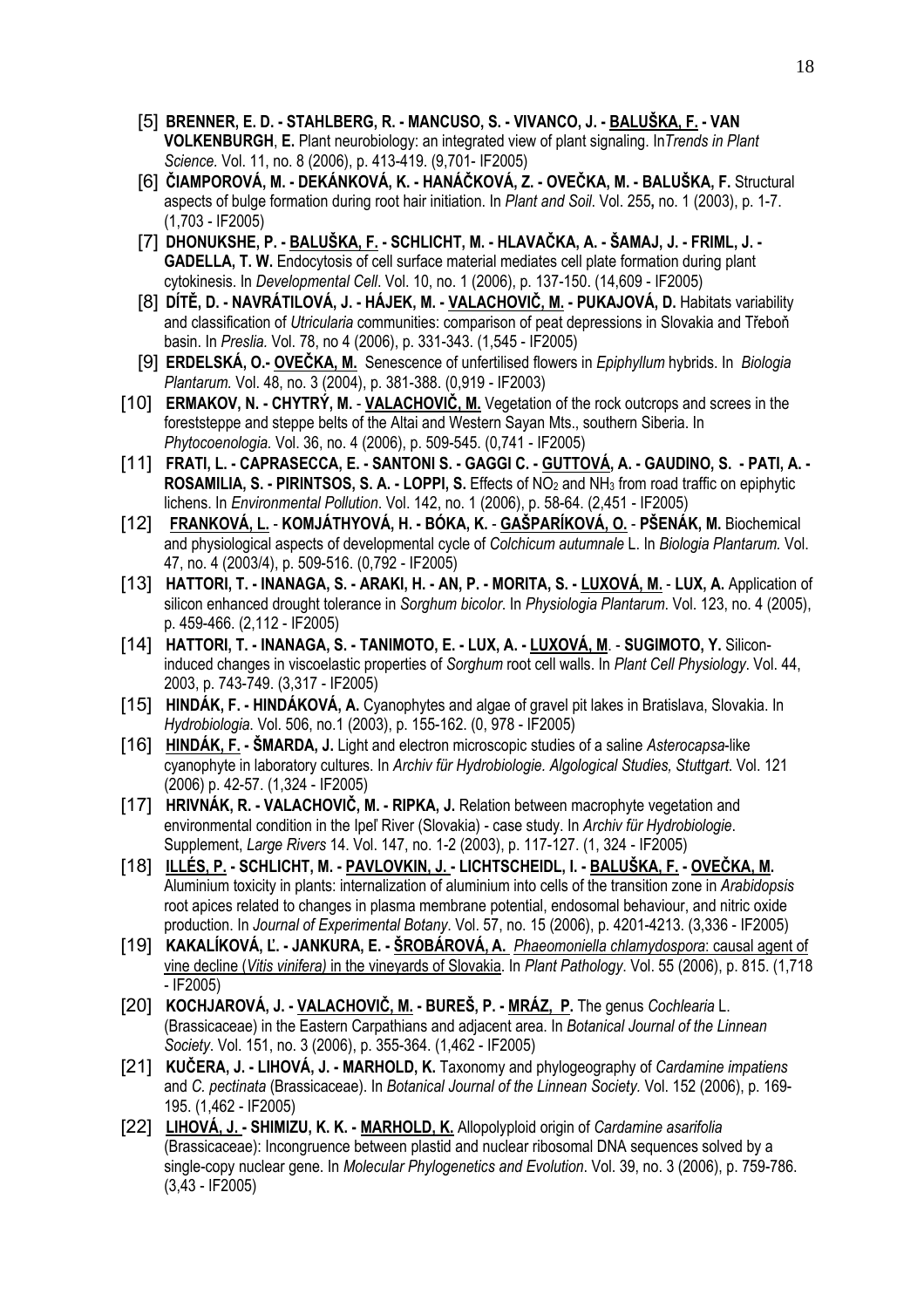[5] **BRENNER, E. D. - STAHLBERG, R. - MANCUSO, S. - VIVANCO, J. - <u>BALUŠKA, F.</u> - VAN VOLKENBURGH**, **E.** Plant neurobiology: an integrated view of plant signaling. In*Trends in Plant Science.* Vol. 11, no. 8 (2006), p. 413-419. (9,701- IF2005)

[6] **ČIAMPOROVÁ, M. - DEKÁNKOVÁ, K. - HANÁČKOVÁ, Z. - OVEČKA, M. - BALUŠKA, F.** Structural aspects of bulge formation during root hair initiation. In *Plant and Soil*. Vol. 255**,** no. 1 (2003), p. 1-7. (1,703 - IF2005)

[7] **DHONUKSHE, P. - <u>BALUŠKA, F.</u> - SCHLICHT, M. - HLAVAČKA, A. - ŠAMAJ, J. - FRIML, J. - GADELLA, T. W.** Endocytosis of cell surface material mediates cell plate formation during plant cytokinesis. In *Developmental Cell*. Vol. 10, no. 1 (2006), p. 137-150. (14,609 - IF2005)

[8] **DÍTĚ, D. - NAVRÁTILOVÁ, J. - HÁJEK, M. - <u>VALACHOVIČ, M.</u> - PUKAJOVÁ, D.** Habitats variability and classification of *Utricularia* communities: comparison of peat depressions in Slovakia and Třeboň basin. In *Preslia.* Vol. 78, no 4 (2006), p. 331-343. (1,545 - IF2005)

[9] **ERDELSKÁ, O.- <u>OVEČKA, M.</u>** Senescence of unfertilised flowers in *Epiphyllum* hybrids. In *Biologia Plantarum.* Vol. 48, no. 3 (2004), p. 381-388. (0,919 - IF2003)

[10] **ERMAKOV, N. - CHYTRÝ, M.** - **<u>VALACHOVIČ, M.</u>** Vegetation of the rock outcrops and screes in the foreststeppe and steppe belts of the Altai and Western Sayan Mts., southern Siberia. In *Phytocoenologia.* Vol. 36, no. 4 (2006), p. 509-545. (0,741 - IF2005)

[11] **FRATI, L. - CAPRASECCA, E. - SANTONI S. - GAGGI C. - <u>GUTTOVÁ</u>, A. - GAUDINO, S. - PATI, A. - ROSAMILIA, S. - PIRINTSOS, S. A. - LOPPI, S.** Effects of $NO_2$ and $NH_3$ from road traffic on epiphytic lichens. In *Environmental Pollution*. Vol. 142, no. 1 (2006), p. 58-64. (2,451 - IF2005)

[12] **<u>FRANKOVÁ, L.</u>** - **KOMJÁTHYOVÁ, H. - BÓKA, K.** - **<u>GAŠPARÍKOVÁ, O.</u>** - **PŠENÁK, M.** Biochemical and physiological aspects of developmental cycle of *Colchicum autumnale* L. In *Biologia Plantarum.* Vol. 47, no. 4 (2003/4), p. 509-516. (0,792 - IF2005)

[13] **HATTORI, T. - INANAGA, S. - ARAKI, H. - AN, P. - MORITA, S. - <u>LUXOVÁ, M.</u>** - **LUX, A.** Application of silicon enhanced drought tolerance in *Sorghum bicolor*. In *Physiologia Plantarum*. Vol. 123, no. 4 (2005), p. 459-466. (2,112 - IF2005)

[14] **HATTORI, T. - INANAGA, S. - TANIMOTO, E. - LUX, A. - <u>LUXOVÁ, M</u>**. - **SUGIMOTO, Y.** Silicon-induced changes in viscoelastic properties of *Sorghum* root cell walls. In *Plant Cell Physiology*. Vol. 44, 2003, p. 743-749. (3,317 - IF2005)

[15] **HINDÁK, F. - HINDÁKOVÁ, A.** Cyanophytes and algae of gravel pit lakes in Bratislava, Slovakia. In *Hydrobiologia*. Vol. 506, no.1 (2003), p. 155-162. (0, 978 - IF2005)

[16] **<u>HINDÁK, F.</u> - ŠMARDA, J.** Light and electron microscopic studies of a saline *Asterocapsa*-like cyanophyte in laboratory cultures. In *Archiv für Hydrobiologie. Algological Studies, Stuttgart*. Vol. 121 (2006) p. 42-57. (1,324 - IF2005)

[17] **HRIVNÁK, R. - VALACHOVIČ, M. - RIPKA, J.** Relation between macrophyte vegetation and environmental condition in the Ipeľ River (Slovakia) - case study. In *Archiv für Hydrobiologie*. Supplement, *Large Rivers* 14. Vol. 147, no. 1-2 (2003), p. 117-127. (1, 324 - IF2005)

[18] **<u>ILLÉS, P.</u> - SCHLICHT, M. - <u>PAVLOVKIN, J.</u> - LICHTSCHEIDL, I. - <u>BALUŠKA, F.</u> - <u>OVEČKA, M.</u>** Aluminium toxicity in plants: internalization of aluminium into cells of the transition zone in *Arabidopsis* root apices related to changes in plasma membrane potential, endosomal behaviour, and nitric oxide production. In *Journal of Experimental Botany*. Vol. 57, no. 15 (2006), p. 4201-4213. (3,336 - IF2005)

[19] **KAKALÍKOVÁ, Ľ. - JANKURA, E. - <u>ŠROBÁROVÁ, A.</u>** <u>*Phaeomoniella chlamydospora*: causal agent of vine decline (*Vitis vinifera)* in the vineyards of Slovakia</u>. In *Plant Pathology*. Vol. 55 (2006), p. 815. (1,718 - IF2005)

[20] **KOCHJAROVÁ, J. - <u>VALACHOVIČ, M.</u> - BUREŠ, P. - <u>MRÁZ, P.</u>** The genus *Cochlearia* L. (Brassicaceae) in the Eastern Carpathians and adjacent area. In *Botanical Journal of the Linnean Society*. Vol. 151, no. 3 (2006), p. 355-364. (1,462 - IF2005)

[21] **KUČERA, J. - LIHOVÁ, J. - MARHOLD, K.** Taxonomy and phylogeography of *Cardamine impatiens* and *C. pectinata* (Brassicaceae). In *Botanical Journal of the Linnean Society.* Vol. 152 (2006), p. 169-195. (1,462 - IF2005)

[22] **<u>LIHOVÁ, J.</u> - SHIMIZU, K. K. - <u>MARHOLD, K.</u>** Allopolyploid origin of *Cardamine asarifolia* (Brassicaceae): Incongruence between plastid and nuclear ribosomal DNA sequences solved by a single-copy nuclear gene. In *Molecular Phylogenetics and Evolution*. Vol. 39, no. 3 (2006), p. 759-786. (3,43 - IF2005)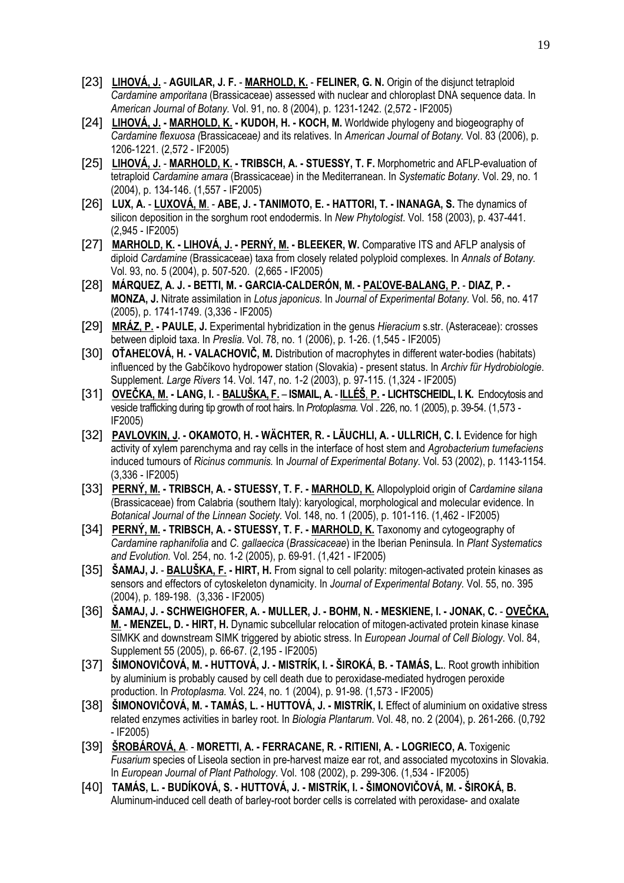[23] **<u>LIHOVÁ, J.</u> - AGUILAR, J. F. - <u>MARHOLD, K.</u> - FELINER, G. N.** Origin of the disjunct tetraploid *Cardamine amporitana* (Brassicaceae) assessed with nuclear and chloroplast DNA sequence data. In *American Journal of Botany.* Vol. 91, no. 8 (2004), p. 1231-1242. (2,572 - IF2005)

[24] **<u>LIHOVÁ, J.</u> - <u>MARHOLD, K.</u> - KUDOH, H. - KOCH, M.** Worldwide phylogeny and biogeography of *Cardamine flexuosa (*Brassicaceae*)* and its relatives. In *American Journal of Botany.* Vol. 83 (2006), p. 1206-1221. (2,572 - IF2005)

[25] **<u>LIHOVÁ, J.</u> - <u>MARHOLD, K.</u> - TRIBSCH, A. - STUESSY, T. F.** Morphometric and AFLP-evaluation of tetraploid *Cardamine amara* (Brassicaceae) in the Mediterranean. In *Systematic Botany*. Vol. 29, no. 1 (2004), p. 134-146. (1,557 - IF2005)

[26] **LUX, A. - <u>LUXOVÁ, M.</u> - ABE, J. - TANIMOTO, E. - HATTORI, T. - INANAGA, S.** The dynamics of silicon deposition in the sorghum root endodermis. In *New Phytologist*. Vol. 158 (2003), p. 437-441. (2,945 - IF2005)

[27] **<u>MARHOLD, K.</u> - <u>LIHOVÁ, J.</u> - <u>PERNÝ, M.</u> - BLEEKER, W.** Comparative ITS and AFLP analysis of diploid *Cardamine* (Brassicaceae) taxa from closely related polyploid complexes. In *Annals of Botany.* Vol. 93, no. 5 (2004), p. 507-520. (2,665 - IF2005)

[28] **MÁRQUEZ, A. J. - BETTI, M. - GARCIA-CALDERÓN, M. - <u>PAĽOVE-BALANG, P.</u> - DIAZ, P. - MONZA, J.** Nitrate assimilation in *Lotus japonicus*. In *Journal of Experimental Botany.* Vol. 56, no. 417 (2005), p. 1741-1749. (3,336 - IF2005)

[29] **<u>MRÁZ, P.</u> - PAULE, J.** Experimental hybridization in the genus *Hieracium* s.str. (Asteraceae): crosses between diploid taxa. In *Preslia*. Vol. 78, no. 1 (2006), p. 1-26. (1,545 - IF2005)

[30] **<u>OŤAHEĽOVÁ, H.</u> - VALACHOVIČ, M.** Distribution of macrophytes in different water-bodies (habitats) influenced by the Gabčíkovo hydropower station (Slovakia) - present status. In *Archiv für Hydrobiologie*. Supplement. *Large Rivers* 14. Vol. 147, no. 1-2 (2003), p. 97-115. (1,324 - IF2005)

[31] **<u>OVEČKA, M.</u> - LANG, I. - <u>BALUŠKA, F.</u> – ISMAIL, A. - <u>ILLÉŠ, P.</u> - LICHTSCHEIDL, I. K.** Endocytosis and vesicle trafficking during tip growth of root hairs. In *Protoplasma.* Vol . 226, no. 1 (2005), p. 39-54. (1,573 - IF2005)

[32] **<u>PAVLOVKIN, J.</u> - OKAMOTO, H. - WÄCHTER, R. - LÄUCHLI, A. - ULLRICH, C. I.** Evidence for high activity of xylem parenchyma and ray cells in the interface of host stem and *Agrobacterium tumefaciens* induced tumours of *Ricinus communis.* In *Journal of Experimental Botany*. Vol. 53 (2002), p. 1143-1154. (3,336 - IF2005)

[33] **<u>PERNÝ, M.</u> - TRIBSCH, A. - STUESSY, T. F. - <u>MARHOLD, K.</u>** Allopolyploid origin of *Cardamine silana* (Brassicaceae) from Calabria (southern Italy): karyological, morphological and molecular evidence. In *Botanical Journal of the Linnean Society*. Vol. 148, no. 1 (2005), p. 101-116. (1,462 - IF2005)

[34] **<u>PERNÝ, M.</u> - TRIBSCH, A. - STUESSY, T. F. - <u>MARHOLD, K.</u>** Taxonomy and cytogeography of *Cardamine raphanifolia* and *C. gallaecica* (*Brassicaceae*) in the Iberian Peninsula. In *Plant Systematics and Evolution.* Vol. 254, no. 1-2 (2005), p. 69-91. (1,421 - IF2005)

[35] **ŠAMAJ, J. - <u>BALUŠKA, F.</u> - HIRT, H.** From signal to cell polarity: mitogen-activated protein kinases as sensors and effectors of cytoskeleton dynamicity. In *Journal of Experimental Botany*. Vol. 55, no. 395 (2004), p. 189-198. (3,336 - IF2005)

[36] **ŠAMAJ, J. - SCHWEIGHOFER, A. - MULLER, J. - BOHM, N. - MESKIENE, I. - JONAK, C. - <u>OVEČKA, M.</u> - MENZEL, D. - HIRT, H.** Dynamic subcellular relocation of mitogen-activated protein kinase kinase SIMKK and downstream SIMK triggered by abiotic stress. In *European Journal of Cell Biology*. Vol. 84, Supplement 55 (2005), p. 66-67. (2,195 - IF2005)

[37] **ŠIMONOVIČOVÁ, M. - HUTTOVÁ, J. - MISTRÍK, I. - ŠIROKÁ, B. - TAMÁS, L.**. Root growth inhibition by aluminium is probably caused by cell death due to peroxidase-mediated hydrogen peroxide production. In *Protoplasma.* Vol. 224, no. 1 (2004), p. 91-98. (1,573 - IF2005)

[38] **ŠIMONOVIČOVÁ, M. - TAMÁS, L. - HUTTOVÁ, J. - MISTRÍK, I.** Effect of aluminium on oxidative stress related enzymes activities in barley root. In *Biologia Plantarum*. Vol. 48, no. 2 (2004), p. 261-266. (0,792 - IF2005)

[39] **<u>ŠROBÁROVÁ, A</u>. - MORETTI, A. - FERRACANE, R. - RITIENI, A. - LOGRIECO, A.** Toxigenic *Fusarium* species of Liseola section in pre-harvest maize ear rot, and associated mycotoxins in Slovakia. In *European Journal of Plant Pathology*. Vol. 108 (2002), p. 299-306. (1,534 - IF2005)

[40] **TAMÁS, L. - BUDÍKOVÁ, S. - HUTTOVÁ, J. - MISTRÍK, I. - ŠIMONOVIČOVÁ, M. - ŠIROKÁ, B.** Aluminum-induced cell death of barley-root border cells is correlated with peroxidase- and oxalate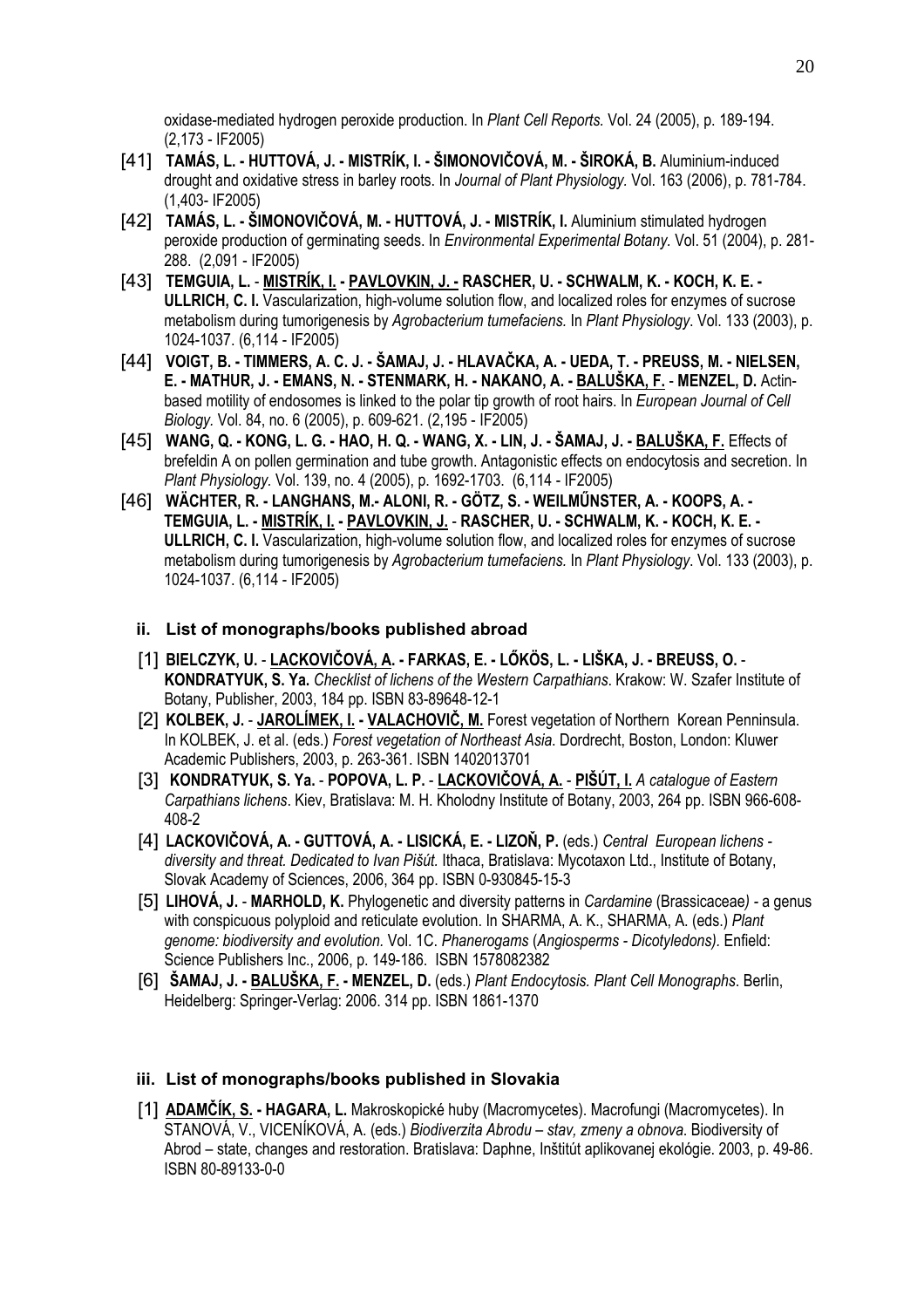oxidase-mediated hydrogen peroxide production. In *Plant Cell Reports.* Vol. 24 (2005), p. 189-194. (2,173 - IF2005)

[41] **TAMÁS, L. - HUTTOVÁ, J. - MISTRÍK, I. - ŠIMONOVIČOVÁ, M. - ŠIROKÁ, B.** Aluminium-induced drought and oxidative stress in barley roots. In *Journal of Plant Physiology.* Vol. 163 (2006), p. 781-784. (1,403- IF2005)

[42] **TAMÁS, L. - ŠIMONOVIČOVÁ, M. - HUTTOVÁ, J. - MISTRÍK, I.** Aluminium stimulated hydrogen peroxide production of germinating seeds. In *Environmental Experimental Botany.* Vol. 51 (2004), p. 281-288. (2,091 - IF2005)

[43] **TEMGUIA, L. - <u>MISTRÍK, I.</u> - <u>PAVLOVKIN, J.</u> - RASCHER, U. - SCHWALM, K. - KOCH, K. E. - ULLRICH, C. I.** Vascularization, high-volume solution flow, and localized roles for enzymes of sucrose metabolism during tumorigenesis by *Agrobacterium tumefaciens.* In *Plant Physiology*. Vol. 133 (2003), p. 1024-1037. (6,114 - IF2005)

[44] **VOIGT, B. - TIMMERS, A. C. J. - ŠAMAJ, J. - HLAVAČKA, A. - UEDA, T. - PREUSS, M. - NIELSEN, E. - MATHUR, J. - EMANS, N. - STENMARK, H. - NAKANO, A. - <u>BALUŠKA, F.</u> - MENZEL, D.** Actin-based motility of endosomes is linked to the polar tip growth of root hairs. In *European Journal of Cell Biology.* Vol. 84, no. 6 (2005), p. 609-621. (2,195 - IF2005)

[45] **WANG, Q. - KONG, L. G. - HAO, H. Q. - WANG, X. - LIN, J. - ŠAMAJ, J. - <u>BALUŠKA, F.</u>** Effects of brefeldin A on pollen germination and tube growth. Antagonistic effects on endocytosis and secretion. In *Plant Physiology.* Vol. 139, no. 4 (2005), p. 1692-1703. (6,114 - IF2005)

[46] **WÄCHTER, R. - LANGHANS, M.- ALONI, R. - GÖTZ, S. - WEILMŰNSTER, A. - KOOPS, A. - TEMGUIA, L. - <u>MISTRÍK, I.</u> - <u>PAVLOVKIN, J.</u> - RASCHER, U. - SCHWALM, K. - KOCH, K. E. - ULLRICH, C. I.** Vascularization, high-volume solution flow, and localized roles for enzymes of sucrose metabolism during tumorigenesis by *Agrobacterium tumefaciens.* In *Plant Physiology*. Vol. 133 (2003), p. 1024-1037. (6,114 - IF2005)

### ii. List of monographs/books published abroad

[1] **BIELCZYK, U. - <u>LACKOVIČOVÁ, A.</u> - FARKAS, E. - LŐKÖS, L. - LIŠKA, J. - BREUSS, O. - KONDRATYUK, S. Ya.** *Checklist of lichens of the Western Carpathians*. Krakow: W. Szafer Institute of Botany, Publisher, 2003, 184 pp. ISBN 83-89648-12-1

[2] **KOLBEK, J. - <u>JAROLÍMEK, I.</u> - <u>VALACHOVIČ, M.</u>** Forest vegetation of Northern Korean Penninsula. In KOLBEK, J. et al. (eds.) *Forest vegetation of Northeast Asia.* Dordrecht, Boston, London: Kluwer Academic Publishers, 2003, p. 263-361. ISBN 1402013701

[3] **KONDRATYUK, S. Ya. - POPOVA, L. P. - <u>LACKOVIČOVÁ, A.</u> - <u>PIŠÚT, I.</u>** *A catalogue of Eastern Carpathians lichens*. Kiev, Bratislava: M. H. Kholodny Institute of Botany, 2003, 264 pp. ISBN 966-608-408-2

[4] **LACKOVIČOVÁ, A. - GUTTOVÁ, A. - LISICKÁ, E. - LIZOŇ, P.** (eds.) *Central European lichens - diversity and threat. Dedicated to Ivan Pišút.* Ithaca, Bratislava: Mycotaxon Ltd., Institute of Botany, Slovak Academy of Sciences, 2006, 364 pp. ISBN 0-930845-15-3

[5] **LIHOVÁ, J. - MARHOLD, K.** Phylogenetic and diversity patterns in *Cardamine* (Brassicaceae*)* - a genus with conspicuous polyploid and reticulate evolution. In SHARMA, A. K., SHARMA, A. (eds.) *Plant genome: biodiversity and evolution.* Vol. 1C. *Phanerogams* (*Angiosperms - Dicotyledons)*. Enfield: Science Publishers Inc., 2006, p. 149-186. ISBN 1578082382

[6] **ŠAMAJ, J. - <u>BALUŠKA, F.</u> - MENZEL, D.** (eds.) *Plant Endocytosis. Plant Cell Monographs*. Berlin, Heidelberg: Springer-Verlag: 2006. 314 pp. ISBN 1861-1370

### iii. List of monographs/books published in Slovakia

[1] **<u>ADAMČÍK, S.</u> - HAGARA, L.** Makroskopické huby (Macromycetes). Macrofungi (Macromycetes). In STANOVÁ, V., VICENÍKOVÁ, A. (eds.) *Biodiverzita Abrodu – stav, zmeny a obnova*. Biodiversity of Abrod – state, changes and restoration. Bratislava: Daphne, Inštitút aplikovanej ekológie. 2003, p. 49-86. ISBN 80-89133-0-0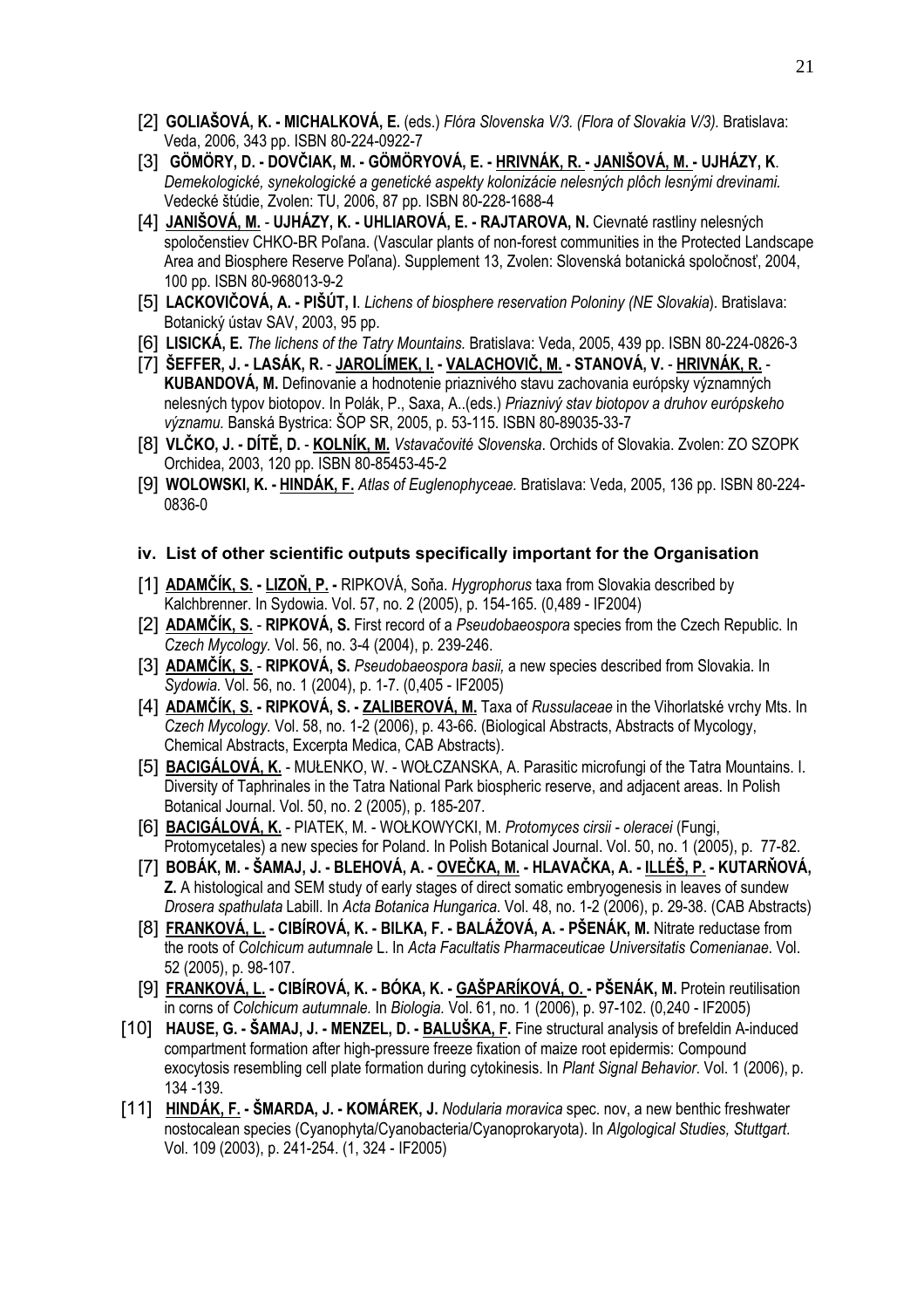[2] **GOLIAŠOVÁ, K. - MICHALKOVÁ, E.** (eds.) *Flóra Slovenska V/3. (Flora of Slovakia V/3).* Bratislava: Veda, 2006, 343 pp. ISBN 80-224-0922-7

[3] **GÖMÖRY, D. - DOVČIAK, M. - GÖMÖRYOVÁ, E. - HRIVNÁK, R. - JANIŠOVÁ, M. - UJHÁZY, K**. *Demekologické, synekologické a genetické aspekty kolonizácie nelesných plôch lesnými drevinami.* Vedecké štúdie, Zvolen: TU, 2006, 87 pp. ISBN 80-228-1688-4

[4] **JANIŠOVÁ, M.** - **UJHÁZY, K. - UHLIAROVÁ, E. - RAJTAROVA, N.** Cievnaté rastliny nelesných spoločenstiev CHKO-BR Poľana. (Vascular plants of non-forest communities in the Protected Landscape Area and Biosphere Reserve Poľana). Supplement 13, Zvolen: Slovenská botanická spoločnosť, 2004, 100 pp. ISBN 80-968013-9-2

[5] **LACKOVIČOVÁ, A. - PIŠÚT, I**. *Lichens of biosphere reservation Poloniny (NE Slovakia*). Bratislava: Botanický ústav SAV, 2003, 95 pp.

[6] **LISICKÁ, E.** *The lichens of the Tatry Mountains.* Bratislava: Veda, 2005, 439 pp. ISBN 80-224-0826-3

[7] **ŠEFFER, J. - LASÁK, R.** - **JAROLÍMEK, I. - VALACHOVIČ, M. - STANOVÁ, V.** - **HRIVNÁK, R.** - **KUBANDOVÁ, M.** Definovanie a hodnotenie priaznivého stavu zachovania európsky významných nelesných typov biotopov. In Polák, P., Saxa, A..(eds.) *Priaznivý stav biotopov a druhov európskeho významu.* Banská Bystrica: ŠOP SR, 2005, p. 53-115. ISBN 80-89035-33-7

[8] **VLČKO, J. - DÍTĚ, D.** - **KOLNÍK, M.** *Vstavačovité Slovenska*. Orchids of Slovakia. Zvolen: ZO SZOPK Orchidea, 2003, 120 pp. ISBN 80-85453-45-2

[9] **WOLOWSKI, K. - HINDÁK, F.** *Atlas of Euglenophyceae.* Bratislava: Veda, 2005, 136 pp. ISBN 80-224-0836-0

### iv. List of other scientific outputs specifically important for the Organisation

[1] **ADAMČÍK, S. - LIZOŇ, P. -** RIPKOVÁ, Soňa. *Hygrophorus* taxa from Slovakia described by Kalchbrenner. In Sydowia. Vol. 57, no. 2 (2005), p. 154-165. (0,489 - IF2004)

[2] **ADAMČÍK, S.** - **RIPKOVÁ, S.** First record of a *Pseudobaeospora* species from the Czech Republic. In *Czech Mycology.* Vol. 56, no. 3-4 (2004), p. 239-246.

[3] **ADAMČÍK, S.** - **RIPKOVÁ, S.** *Pseudobaeospora basii,* a new species described from Slovakia. In *Sydowia.* Vol. 56, no. 1 (2004), p. 1-7. (0,405 - IF2005)

[4] **ADAMČÍK, S. - RIPKOVÁ, S. - ZALIBEROVÁ, M.** Taxa of *Russulaceae* in the Vihorlatské vrchy Mts. In *Czech Mycology.* Vol. 58, no. 1-2 (2006), p. 43-66. (Biological Abstracts, Abstracts of Mycology, Chemical Abstracts, Excerpta Medica, CAB Abstracts).

[5] **BACIGÁLOVÁ, K.** - MUŁENKO, W. - WOŁCZANSKA, A. Parasitic microfungi of the Tatra Mountains. I. Diversity of Taphrinales in the Tatra National Park biospheric reserve, and adjacent areas. In Polish Botanical Journal. Vol. 50, no. 2 (2005), p. 185-207.

[6] **BACIGÁLOVÁ, K.** - PIATEK, M. - WOŁKOWYCKI, M. *Protomyces cirsii - oleracei* (Fungi, Protomycetales) a new species for Poland. In Polish Botanical Journal. Vol. 50, no. 1 (2005), p. 77-82.

[7] **BOBÁK, M. - ŠAMAJ, J. - BLEHOVÁ, A. - OVEČKA, M. - HLAVAČKA, A. - ILLÉŠ, P. - KUTARŇOVÁ, Z.** A histological and SEM study of early stages of direct somatic embryogenesis in leaves of sundew *Drosera spathulata* Labill. In *Acta Botanica Hungarica.* Vol. 48, no. 1-2 (2006), p. 29-38. (CAB Abstracts)

[8] **FRANKOVÁ, L. - CIBÍROVÁ, K. - BILKA, F. - BALÁŽOVÁ, A. - PŠENÁK, M.** Nitrate reductase from the roots of *Colchicum autumnale* L. In *Acta Facultatis Pharmaceuticae Universitatis Comenianae*. Vol. 52 (2005), p. 98-107.

[9] **FRANKOVÁ, L. - CIBÍROVÁ, K. - BÓKA, K. - GAŠPARÍKOVÁ, O. - PŠENÁK, M.** Protein reutilisation in corns of *Colchicum autumnale.* In *Biologia.* Vol. 61, no. 1 (2006), p. 97-102. (0,240 - IF2005)

[10] **HAUSE, G. - ŠAMAJ, J. - MENZEL, D. - BALUŠKA, F.** Fine structural analysis of brefeldin A-induced compartment formation after high-pressure freeze fixation of maize root epidermis: Compound exocytosis resembling cell plate formation during cytokinesis. In *Plant Signal Behavior*. Vol. 1 (2006), p. 134 -139.

[11] **HINDÁK, F. - ŠMARDA, J. - KOMÁREK, J.** *Nodularia moravica* spec. nov, a new benthic freshwater nostocalean species (Cyanophyta/Cyanobacteria/Cyanoprokaryota). In *Algological Studies, Stuttgart*. Vol. 109 (2003), p. 241-254. (1, 324 - IF2005)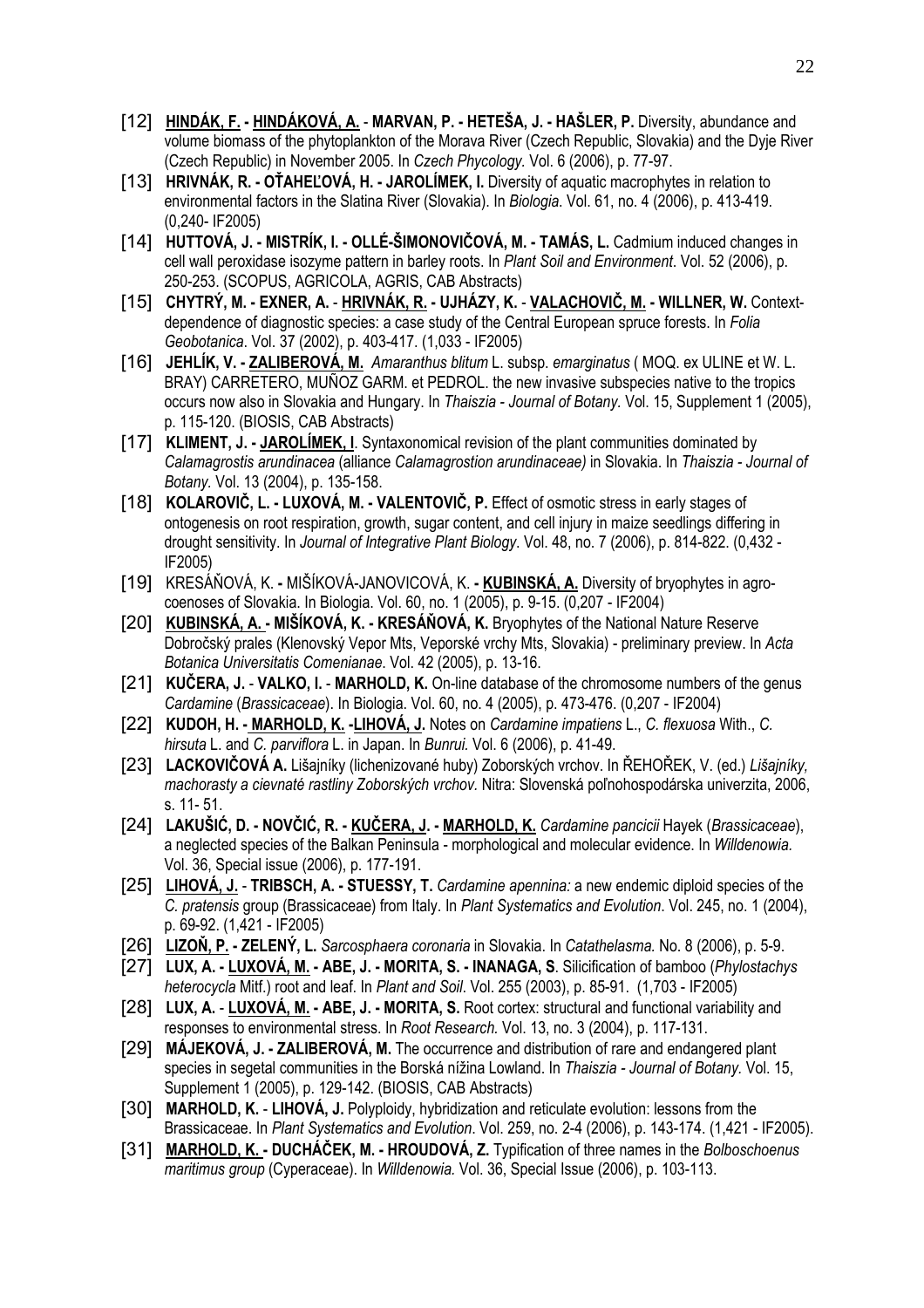[12] **<u>HINDÁK, F.</u> - <u>HINDÁKOVÁ, A.</u> - MARVAN, P. - HETEŠA, J. - HAŠLER, P.** Diversity, abundance and volume biomass of the phytoplankton of the Morava River (Czech Republic, Slovakia) and the Dyje River (Czech Republic) in November 2005. In *Czech Phycology.* Vol. 6 (2006), p. 77-97.

[13] **HRIVNÁK, R. - OŤAHEĽOVÁ, H. - JAROLÍMEK, I.** Diversity of aquatic macrophytes in relation to environmental factors in the Slatina River (Slovakia). In *Biologia*. Vol. 61, no. 4 (2006), p. 413-419. (0,240- IF2005)

[14] **HUTTOVÁ, J. - MISTRÍK, I. - OLLÉ-ŠIMONOVIČOVÁ, M. - TAMÁS, L.** Cadmium induced changes in cell wall peroxidase isozyme pattern in barley roots. In *Plant Soil and Environment*. Vol. 52 (2006), p. 250-253. (SCOPUS, AGRICOLA, AGRIS, CAB Abstracts)

[15] **CHYTRÝ, M. - EXNER, A. - <u>HRIVNÁK, R.</u> - UJHÁZY, K. - <u>VALACHOVIČ, M.</u> - WILLNER, W.** Context-dependence of diagnostic species: a case study of the Central European spruce forests. In *Folia Geobotanica*. Vol. 37 (2002), p. 403-417. (1,033 - IF2005)

[16] **JEHLÍK, V. - <u>ZALIBEROVÁ, M.</u>** *Amaranthus blitum* L. subsp. *emarginatus* ( MOQ. ex ULINE et W. L. BRAY) CARRETERO, MUÑOZ GARM. et PEDROL. the new invasive subspecies native to the tropics occurs now also in Slovakia and Hungary. In *Thaiszia - Journal of Botany*. Vol. 15, Supplement 1 (2005), p. 115-120. (BIOSIS, CAB Abstracts)

[17] **KLIMENT, J. - <u>JAROLÍMEK, I</u>**. Syntaxonomical revision of the plant communities dominated by *Calamagrostis arundinacea* (alliance *Calamagrostion arundinaceae)* in Slovakia. In *Thaiszia - Journal of Botany*. Vol. 13 (2004), p. 135-158.

[18] **KOLAROVIČ, L. - LUXOVÁ, M. - VALENTOVIČ, P.** Effect of osmotic stress in early stages of ontogenesis on root respiration, growth, sugar content, and cell injury in maize seedlings differing in drought sensitivity. In *Journal of Integrative Plant Biology*. Vol. 48, no. 7 (2006), p. 814-822. (0,432 - IF2005)

[19] KRESÁŇOVÁ, K. - MIŠÍKOVÁ-JANOVICOVÁ, K. **- <u>KUBINSKÁ, A.</u>** Diversity of bryophytes in agro-coenoses of Slovakia. In Biologia. Vol. 60, no. 1 (2005), p. 9-15. (0,207 - IF2004)

[20] **<u>KUBINSKÁ, A.</u> - MIŠÍKOVÁ, K. - KRESÁŇOVÁ, K.** Bryophytes of the National Nature Reserve Dobročský prales (Klenovský Vepor Mts, Veporské vrchy Mts, Slovakia) - preliminary preview. In *Acta Botanica Universitatis Comenianae*. Vol. 42 (2005), p. 13-16.

[21] **KUČERA, J. - VALKO, I. - MARHOLD, K.** On-line database of the chromosome numbers of the genus *Cardamine* (*Brassicaceae*). In Biologia. Vol. 60, no. 4 (2005), p. 473-476. (0,207 - IF2004)

[22] **KUDOH, H. - <u>MARHOLD, K.</u> -<u>LIHOVÁ, J.</u>** Notes on *Cardamine impatiens* L., *C. flexuosa* With., *C. hirsuta* L. and *C. parviflora* L. in Japan. In *Bunrui.* Vol. 6 (2006), p. 41-49.

[23] **LACKOVIČOVÁ A.** Lišajníky (lichenizované huby) Zoborských vrchov. In ŘEHOŘEK, V. (ed.) *Lišajníky, machorasty a cievnaté rastliny Zoborských vrchov.* Nitra: Slovenská poľnohospodárska univerzita, 2006, s. 11- 51.

[24] **LAKUŠIĆ, D. - NOVČIĆ, R. - <u>KUČERA, J.</u> - <u>MARHOLD, K.</u>** *Cardamine pancicii* Hayek (*Brassicaceae*), a neglected species of the Balkan Peninsula - morphological and molecular evidence. In *Willdenowia.* Vol. 36, Special issue (2006), p. 177-191.

[25] **<u>LIHOVÁ, J.</u> - TRIBSCH, A. - STUESSY, T.** *Cardamine apennina:* a new endemic diploid species of the *C. pratensis* group (Brassicaceae) from Italy. In *Plant Systematics and Evolution*. Vol. 245, no. 1 (2004), p. 69-92. (1,421 - IF2005)

[26] **<u>LIZOŇ, P.</u> - ZELENÝ, L.** *Sarcosphaera coronaria* in Slovakia. In *Catathelasma.* No. 8 (2006), p. 5-9.

[27] **LUX, A. - <u>LUXOVÁ, M.</u> - ABE, J. - MORITA, S. - INANAGA, S**. Silicification of bamboo (*Phylostachys heterocycla* Mitf.) root and leaf. In *Plant and Soil*. Vol. 255 (2003), p. 85-91. (1,703 - IF2005)

[28] **LUX, A. - <u>LUXOVÁ, M.</u> - ABE, J. - MORITA, S.** Root cortex: structural and functional variability and responses to environmental stress. In *Root Research.* Vol. 13, no. 3 (2004), p. 117-131.

[29] **MÁJEKOVÁ, J. - ZALIBEROVÁ, M.** The occurrence and distribution of rare and endangered plant species in segetal communities in the Borská nížina Lowland. In *Thaiszia - Journal of Botany.* Vol. 15, Supplement 1 (2005), p. 129-142. (BIOSIS, CAB Abstracts)

[30] **MARHOLD, K. - LIHOVÁ, J.** Polyploidy, hybridization and reticulate evolution: lessons from the Brassicaceae. In *Plant Systematics and Evolution*. Vol. 259, no. 2-4 (2006), p. 143-174. (1,421 - IF2005).

[31] **<u>MARHOLD, K.</u> - DUCHÁČEK, M. - HROUDOVÁ, Z.** Typification of three names in the *Bolboschoenus maritimus group* (Cyperaceae). In *Willdenowia.* Vol. 36, Special Issue (2006), p. 103-113.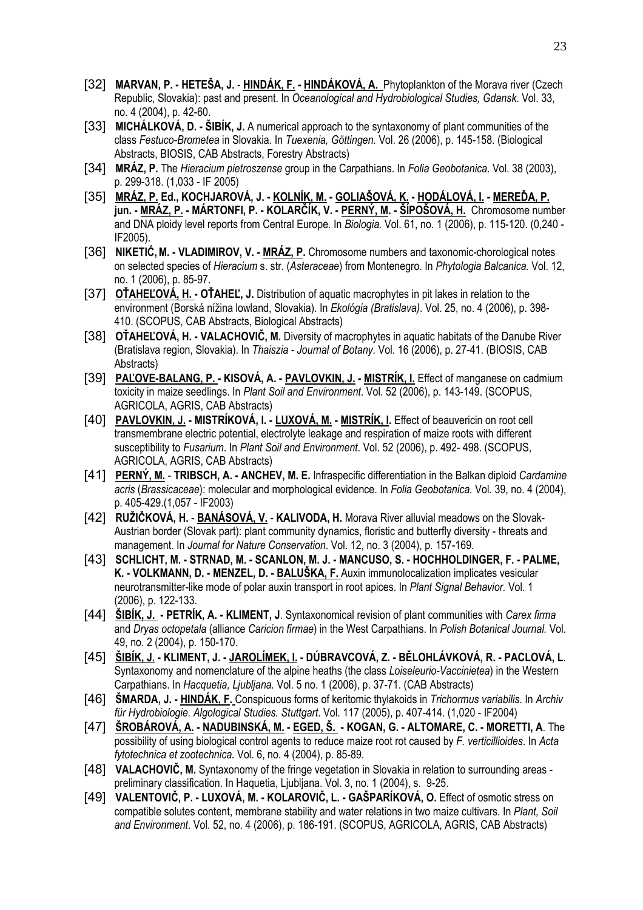[32] **MARVAN, P. - HETEŠA, J.** - **<u>HINDÁK, F.</u> - <u>HINDÁKOVÁ, A.</u>** Phytoplankton of the Morava river (Czech Republic, Slovakia): past and present. In *Oceanological and Hydrobiological Studies, Gdansk*. Vol. 33, no. 4 (2004), p. 42-60.

[33] **MICHÁLKOVÁ, D. - ŠIBÍK, J.** A numerical approach to the syntaxonomy of plant communities of the class *Festuco-Brometea* in Slovakia. In *Tuexenia, Göttingen.* Vol. 26 (2006), p. 145-158. (Biological Abstracts, BIOSIS, CAB Abstracts, Forestry Abstracts)

[34] **MRÁZ, P.** The *Hieracium pietroszense* group in the Carpathians. In *Folia Geobotanica*. Vol. 38 (2003), p. 299-318. (1,033 - IF 2005)

[35] **<u>MRÁZ, P.</u> Ed., KOCHJAROVÁ, J. - <u>KOLNÍK, M.</u> - <u>GOLIAŠOVÁ, K.</u> - <u>HODÁLOVÁ, I.</u> - <u>MEREĎA, P. jun.</u> - <u>MRÁZ, P.</u> - MÁRTONFI, P. - KOLARČÍK, V. - <u>PERNÝ, M.</u> - <u>ŠÍPOŠOVÁ, H.</u>** Chromosome number and DNA ploidy level reports from Central Europe. In *Biologia.* Vol. 61, no. 1 (2006), p. 115-120. (0,240 - IF2005).

[36] **NIKETIĆ, M. - VLADIMIROV, V. - <u>MRÁZ, P.</u>** Chromosome numbers and taxonomic-chorological notes on selected species of *Hieracium* s. str. (*Asteraceae*) from Montenegro. In *Phytologia Balcanica.* Vol. 12, no. 1 (2006), p. 85-97.

[37] **<u>OŤAHEĽOVÁ, H.</u> - OŤAHEĽ, J.** Distribution of aquatic macrophytes in pit lakes in relation to the environment (Borská nížina lowland, Slovakia). In *Ekológia (Bratislava)*. Vol. 25, no. 4 (2006), p. 398-410. (SCOPUS, CAB Abstracts, Biological Abstracts)

[38] **OŤAHEĽOVÁ, H. - VALACHOVIČ, M.** Diversity of macrophytes in aquatic habitats of the Danube River (Bratislava region, Slovakia). In *Thaiszia - Journal of Botany*. Vol. 16 (2006), p. 27-41. (BIOSIS, CAB Abstracts)

[39] **<u>PAĽOVE-BALANG, P.</u> - KISOVÁ, A. - <u>PAVLOVKIN, J.</u> - <u>MISTRÍK, I.</u>** Effect of manganese on cadmium toxicity in maize seedlings. In *Plant Soil and Environment*. Vol. 52 (2006), p. 143-149. (SCOPUS, AGRICOLA, AGRIS, CAB Abstracts)

[40] **<u>PAVLOVKIN, J.</u> - MISTRÍKOVÁ, I. - <u>LUXOVÁ, M.</u> - <u>MISTRÍK, I.</u>** Effect of beauvericin on root cell transmembrane electric potential, electrolyte leakage and respiration of maize roots with different susceptibility to *Fusarium*. In *Plant Soil and Environment*. Vol. 52 (2006), p. 492- 498. (SCOPUS, AGRICOLA, AGRIS, CAB Abstracts)

[41] **<u>PERNÝ, M.</u>** - **TRIBSCH, A. - ANCHEV, M. E.** Infraspecific differentiation in the Balkan diploid *Cardamine acris* (*Brassicaceae*): molecular and morphological evidence. In *Folia Geobotanica.* Vol. 39, no. 4 (2004), p. 405-429.(1,057 - IF2003)

[42] **RUŽIČKOVÁ, H.** - **<u>BANÁSOVÁ, V.</u>** - **KALIVODA, H.** Morava River alluvial meadows on the Slovak-Austrian border (Slovak part): plant community dynamics, floristic and butterfly diversity - threats and management. In *Journal for Nature Conservation*. Vol. 12, no. 3 (2004), p. 157-169.

[43] **SCHLICHT, M. - STRNAD, M. - SCANLON, M. J. - MANCUSO, S. - HOCHHOLDINGER, F. - PALME, K. - VOLKMANN, D. - MENZEL, D. - <u>BALUŠKA, F.</u>** Auxin immunolocalization implicates vesicular neurotransmitter-like mode of polar auxin transport in root apices. In *Plant Signal Behavior.* Vol. 1 (2006), p. 122-133.

[44] **<u>ŠIBÍK, J.</u> - PETRÍK, A. - KLIMENT, J**. Syntaxonomical revision of plant communities with *Carex firma* and *Dryas octopetala* (alliance *Caricion firmae*) in the West Carpathians. In *Polish Botanical Journal.* Vol. 49, no. 2 (2004), p. 150-170.

[45] **<u>ŠIBÍK, J.</u> - KLIMENT, J. - <u>JAROLÍMEK, I.</u> - DÚBRAVCOVÁ, Z. - BĚLOHLÁVKOVÁ, R. - PACLOVÁ, L**. Syntaxonomy and nomenclature of the alpine heaths (the class *Loiseleurio-Vaccinietea*) in the Western Carpathians. In *Hacquetia, Ljubljana.* Vol. 5 no. 1 (2006), p. 37-71. (CAB Abstracts)

[46] **ŠMARDA, J. - <u>HINDÁK, F.</u>** Conspicuous forms of keritomic thylakoids in *Trichormus variabilis*. In *Archiv für Hydrobiologie. Algological Studies. Stuttgart*. Vol. 117 (2005), p. 407-414. (1,020 - IF2004)

[47] **<u>ŠROBÁROVÁ, A.</u> - <u>NADUBINSKÁ, M.</u> - <u>EGED, Š.</u> - KOGAN, G. - ALTOMARE, C. - MORETTI, A**. The possibility of using biological control agents to reduce maize root rot caused by *F. verticillioides*. In *Acta fytotechnica et zootechnica.* Vol. 6, no. 4 (2004), p. 85-89.

[48] **VALACHOVIČ, M.** Syntaxonomy of the fringe vegetation in Slovakia in relation to surrounding areas - preliminary classification. In Haquetia, Ljubljana. Vol. 3, no. 1 (2004), s. 9-25.

[49] **VALENTOVIČ, P. - LUXOVÁ, M. - KOLAROVIČ, L. - GAŠPARÍKOVÁ, O.** Effect of osmotic stress on compatible solutes content, membrane stability and water relations in two maize cultivars. In *Plant, Soil and Environment*. Vol. 52, no. 4 (2006), p. 186-191. (SCOPUS, AGRICOLA, AGRIS, CAB Abstracts)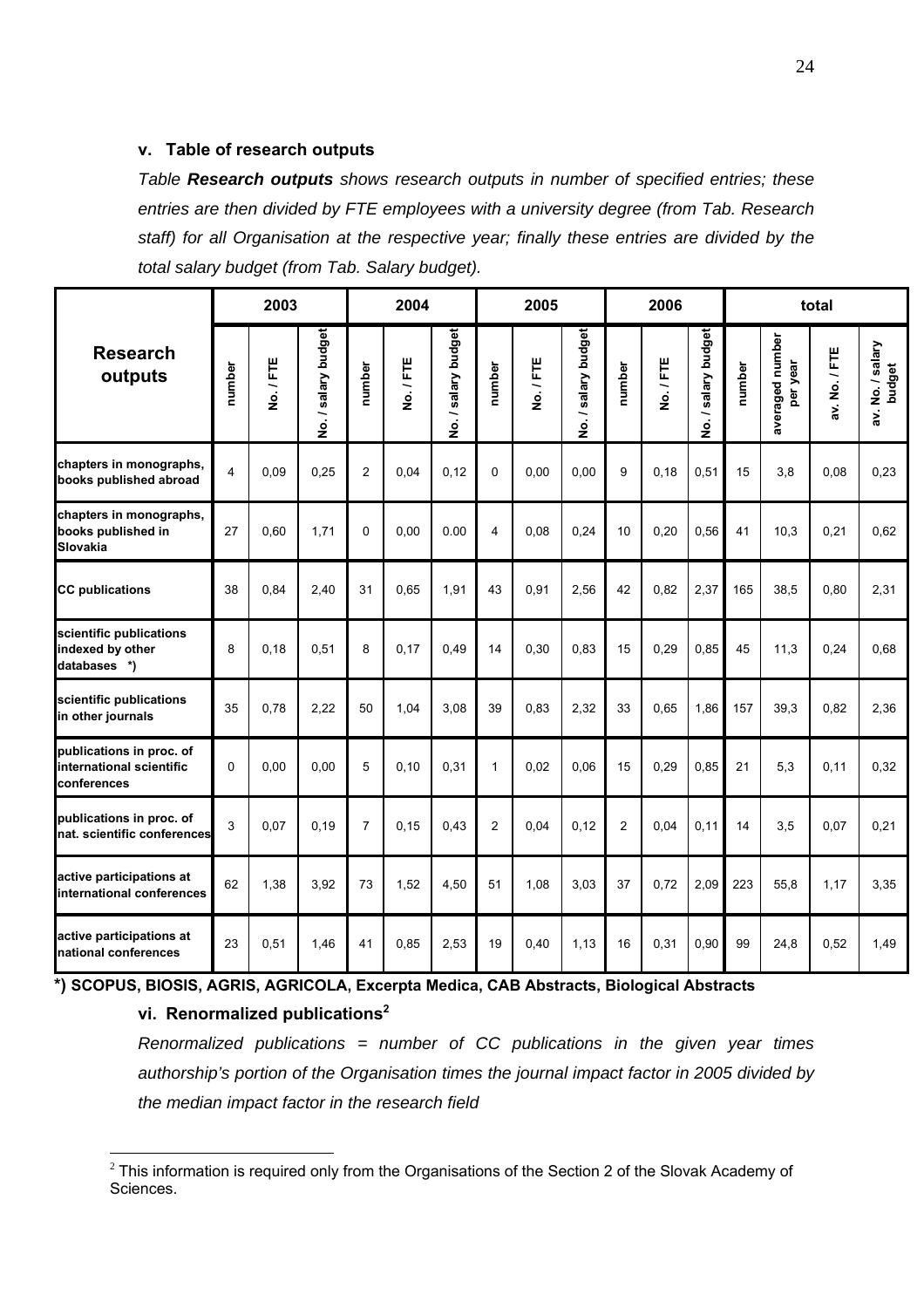### v. Table of research outputs

*Table **Research outputs** shows research outputs in number of specified entries; these entries are then divided by FTE employees with a university degree (from Tab. Research staff) for all Organisation at the respective year; finally these entries are divided by the total salary budget (from Tab. Salary budget).*

| Research outputs | 2003 | | | 2004 | | | 2005 | | | 2006 | | | total | | | |
|---|---|---|---|---|---|---|---|---|---|---|---|---|---|---|---|---|
| | number | No. / FTE | No. / salary budget | number | No. / FTE | No. / salary budget | number | No. / FTE | No. / salary budget | number | No. / FTE | No. / salary budget | number | averaged number per year | av. No. / FTE | av. No. / salary budget |
| chapters in monographs, books published abroad | 4 | 0,09 | 0,25 | 2 | 0,04 | 0,12 | 0 | 0,00 | 0,00 | 9 | 0,18 | 0,51 | 15 | 3,8 | 0,08 | 0,23 |
| chapters in monographs, books published in Slovakia | 27 | 0,60 | 1,71 | 0 | 0,00 | 0.00 | 4 | 0,08 | 0,24 | 10 | 0,20 | 0,56 | 41 | 10,3 | 0,21 | 0,62 |
| CC publications | 38 | 0,84 | 2,40 | 31 | 0,65 | 1,91 | 43 | 0,91 | 2,56 | 42 | 0,82 | 2,37 | 165 | 38,5 | 0,80 | 2,31 |
| scientific publications indexed by other databases *) | 8 | 0,18 | 0,51 | 8 | 0,17 | 0,49 | 14 | 0,30 | 0,83 | 15 | 0,29 | 0,85 | 45 | 11,3 | 0,24 | 0,68 |
| scientific publications in other journals | 35 | 0,78 | 2,22 | 50 | 1,04 | 3,08 | 39 | 0,83 | 2,32 | 33 | 0,65 | 1,86 | 157 | 39,3 | 0,82 | 2,36 |
| publications in proc. of international scientific conferences | 0 | 0,00 | 0,00 | 5 | 0,10 | 0,31 | 1 | 0,02 | 0,06 | 15 | 0,29 | 0,85 | 21 | 5,3 | 0,11 | 0,32 |
| publications in proc. of nat. scientific conferences | 3 | 0,07 | 0,19 | 7 | 0,15 | 0,43 | 2 | 0,04 | 0,12 | 2 | 0,04 | 0,11 | 14 | 3,5 | 0,07 | 0,21 |
| active participations at international conferences | 62 | 1,38 | 3,92 | 73 | 1,52 | 4,50 | 51 | 1,08 | 3,03 | 37 | 0,72 | 2,09 | 223 | 55,8 | 1,17 | 3,35 |
| active participations at national conferences | 23 | 0,51 | 1,46 | 41 | 0,85 | 2,53 | 19 | 0,40 | 1,13 | 16 | 0,31 | 0,90 | 99 | 24,8 | 0,52 | 1,49 |

**\*) SCOPUS, BIOSIS, AGRIS, AGRICOLA, Excerpta Medica, CAB Abstracts, Biological Abstracts**

### vi. Renormalized publications[2]

*Renormalized publications = number of CC publications in the given year times authorship's portion of the Organisation times the journal impact factor in 2005 divided by the median impact factor in the research field*

[2] This information is required only from the Organisations of the Section 2 of the Slovak Academy of Sciences.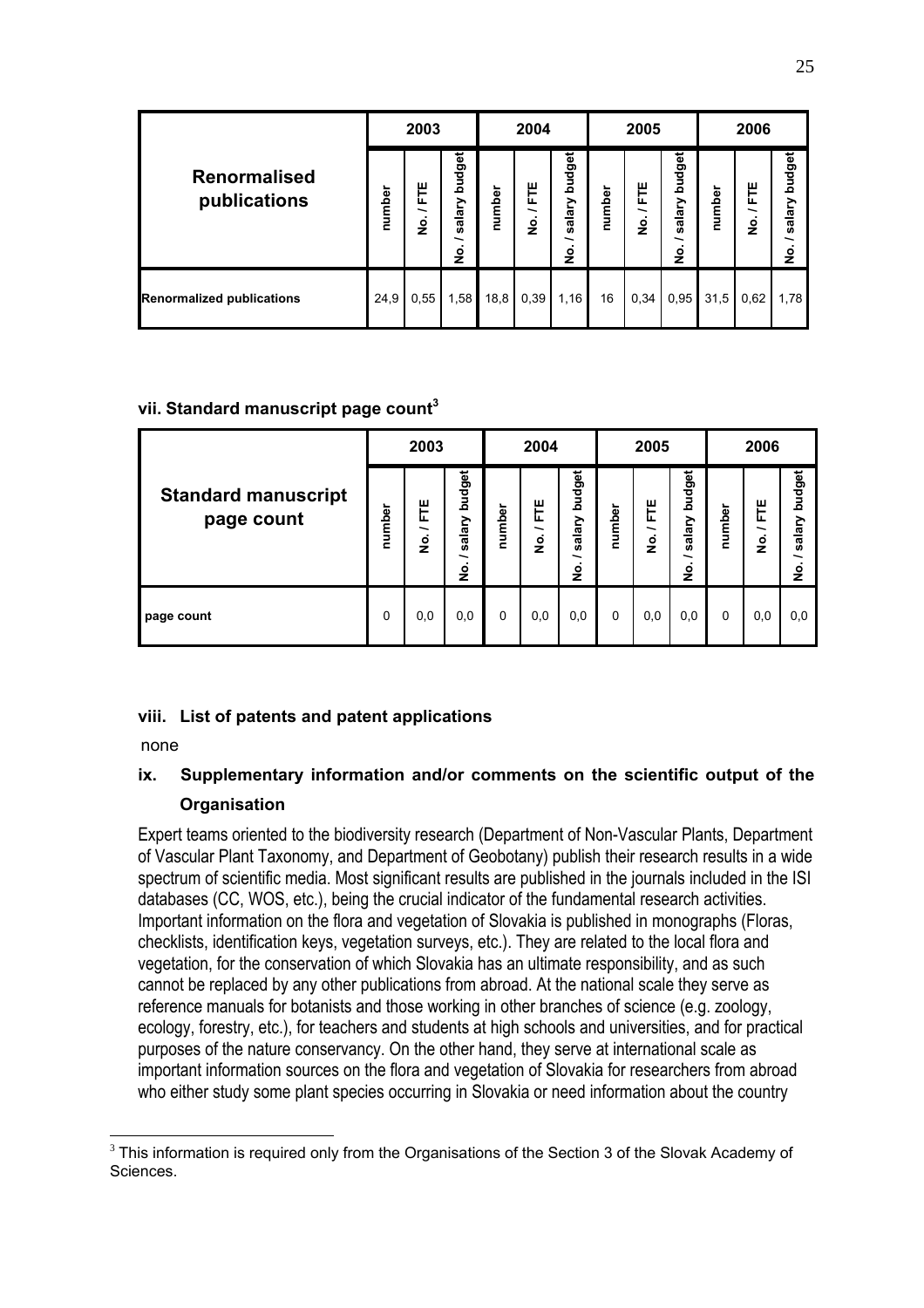| Renormalised publications | 2003 | | | 2004 | | | 2005 | | | 2006 | | |
|---|---|---|---|---|---|---|---|---|---|---|---|---|
| | number | No. / FTE | No. / salary budget | number | No. / FTE | No. / salary budget | number | No. / FTE | No. / salary budget | number | No. / FTE | No. / salary budget |
| **Renormalized publications** | 24,9 | 0,55 | 1,58 | 18,8 | 0,39 | 1,16 | 16 | 0,34 | 0,95 | 31,5 | 0,62 | 1,78 |

### vii. Standard manuscript page count[3]

| Standard manuscript page count | 2003 | | | 2004 | | | 2005 | | | 2006 | | |
|---|---|---|---|---|---|---|---|---|---|---|---|---|
| | number | No. / FTE | No. / salary budget | number | No. / FTE | No. / salary budget | number | No. / FTE | No. / salary budget | number | No. / FTE | No. / salary budget |
| page count | 0 | 0,0 | 0,0 | 0 | 0,0 | 0,0 | 0 | 0,0 | 0,0 | 0 | 0,0 | 0,0 |

### viii. List of patents and patent applications

none

### ix. Supplementary information and/or comments on the scientific output of the Organisation

Expert teams oriented to the biodiversity research (Department of Non-Vascular Plants, Department of Vascular Plant Taxonomy, and Department of Geobotany) publish their research results in a wide spectrum of scientific media. Most significant results are published in the journals included in the ISI databases (CC, WOS, etc.), being the crucial indicator of the fundamental research activities. Important information on the flora and vegetation of Slovakia is published in monographs (Floras, checklists, identification keys, vegetation surveys, etc.). They are related to the local flora and vegetation, for the conservation of which Slovakia has an ultimate responsibility, and as such cannot be replaced by any other publications from abroad. At the national scale they serve as reference manuals for botanists and those working in other branches of science (e.g. zoology, ecology, forestry, etc.), for teachers and students at high schools and universities, and for practical purposes of the nature conservancy. On the other hand, they serve at international scale as important information sources on the flora and vegetation of Slovakia for researchers from abroad who either study some plant species occurring in Slovakia or need information about the country

[3] This information is required only from the Organisations of the Section 3 of the Slovak Academy of Sciences.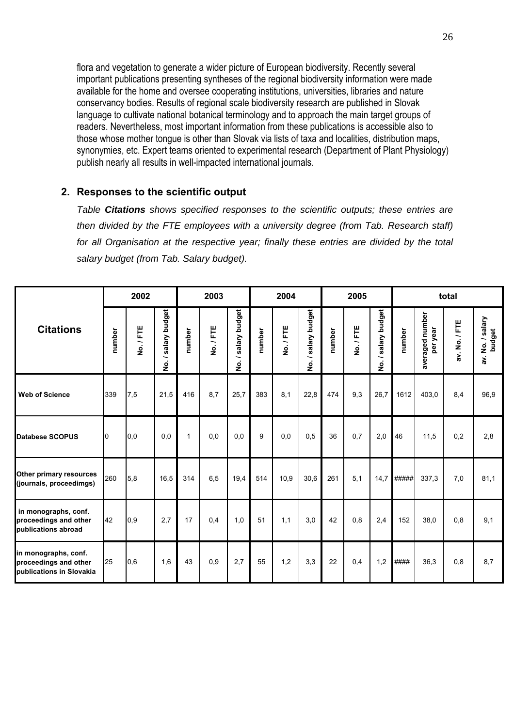flora and vegetation to generate a wider picture of European biodiversity. Recently several important publications presenting syntheses of the regional biodiversity information were made available for the home and oversee cooperating institutions, universities, libraries and nature conservancy bodies. Results of regional scale biodiversity research are published in Slovak language to cultivate national botanical terminology and to approach the main target groups of readers. Nevertheless, most important information from these publications is accessible also to those whose mother tongue is other than Slovak via lists of taxa and localities, distribution maps, synonymies, etc. Expert teams oriented to experimental research (Department of Plant Physiology) publish nearly all results in well-impacted international journals.

## 2. Responses to the scientific output

*Table* ***Citations*** *shows specified responses to the scientific outputs; these entries are then divided by the FTE employees with a university degree (from Tab. Research staff) for all Organisation at the respective year; finally these entries are divided by the total salary budget (from Tab. Salary budget).*

| Citations | 2002 | | | 2003 | | | 2004 | | | 2005 | | | total | | | |
|---|---|---|---|---|---|---|---|---|---|---|---|---|---|---|---|---|
| | number | No. / FTE | No. / salary budget | number | No. / FTE | No. / salary budget | number | No. / FTE | No. / salary budget | number | No. / FTE | No. / salary budget | number | averaged number per year | av. No. / FTE | av. No. / salary budget |
| **Web of Science** | 339 | 7,5 | 21,5 | 416 | 8,7 | 25,7 | 383 | 8,1 | 22,8 | 474 | 9,3 | 26,7 | 1612 | 403,0 | 8,4 | 96,9 |
| **Databese SCOPUS** | 0 | 0,0 | 0,0 | 1 | 0,0 | 0,0 | 9 | 0,0 | 0,5 | 36 | 0,7 | 2,0 | 46 | 11,5 | 0,2 | 2,8 |
| **Other primary resources (journals, proceedimgs)** | 260 | 5,8 | 16,5 | 314 | 6,5 | 19,4 | 514 | 10,9 | 30,6 | 261 | 5,1 | 14,7 | ##### | 337,3 | 7,0 | 81,1 |
| **in monographs, conf. proceedings and other publications abroad** | 42 | 0,9 | 2,7 | 17 | 0,4 | 1,0 | 51 | 1,1 | 3,0 | 42 | 0,8 | 2,4 | 152 | 38,0 | 0,8 | 9,1 |
| **in monographs, conf. proceedings and other publications in Slovakia** | 25 | 0,6 | 1,6 | 43 | 0,9 | 2,7 | 55 | 1,2 | 3,3 | 22 | 0,4 | 1,2 | #### | 36,3 | 0,8 | 8,7 |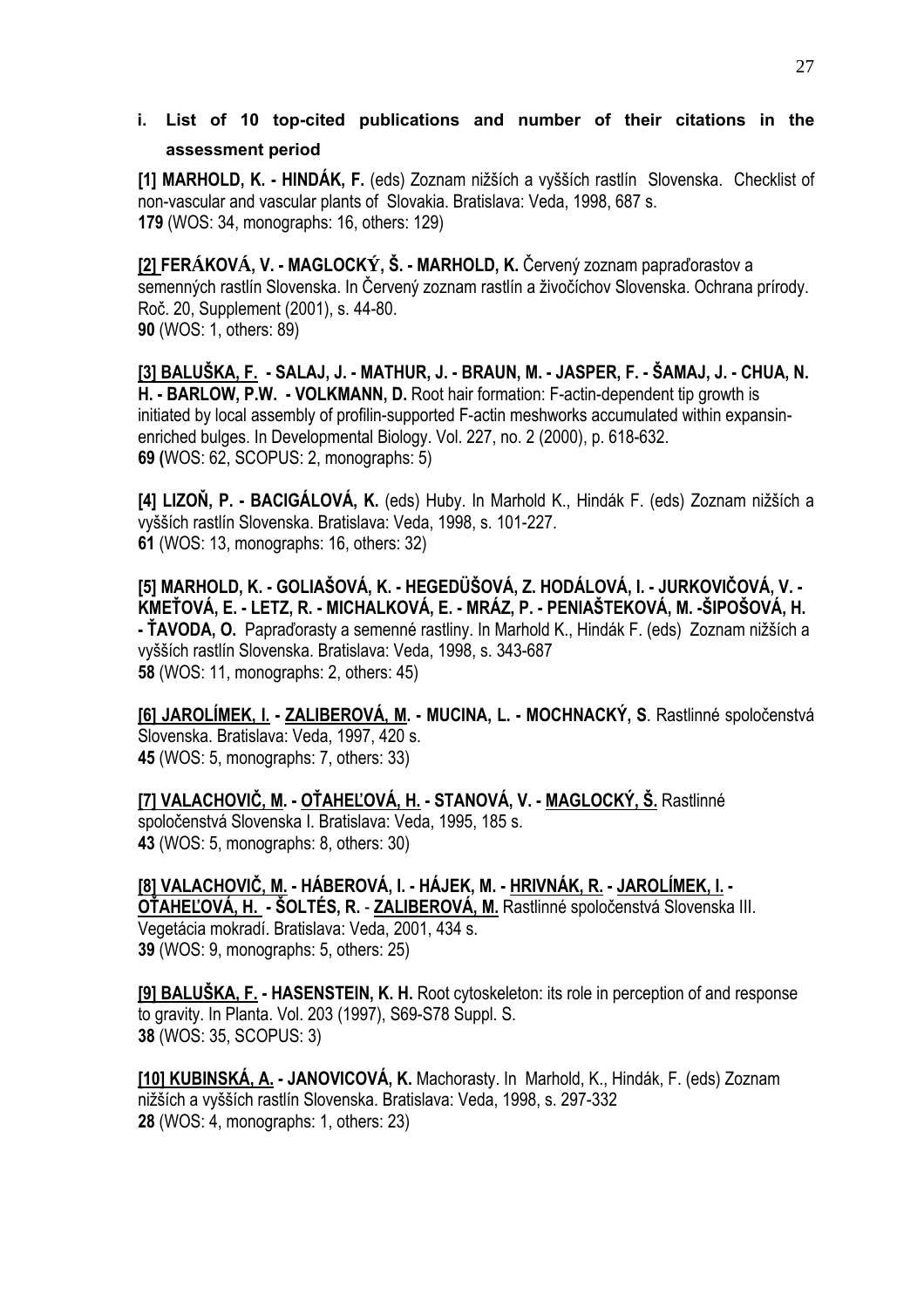**i. List of 10 top-cited publications and number of their citations in the assessment period**

**[1] MARHOLD, K. - HINDÁK, F.** (eds) Zoznam nižších a vyšších rastlín Slovenska. Checklist of non-vascular and vascular plants of Slovakia. Bratislava: Veda, 1998, 687 s.
**179** (WOS: 34, monographs: 16, others: 129)

**[2] FERÁKOVÁ, V. - MAGLOCKÝ, Š. - MARHOLD, K.** Červený zoznam papraďorastov a semenných rastlín Slovenska. In Červený zoznam rastlín a živočíchov Slovenska. Ochrana prírody. Roč. 20, Supplement (2001), s. 44-80.
**90** (WOS: 1, others: 89)

**[3] BALUŠKA, F. - SALAJ, J. - MATHUR, J. - BRAUN, M. - JASPER, F. - ŠAMAJ, J. - CHUA, N. H. - BARLOW, P.W. - VOLKMANN, D.** Root hair formation: F-actin-dependent tip growth is initiated by local assembly of profilin-supported F-actin meshworks accumulated within expansin-enriched bulges. In Developmental Biology. Vol. 227, no. 2 (2000), p. 618-632.
**69 (**WOS: 62, SCOPUS: 2, monographs: 5)

**[4] LIZOŇ, P. - BACIGÁLOVÁ, K.** (eds) Huby. In Marhold K., Hindák F. (eds) Zoznam nižších a vyšších rastlín Slovenska. Bratislava: Veda, 1998, s. 101-227.
**61** (WOS: 13, monographs: 16, others: 32)

**[5] MARHOLD, K. - GOLIAŠOVÁ, K. - HEGEDÜŠOVÁ, Z. HODÁLOVÁ, I. - JURKOVIČOVÁ, V. - KMEŤOVÁ, E. - LETZ, R. - MICHALKOVÁ, E. - MRÁZ, P. - PENIAŠTEKOVÁ, M. -ŠIPOŠOVÁ, H. - ŤAVODA, O.** Papraďorasty a semenné rastliny. In Marhold K., Hindák F. (eds) Zoznam nižších a vyšších rastlín Slovenska. Bratislava: Veda, 1998, s. 343-687
**58** (WOS: 11, monographs: 2, others: 45)

**[6] JAROLÍMEK, I. - ZALIBEROVÁ, M. - MUCINA, L. - MOCHNACKÝ, S**. Rastlinné spoločenstvá Slovenska. Bratislava: Veda, 1997, 420 s.
**45** (WOS: 5, monographs: 7, others: 33)

**[7] VALACHOVIČ, M. - OŤAHEĽOVÁ, H. - STANOVÁ, V. - MAGLOCKÝ, Š.** Rastlinné spoločenstvá Slovenska I. Bratislava: Veda, 1995, 185 s.
**43** (WOS: 5, monographs: 8, others: 30)

**[8] VALACHOVIČ, M. - HÁBEROVÁ, I. - HÁJEK, M. - HRIVNÁK, R. - JAROLÍMEK, I. - OŤAHEĽOVÁ, H. - ŠOLTÉS, R. - ZALIBEROVÁ, M.** Rastlinné spoločenstvá Slovenska III. Vegetácia mokradí. Bratislava: Veda, 2001, 434 s.
**39** (WOS: 9, monographs: 5, others: 25)

**[9] BALUŠKA, F. - HASENSTEIN, K. H.** Root cytoskeleton: its role in perception of and response to gravity. In Planta. Vol. 203 (1997), S69-S78 Suppl. S.
**38** (WOS: 35, SCOPUS: 3)

**[10] KUBINSKÁ, A. - JANOVICOVÁ, K.** Machorasty. In Marhold, K., Hindák, F. (eds) Zoznam nižších a vyšších rastlín Slovenska. Bratislava: Veda, 1998, s. 297-332
**28** (WOS: 4, monographs: 1, others: 23)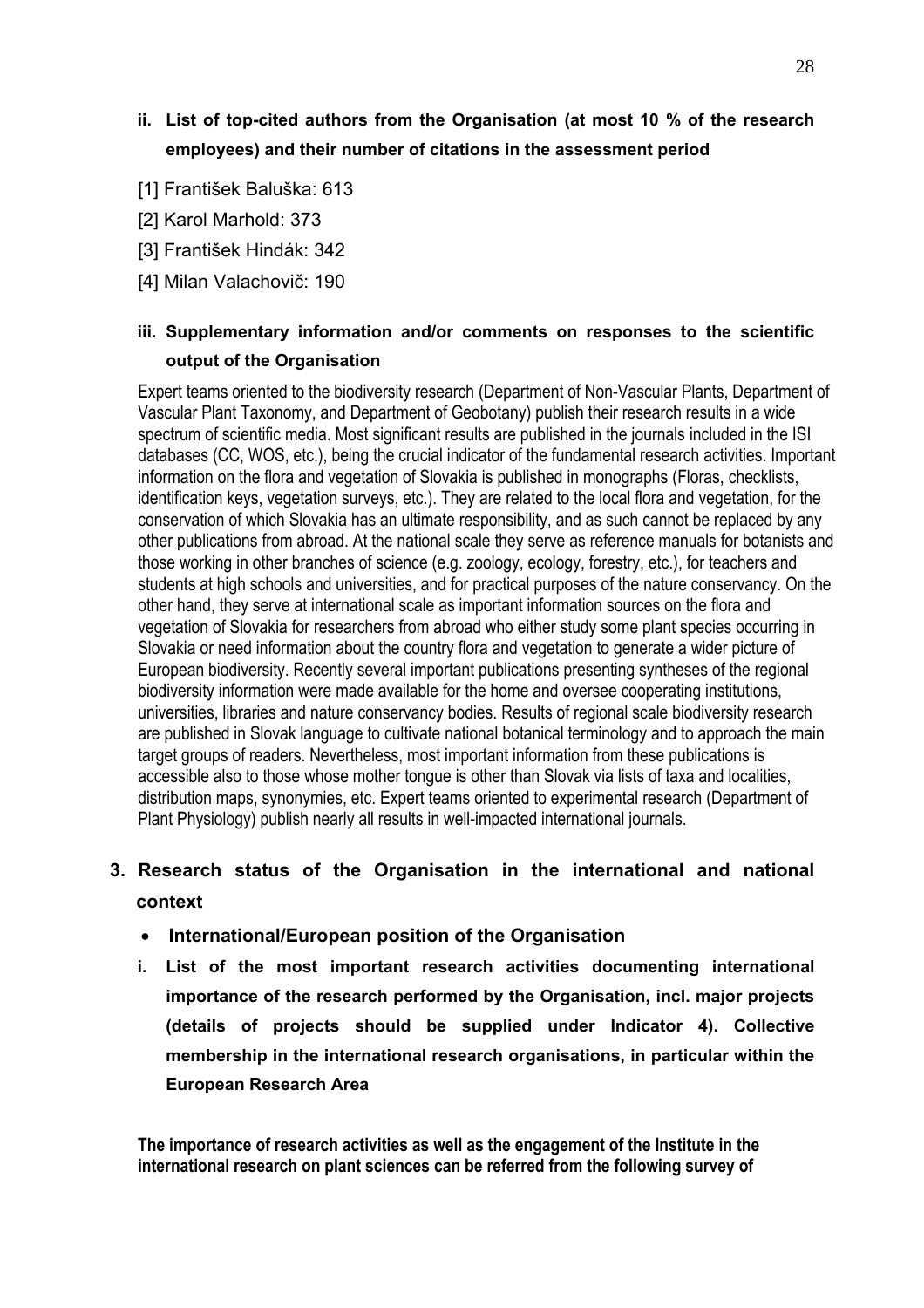**ii. List of top-cited authors from the Organisation (at most 10 % of the research employees) and their number of citations in the assessment period**

[1] František Baluška: 613

[2] Karol Marhold: 373

[3] František Hindák: 342

[4] Milan Valachovič: 190

**iii. Supplementary information and/or comments on responses to the scientific output of the Organisation**

Expert teams oriented to the biodiversity research (Department of Non-Vascular Plants, Department of Vascular Plant Taxonomy, and Department of Geobotany) publish their research results in a wide spectrum of scientific media. Most significant results are published in the journals included in the ISI databases (CC, WOS, etc.), being the crucial indicator of the fundamental research activities. Important information on the flora and vegetation of Slovakia is published in monographs (Floras, checklists, identification keys, vegetation surveys, etc.). They are related to the local flora and vegetation, for the conservation of which Slovakia has an ultimate responsibility, and as such cannot be replaced by any other publications from abroad. At the national scale they serve as reference manuals for botanists and those working in other branches of science (e.g. zoology, ecology, forestry, etc.), for teachers and students at high schools and universities, and for practical purposes of the nature conservancy. On the other hand, they serve at international scale as important information sources on the flora and vegetation of Slovakia for researchers from abroad who either study some plant species occurring in Slovakia or need information about the country flora and vegetation to generate a wider picture of European biodiversity. Recently several important publications presenting syntheses of the regional biodiversity information were made available for the home and oversee cooperating institutions, universities, libraries and nature conservancy bodies. Results of regional scale biodiversity research are published in Slovak language to cultivate national botanical terminology and to approach the main target groups of readers. Nevertheless, most important information from these publications is accessible also to those whose mother tongue is other than Slovak via lists of taxa and localities, distribution maps, synonymies, etc. Expert teams oriented to experimental research (Department of Plant Physiology) publish nearly all results in well-impacted international journals.

## 3. Research status of the Organisation in the international and national context

- **International/European position of the Organisation**

**i. List of the most important research activities documenting international importance of the research performed by the Organisation, incl. major projects (details of projects should be supplied under Indicator 4). Collective membership in the international research organisations, in particular within the European Research Area**

**The importance of research activities as well as the engagement of the Institute in the international research on plant sciences can be referred from the following survey of**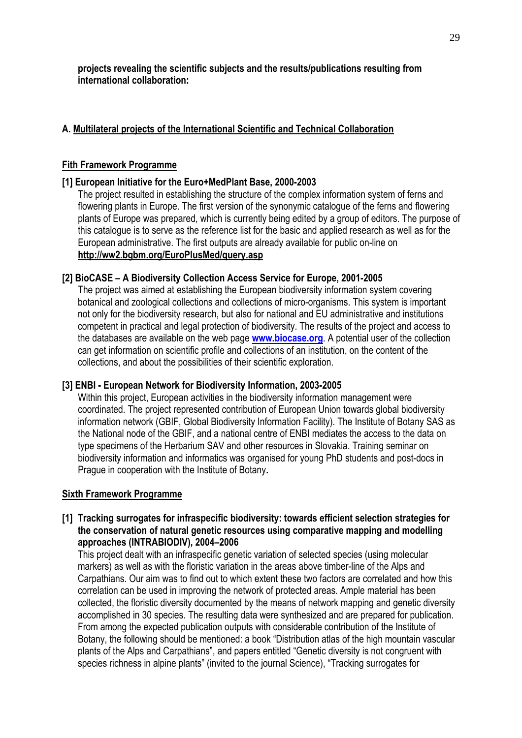**projects revealing the scientific subjects and the results/publications resulting from international collaboration:**

## A. Multilateral projects of the International Scientific and Technical Collaboration

### Fith Framework Programme

**[1] European Initiative for the Euro+MedPlant Base, 2000-2003**

The project resulted in establishing the structure of the complex information system of ferns and flowering plants in Europe. The first version of the synonymic catalogue of the ferns and flowering plants of Europe was prepared, which is currently being edited by a group of editors. The purpose of this catalogue is to serve as the reference list for the basic and applied research as well as for the European administrative. The first outputs are already available for public on-line on **http://ww2.bgbm.org/EuroPlusMed/query.asp**

**[2] BioCASE – A Biodiversity Collection Access Service for Europe, 2001-2005**

The project was aimed at establishing the European biodiversity information system covering botanical and zoological collections and collections of micro-organisms. This system is important not only for the biodiversity research, but also for national and EU administrative and institutions competent in practical and legal protection of biodiversity. The results of the project and access to the databases are available on the web page **www.biocase.org**. A potential user of the collection can get information on scientific profile and collections of an institution, on the content of the collections, and about the possibilities of their scientific exploration.

**[3] ENBI - European Network for Biodiversity Information, 2003-2005**

Within this project, European activities in the biodiversity information management were coordinated. The project represented contribution of European Union towards global biodiversity information network (GBIF, Global Biodiversity Information Facility). The Institute of Botany SAS as the National node of the GBIF, and a national centre of ENBI mediates the access to the data on type specimens of the Herbarium SAV and other resources in Slovakia. Training seminar on biodiversity information and informatics was organised for young PhD students and post-docs in Prague in cooperation with the Institute of Botany.

### Sixth Framework Programme

**[1] Tracking surrogates for infraspecific biodiversity: towards efficient selection strategies for the conservation of natural genetic resources using comparative mapping and modelling approaches (INTRABIODIV), 2004–2006**

This project dealt with an infraspecific genetic variation of selected species (using molecular markers) as well as with the floristic variation in the areas above timber-line of the Alps and Carpathians. Our aim was to find out to which extent these two factors are correlated and how this correlation can be used in improving the network of protected areas. Ample material has been collected, the floristic diversity documented by the means of network mapping and genetic diversity accomplished in 30 species. The resulting data were synthesized and are prepared for publication. From among the expected publication outputs with considerable contribution of the Institute of Botany, the following should be mentioned: a book "Distribution atlas of the high mountain vascular plants of the Alps and Carpathians", and papers entitled "Genetic diversity is not congruent with species richness in alpine plants" (invited to the journal Science), "Tracking surrogates for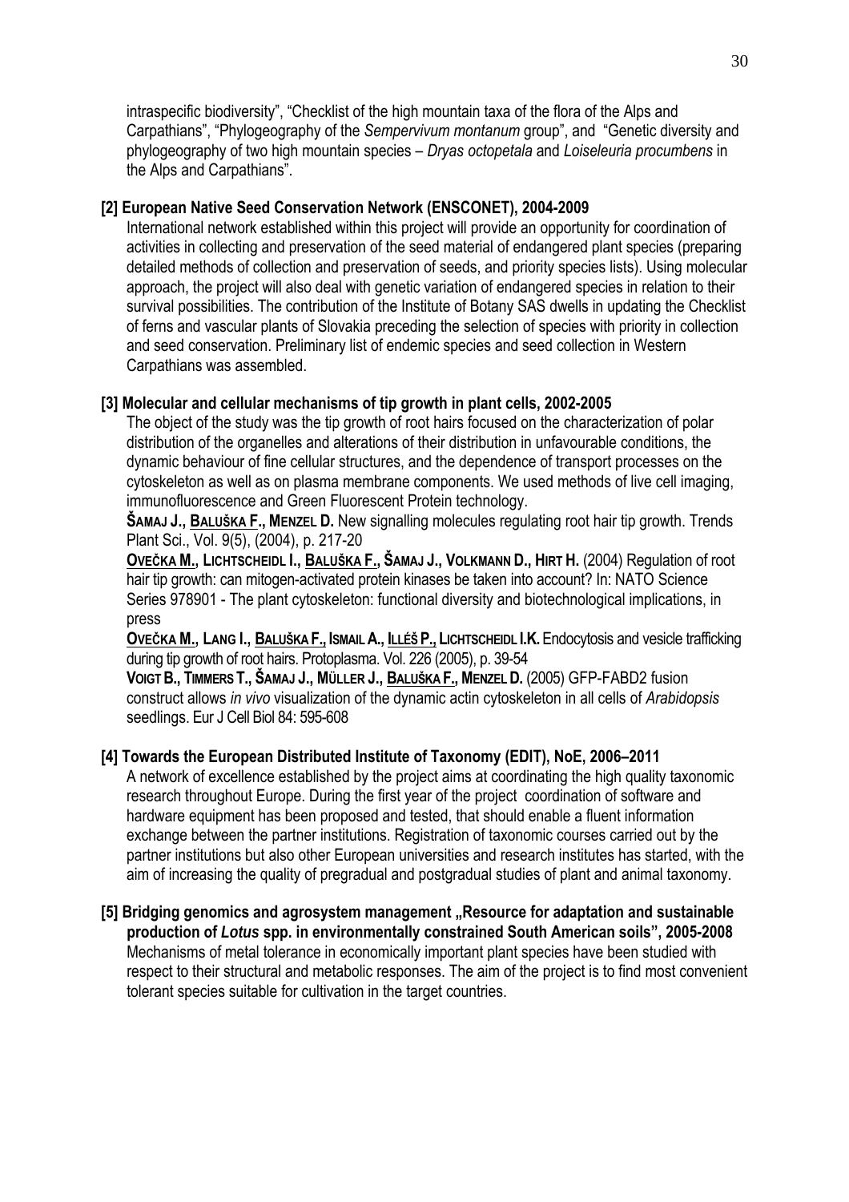intraspecific biodiversity", "Checklist of the high mountain taxa of the flora of the Alps and Carpathians", "Phylogeography of the *Sempervivum montanum* group", and "Genetic diversity and phylogeography of two high mountain species – *Dryas octopetala* and *Loiseleuria procumbens* in the Alps and Carpathians".

**[2] European Native Seed Conservation Network (ENSCONET), 2004-2009**

International network established within this project will provide an opportunity for coordination of activities in collecting and preservation of the seed material of endangered plant species (preparing detailed methods of collection and preservation of seeds, and priority species lists). Using molecular approach, the project will also deal with genetic variation of endangered species in relation to their survival possibilities. The contribution of the Institute of Botany SAS dwells in updating the Checklist of ferns and vascular plants of Slovakia preceding the selection of species with priority in collection and seed conservation. Preliminary list of endemic species and seed collection in Western Carpathians was assembled.

**[3] Molecular and cellular mechanisms of tip growth in plant cells, 2002-2005**

The object of the study was the tip growth of root hairs focused on the characterization of polar distribution of the organelles and alterations of their distribution in unfavourable conditions, the dynamic behaviour of fine cellular structures, and the dependence of transport processes on the cytoskeleton as well as on plasma membrane components. We used methods of live cell imaging, immunofluorescence and Green Fluorescent Protein technology.

**ŠAMAJ J., BALUŠKA F., MENZEL D.** New signalling molecules regulating root hair tip growth. Trends Plant Sci., Vol. 9(5), (2004), p. 217-20

**OVEČKA M., LICHTSCHEIDL I., BALUŠKA F., ŠAMAJ J., VOLKMANN D., HIRT H.** (2004) Regulation of root hair tip growth: can mitogen-activated protein kinases be taken into account? In: NATO Science Series 978901 - The plant cytoskeleton: functional diversity and biotechnological implications, in press

**OVEČKA M., LANG I., BALUŠKA F., ISMAIL A., ILLÉŠ P., LICHTSCHEIDL I.K.** Endocytosis and vesicle trafficking during tip growth of root hairs. Protoplasma. Vol. 226 (2005), p. 39-54

**VOIGT B., TIMMERS T., ŠAMAJ J., MÜLLER J., BALUŠKA F., MENZEL D.** (2005) GFP-FABD2 fusion construct allows *in vivo* visualization of the dynamic actin cytoskeleton in all cells of *Arabidopsis* seedlings. Eur J Cell Biol 84: 595-608

**[4] Towards the European Distributed Institute of Taxonomy (EDIT), NoE, 2006–2011**

A network of excellence established by the project aims at coordinating the high quality taxonomic research throughout Europe. During the first year of the project coordination of software and hardware equipment has been proposed and tested, that should enable a fluent information exchange between the partner institutions. Registration of taxonomic courses carried out by the partner institutions but also other European universities and research institutes has started, with the aim of increasing the quality of pregradual and postgradual studies of plant and animal taxonomy.

**[5] Bridging genomics and agrosystem management „Resource for adaptation and sustainable production of *Lotus* spp. in environmentally constrained South American soils", 2005-2008**

Mechanisms of metal tolerance in economically important plant species have been studied with respect to their structural and metabolic responses. The aim of the project is to find most convenient tolerant species suitable for cultivation in the target countries.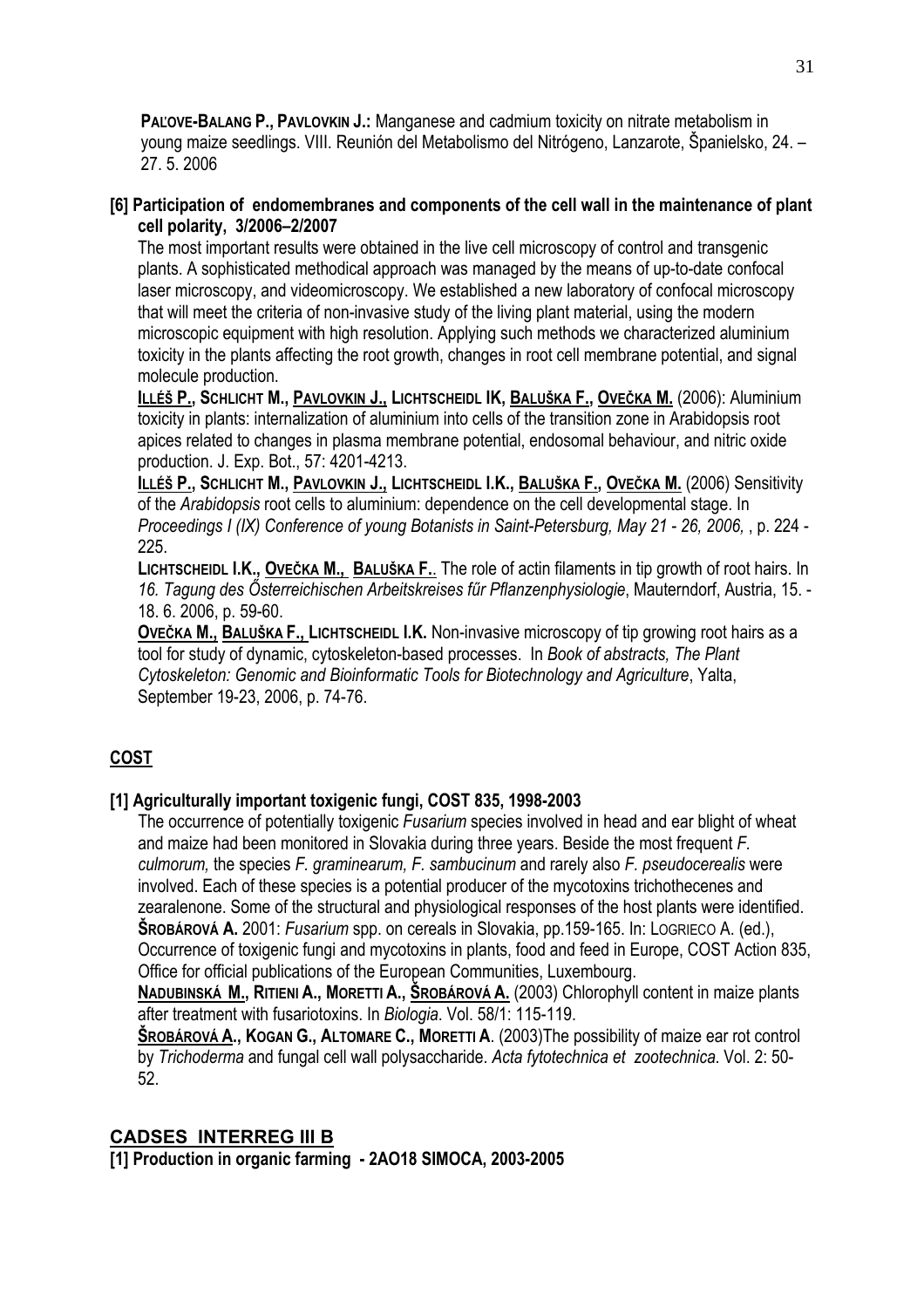**PAĽOVE-BALANG P., PAVLOVKIN J.:** Manganese and cadmium toxicity on nitrate metabolism in young maize seedlings. VIII. Reunión del Metabolismo del Nitrógeno, Lanzarote, Španielsko, 24. – 27. 5. 2006

**[6] Participation of endomembranes and components of the cell wall in the maintenance of plant cell polarity, 3/2006–2/2007**

The most important results were obtained in the live cell microscopy of control and transgenic plants. A sophisticated methodical approach was managed by the means of up-to-date confocal laser microscopy, and videomicroscopy. We established a new laboratory of confocal microscopy that will meet the criteria of non-invasive study of the living plant material, using the modern microscopic equipment with high resolution. Applying such methods we characterized aluminium toxicity in the plants affecting the root growth, changes in root cell membrane potential, and signal molecule production.

**ILLÉŠ P., SCHLICHT M., PAVLOVKIN J., LICHTSCHEIDL IK, BALUŠKA F., OVEČKA M.** (2006): Aluminium toxicity in plants: internalization of aluminium into cells of the transition zone in Arabidopsis root apices related to changes in plasma membrane potential, endosomal behaviour, and nitric oxide production. J. Exp. Bot., 57: 4201-4213.

**ILLÉŠ P., SCHLICHT M., PAVLOVKIN J., LICHTSCHEIDL I.K., BALUŠKA F., OVEČKA M.** (2006) Sensitivity of the *Arabidopsis* root cells to aluminium: dependence on the cell developmental stage. In *Proceedings I (IX) Conference of young Botanists in Saint-Petersburg, May 21 - 26, 2006,* , p. 224 - 225.

**LICHTSCHEIDL I.K., OVEČKA M., BALUŠKA F.**. The role of actin filaments in tip growth of root hairs. In *16. Tagung des Ősterreichischen Arbeitskreises fűr Pflanzenphysiologie*, Mauterndorf, Austria, 15. - 18. 6. 2006, p. 59-60.

**OVEČKA M., BALUŠKA F., LICHTSCHEIDL I.K.** Non-invasive microscopy of tip growing root hairs as a tool for study of dynamic, cytoskeleton-based processes. In *Book of abstracts, The Plant Cytoskeleton: Genomic and Bioinformatic Tools for Biotechnology and Agriculture*, Yalta, September 19-23, 2006, p. 74-76.

## COST

**[1] Agriculturally important toxigenic fungi, COST 835, 1998-2003**

The occurrence of potentially toxigenic *Fusarium* species involved in head and ear blight of wheat and maize had been monitored in Slovakia during three years. Beside the most frequent *F. culmorum,* the species *F. graminearum, F. sambucinum* and rarely also *F. pseudocerealis* were involved. Each of these species is a potential producer of the mycotoxins trichothecenes and zearalenone. Some of the structural and physiological responses of the host plants were identified.

**ŠROBÁROVÁ A.** 2001: *Fusarium* spp. on cereals in Slovakia, pp.159-165. In: LOGRIECO A. (ed.), Occurrence of toxigenic fungi and mycotoxins in plants, food and feed in Europe, COST Action 835, Office for official publications of the European Communities, Luxembourg.

**NADUBINSKÁ M., RITIENI A., MORETTI A., ŠROBÁROVÁ A.** (2003) Chlorophyll content in maize plants after treatment with fusariotoxins. In *Biologia*. Vol. 58/1: 115-119.

**ŠROBÁROVÁ A., KOGAN G., ALTOMARE C., MORETTI A**. (2003)The possibility of maize ear rot control by *Trichoderma* and fungal cell wall polysaccharide. *Acta fytotechnica et zootechnica.* Vol. 2: 50-52.

## CADSES INTERREG III B

**[1] Production in organic farming - 2AO18 SIMOCA, 2003-2005**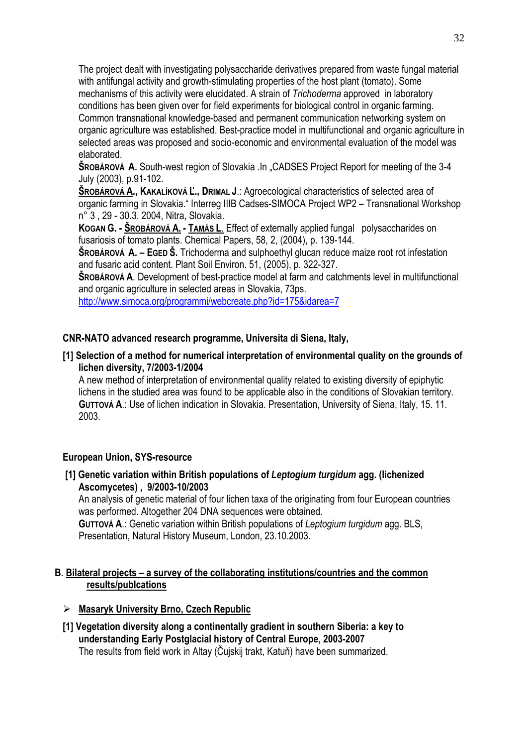The project dealt with investigating polysaccharide derivatives prepared from waste fungal material with antifungal activity and growth-stimulating properties of the host plant (tomato). Some mechanisms of this activity were elucidated. A strain of *Trichoderma* approved in laboratory conditions has been given over for field experiments for biological control in organic farming. Common transnational knowledge-based and permanent communication networking system on organic agriculture was established. Best-practice model in multifunctional and organic agriculture in selected areas was proposed and socio-economic and environmental evaluation of the model was elaborated.

**ŠROBÁROVÁ A.** South-west region of Slovakia .In „CADSES Project Report for meeting of the 3-4 July (2003), p.91-102.

**<u>ŠROBÁROVÁ A.</u>, KAKALÍKOVÁ Ľ., DRIMAL J**.: Agroecological characteristics of selected area of organic farming in Slovakia." Interreg IIIB Cadses-SIMOCA Project WP2 – Transnational Workshop n° 3 , 29 - 30.3. 2004, Nitra, Slovakia.

**KOGAN G. - <u>ŠROBÁROVÁ A.</u> - <u>TAMÁS L</u>.** Effect of externally applied fungal polysaccharides on fusariosis of tomato plants. Chemical Papers, 58, 2, (2004), p. 139-144.

**ŠROBÁROVÁ A. – EGED Š.** Trichoderma and sulphoethyl glucan reduce maize root rot infestation and fusaric acid content. Plant Soil Environ. 51, (2005), p. 322-327.

**ŠROBÁROVÁ A**. Development of best-practice model at farm and catchments level in multifunctional and organic agriculture in selected areas in Slovakia, 73ps.

http://www.simoca.org/programmi/webcreate.php?id=175&idarea=7

**CNR-NATO advanced research programme, Universita di Siena, Italy,**

**[1] Selection of a method for numerical interpretation of environmental quality on the grounds of lichen diversity, 7/2003-1/2004**

A new method of interpretation of environmental quality related to existing diversity of epiphytic lichens in the studied area was found to be applicable also in the conditions of Slovakian territory.

**GUTTOVÁ A**.: Use of lichen indication in Slovakia. Presentation, University of Siena, Italy, 15. 11. 2003.

**European Union, SYS-resource**

**[1] Genetic variation within British populations of *Leptogium turgidum* agg. (lichenized Ascomycetes) , 9/2003-10/2003**

An analysis of genetic material of four lichen taxa of the originating from four European countries was performed. Altogether 204 DNA sequences were obtained.

**GUTTOVÁ A**.: Genetic variation within British populations of *Leptogium turgidum* agg. BLS, Presentation, Natural History Museum, London, 23.10.2003.

**B. <u>Bilateral projects – a survey of the collaborating institutions/countries and the common results/publcations</u>**

- **<u>Masaryk University Brno, Czech Republic</u>**

**[1] Vegetation diversity along a continentally gradient in southern Siberia: a key to understanding Early Postglacial history of Central Europe, 2003-2007**

The results from field work in Altay (Čujskij trakt, Katuň) have been summarized.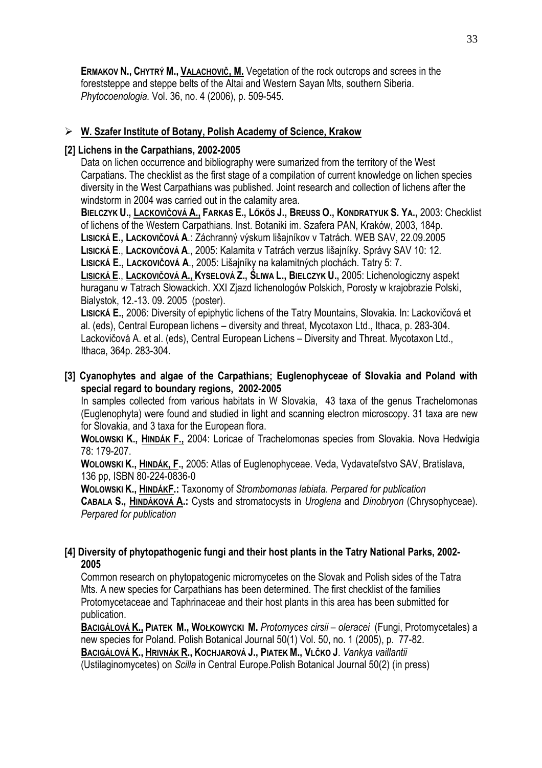**ERMAKOV N., CHYTRÝ M., VALACHOVIČ, M.** Vegetation of the rock outcrops and screes in the foreststeppe and steppe belts of the Altai and Western Sayan Mts, southern Siberia. *Phytocoenologia.* Vol. 36, no. 4 (2006), p. 509-545.

- **W. Szafer Institute of Botany, Polish Academy of Science, Krakow**

**[2] Lichens in the Carpathians, 2002-2005**

Data on lichen occurrence and bibliography were sumarized from the territory of the West Carpatians. The checklist as the first stage of a compilation of current knowledge on lichen species diversity in the West Carpathians was published. Joint research and collection of lichens after the windstorm in 2004 was carried out in the calamity area.

**BIELCZYK U., LACKOVIČOVÁ A., FARKAS E., LŐKÖS J., BREUSS O., KONDRATYUK S. YA.,** 2003: Checklist of lichens of the Western Carpathians. Inst. Botaniki im. Szafera PAN, Kraków, 2003, 184p.

**LISICKÁ E., LACKOVIČOVÁ A**.: Záchranný výskum lišajníkov v Tatrách. WEB SAV, 22.09.2005

**LISICKÁ E**., **LACKOVIČOVÁ A**., 2005: Kalamita v Tatrách verzus lišajníky. Správy SAV 10: 12.

**LISICKÁ E., LACKOVIČOVÁ A**., 2005: Lišajníky na kalamitných plochách. Tatry 5: 7.

**LISICKÁ E**., **LACKOVIČOVÁ A., KYSELOVÁ Z., ŚLIWA L., BIELCZYK U.,** 2005: Lichenologiczny aspekt huraganu w Tatrach Słowackich. XXI Zjazd lichenologów Polskich, Porosty w krajobrazie Polski, Bialystok, 12.-13. 09. 2005 (poster).

**LISICKÁ E.,** 2006: Diversity of epiphytic lichens of the Tatry Mountains, Slovakia. In: Lackovičová et al. (eds), Central European lichens – diversity and threat, Mycotaxon Ltd., Ithaca, p. 283-304. Lackovičová A. et al. (eds), Central European Lichens – Diversity and Threat. Mycotaxon Ltd., Ithaca, 364p. 283-304.

**[3] Cyanophytes and algae of the Carpathians; Euglenophyceae of Slovakia and Poland with special regard to boundary regions, 2002-2005**

In samples collected from various habitats in W Slovakia, 43 taxa of the genus Trachelomonas (Euglenophyta) were found and studied in light and scanning electron microscopy. 31 taxa are new for Slovakia, and 3 taxa for the European flora.

**WOLOWSKI K., HINDÁK F.,** 2004: Loricae of Trachelomonas species from Slovakia. Nova Hedwigia 78: 179-207.

**WOLOWSKI K., HINDÁK, F.,** 2005: Atlas of Euglenophyceae. Veda, Vydavateľstvo SAV, Bratislava, 136 pp, ISBN 80-224-0836-0

**WOLOWSKI K., HINDÁKF.:** Taxonomy of *Strombomonas labiata*. *Perpared for publication*

**CABALA S., HINDÁKOVÁ A.:** Cysts and stromatocysts in *Uroglena* and *Dinobryon* (Chrysophyceae). *Perpared for publication*

**[4] Diversity of phytopathogenic fungi and their host plants in the Tatry National Parks, 2002-2005**

Common research on phytopatogenic micromycetes on the Slovak and Polish sides of the Tatra Mts. A new species for Carpathians has been determined. The first checklist of the families Protomycetaceae and Taphrinaceae and their host plants in this area has been submitted for publication.

**BACIGÁLOVÁ K., PIATEK M., WOŁKOWYCKI M.** *Protomyces cirsii – oleracei* (Fungi, Protomycetales) a new species for Poland. Polish Botanical Journal 50(1) Vol. 50, no. 1 (2005), p. 77-82.

**BACIGÁLOVÁ K., HRIVNÁK R., KOCHJAROVÁ J., PIATEK M., VLČKO J**. *Vankya vaillantii* (Ustilaginomycetes) on *Scilla* in Central Europe.Polish Botanical Journal 50(2) (in press)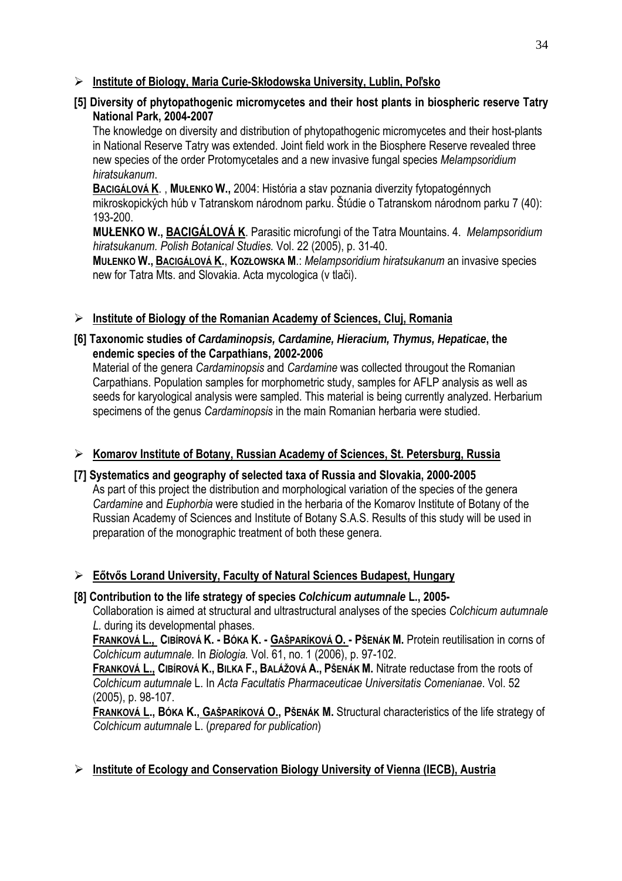- **Institute of Biology, Maria Curie-Skłodowska University, Lublin, Poľsko**

**[5] Diversity of phytopathogenic micromycetes and their host plants in biospheric reserve Tatry National Park, 2004-2007**

The knowledge on diversity and distribution of phytopathogenic micromycetes and their host-plants in National Reserve Tatry was extended. Joint field work in the Biosphere Reserve revealed three new species of the order Protomycetales and a new invasive fungal species *Melampsoridium hiratsukanum*.

**BACIGÁLOVÁ K**. , **MUŁENKO W.,** 2004: História a stav poznania diverzity fytopatogénnych mikroskopických húb v Tatranskom národnom parku. Štúdie o Tatranskom národnom parku 7 (40): 193-200.

**MUŁENKO W., BACIGÁLOVÁ K**. Parasitic microfungi of the Tatra Mountains. 4. *Melampsoridium hiratsukanum. Polish Botanical Studies.* Vol. 22 (2005), p. 31-40.

**MUŁENKO W., BACIGÁLOVÁ K.**, **KOZŁOWSKA M**.: *Melampsoridium hiratsukanum* an invasive species new for Tatra Mts. and Slovakia. Acta mycologica (v tlači).

- **Institute of Biology of the Romanian Academy of Sciences, Cluj, Romania**

**[6] Taxonomic studies of *Cardaminopsis, Cardamine, Hieracium, Thymus, Hepaticae*, the endemic species of the Carpathians, 2002-2006**

Material of the genera *Cardaminopsis* and *Cardamine* was collected througout the Romanian Carpathians. Population samples for morphometric study, samples for AFLP analysis as well as seeds for karyological analysis were sampled. This material is being currently analyzed. Herbarium specimens of the genus *Cardaminopsis* in the main Romanian herbaria were studied.

- **Komarov Institute of Botany, Russian Academy of Sciences, St. Petersburg, Russia**

**[7] Systematics and geography of selected taxa of Russia and Slovakia, 2000-2005**

As part of this project the distribution and morphological variation of the species of the genera *Cardamine* and *Euphorbia* were studied in the herbaria of the Komarov Institute of Botany of the Russian Academy of Sciences and Institute of Botany S.A.S. Results of this study will be used in preparation of the monographic treatment of both these genera.

- **Eőtvős Lorand University, Faculty of Natural Sciences Budapest, Hungary**

**[8] Contribution to the life strategy of species *Colchicum autumnale* L., 2005-**

Collaboration is aimed at structural and ultrastructural analyses of the species *Colchicum autumnale L.* during its developmental phases.

**FRANKOVÁ L., CIBÍROVÁ K. - BÓKA K. - GAŠPARÍKOVÁ O. - PŠENÁK M.** Protein reutilisation in corns of *Colchicum autumnale.* In *Biologia.* Vol. 61, no. 1 (2006), p. 97-102.

**FRANKOVÁ L., CIBÍROVÁ K., BILKA F., BALÁŽOVÁ A., PŠENÁK M.** Nitrate reductase from the roots of *Colchicum autumnale* L. In *Acta Facultatis Pharmaceuticae Universitatis Comenianae*. Vol. 52 (2005), p. 98-107.

**FRANKOVÁ L., BÓKA K., GAŠPARÍKOVÁ O., PŠENÁK M.** Structural characteristics of the life strategy of *Colchicum autumnale* L. (*prepared for publication*)

- **Institute of Ecology and Conservation Biology University of Vienna (IECB), Austria**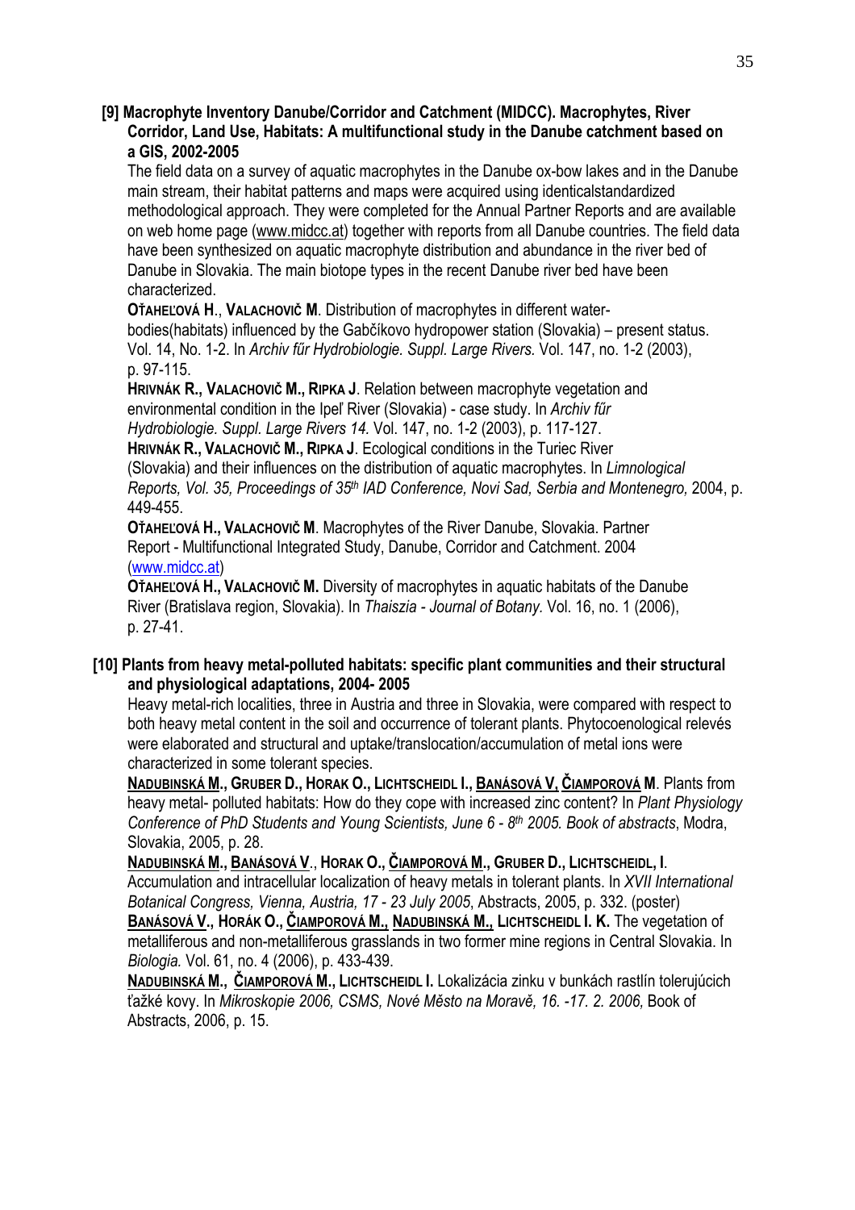**[9] Macrophyte Inventory Danube/Corridor and Catchment (MIDCC). Macrophytes, River Corridor, Land Use, Habitats: A multifunctional study in the Danube catchment based on a GIS, 2002-2005**

The field data on a survey of aquatic macrophytes in the Danube ox-bow lakes and in the Danube main stream, their habitat patterns and maps were acquired using identicalstandardized methodological approach. They were completed for the Annual Partner Reports and are available on web home page (www.midcc.at) together with reports from all Danube countries. The field data have been synthesized on aquatic macrophyte distribution and abundance in the river bed of Danube in Slovakia. The main biotope types in the recent Danube river bed have been characterized.

**Oťaheľová H**., **Valachovič M**. Distribution of macrophytes in different water-bodies(habitats) influenced by the Gabčíkovo hydropower station (Slovakia) – present status. Vol. 14, No. 1-2. In *Archiv für Hydrobiologie. Suppl. Large Rivers.* Vol. 147, no. 1-2 (2003), p. 97-115.

**Hrivnák R., Valachovič M., Ripka J**. Relation between macrophyte vegetation and environmental condition in the Ipeľ River (Slovakia) - case study. In *Archiv für Hydrobiologie. Suppl. Large Rivers 14.* Vol. 147, no. 1-2 (2003), p. 117-127.

**Hrivnák R., Valachovič M., Ripka J**. Ecological conditions in the Turiec River (Slovakia) and their influences on the distribution of aquatic macrophytes. In *Limnological Reports, Vol. 35, Proceedings of 35th IAD Conference, Novi Sad, Serbia and Montenegro,* 2004, p. 449-455.

**Oťaheľová H., Valachovič M**. Macrophytes of the River Danube, Slovakia. Partner Report - Multifunctional Integrated Study, Danube, Corridor and Catchment. 2004 (www.midcc.at)

**Oťaheľová H., Valachovič M.** Diversity of macrophytes in aquatic habitats of the Danube River (Bratislava region, Slovakia). In *Thaiszia - Journal of Botany.* Vol. 16, no. 1 (2006), p. 27-41.

**[10] Plants from heavy metal-polluted habitats: specific plant communities and their structural and physiological adaptations, 2004- 2005**

Heavy metal-rich localities, three in Austria and three in Slovakia, were compared with respect to both heavy metal content in the soil and occurrence of tolerant plants. Phytocoenological relevés were elaborated and structural and uptake/translocation/accumulation of metal ions were characterized in some tolerant species.

**Nadubinská M., Gruber D., Horak O., Lichtscheidl I., Banásová V, Čiamporová M**. Plants from heavy metal- polluted habitats: How do they cope with increased zinc content? In *Plant Physiology Conference of PhD Students and Young Scientists, June 6 - 8th 2005. Book of abstracts*, Modra, Slovakia, 2005, p. 28.

**Nadubinská M., Banásová V**., **Horak O., Čiamporová M., Gruber D., Lichtscheidl, I**. Accumulation and intracellular localization of heavy metals in tolerant plants. In *XVII International Botanical Congress, Vienna, Austria, 17 - 23 July 2005*, Abstracts, 2005, p. 332. (poster)

**Banásová V., Horák O., Čiamporová M., Nadubinská M., Lichtscheidl I. K.** The vegetation of metalliferous and non-metalliferous grasslands in two former mine regions in Central Slovakia. In *Biologia.* Vol. 61, no. 4 (2006), p. 433-439.

**Nadubinská M., Čiamporová M., Lichtscheidl I.** Lokalizácia zinku v bunkách rastlín tolerujúcich ťažké kovy. In *Mikroskopie 2006, CSMS, Nové Město na Moravě, 16. -17. 2. 2006*, Book of Abstracts, 2006, p. 15.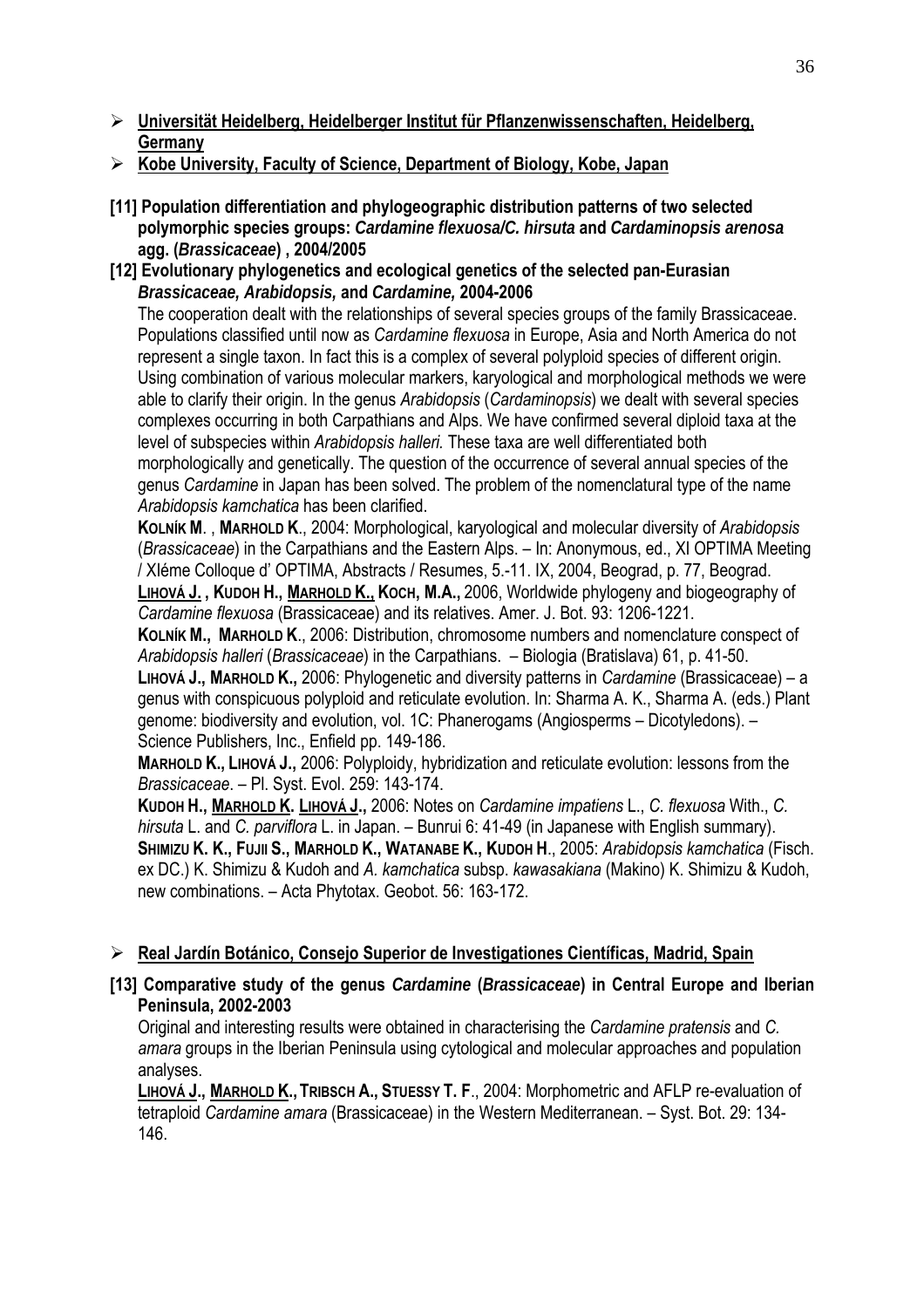- **Universität Heidelberg, Heidelberger Institut für Pflanzenwissenschaften, Heidelberg, Germany**
- **Kobe University, Faculty of Science, Department of Biology, Kobe, Japan**

**[11] Population differentiation and phylogeographic distribution patterns of two selected polymorphic species groups: *Cardamine flexuosa/C. hirsuta* and *Cardaminopsis arenosa* agg. (*Brassicaceae*) , 2004/2005**

**[12] Evolutionary phylogenetics and ecological genetics of the selected pan-Eurasian *Brassicaceae, Arabidopsis,* and *Cardamine,* 2004-2006**

The cooperation dealt with the relationships of several species groups of the family Brassicaceae. Populations classified until now as *Cardamine flexuosa* in Europe, Asia and North America do not represent a single taxon. In fact this is a complex of several polyploid species of different origin. Using combination of various molecular markers, karyological and morphological methods we were able to clarify their origin. In the genus *Arabidopsis* (*Cardaminopsis*) we dealt with several species complexes occurring in both Carpathians and Alps. We have confirmed several diploid taxa at the level of subspecies within *Arabidopsis halleri.* These taxa are well differentiated both morphologically and genetically. The question of the occurrence of several annual species of the genus *Cardamine* in Japan has been solved. The problem of the nomenclatural type of the name *Arabidopsis kamchatica* has been clarified.

**Kolník M**. , **Marhold K**., 2004: Morphological, karyological and molecular diversity of *Arabidopsis* (*Brassicaceae*) in the Carpathians and the Eastern Alps. – In: Anonymous, ed., XI OPTIMA Meeting / XIéme Colloque d' OPTIMA, Abstracts / Resumes, 5.-11. IX, 2004, Beograd, p. 77, Beograd.

**Lihová J. , Kudoh H., Marhold K., Koch, M.A.,** 2006, Worldwide phylogeny and biogeography of *Cardamine flexuosa* (Brassicaceae) and its relatives. Amer. J. Bot. 93: 1206-1221.

**Kolník M., Marhold K**., 2006: Distribution, chromosome numbers and nomenclature conspect of *Arabidopsis halleri* (*Brassicaceae*) in the Carpathians. – Biologia (Bratislava) 61, p. 41-50.

**Lihová J., Marhold K.,** 2006: Phylogenetic and diversity patterns in *Cardamine* (Brassicaceae) – a genus with conspicuous polyploid and reticulate evolution. In: Sharma A. K., Sharma A. (eds.) Plant genome: biodiversity and evolution, vol. 1C: Phanerogams (Angiosperms – Dicotyledons). – Science Publishers, Inc., Enfield pp. 149-186.

**Marhold K., Lihová J.,** 2006: Polyploidy, hybridization and reticulate evolution: lessons from the *Brassicaceae*. – Pl. Syst. Evol. 259: 143-174.

**Kudoh H., Marhold K. Lihová J.,** 2006: Notes on *Cardamine impatiens* L., *C. flexuosa* With., *C. hirsuta* L. and *C. parviflora* L. in Japan. – Bunrui 6: 41-49 (in Japanese with English summary).

**Shimizu K. K., Fujii S., Marhold K., Watanabe K., Kudoh H**., 2005: *Arabidopsis kamchatica* (Fisch. ex DC.) K. Shimizu & Kudoh and *A. kamchatica* subsp. *kawasakiana* (Makino) K. Shimizu & Kudoh, new combinations. – Acta Phytotax. Geobot. 56: 163-172.

- **Real Jardín Botánico, Consejo Superior de Investigationes Científicas, Madrid, Spain**

**[13] Comparative study of the genus *Cardamine* (*Brassicaceae*) in Central Europe and Iberian Peninsula, 2002-2003**

Original and interesting results were obtained in characterising the *Cardamine pratensis* and *C. amara* groups in the Iberian Peninsula using cytological and molecular approaches and population analyses.

**Lihová J., Marhold K., Tribsch A., Stuessy T. F**., 2004: Morphometric and AFLP re-evaluation of tetraploid *Cardamine amara* (Brassicaceae) in the Western Mediterranean. – Syst. Bot. 29: 134-146.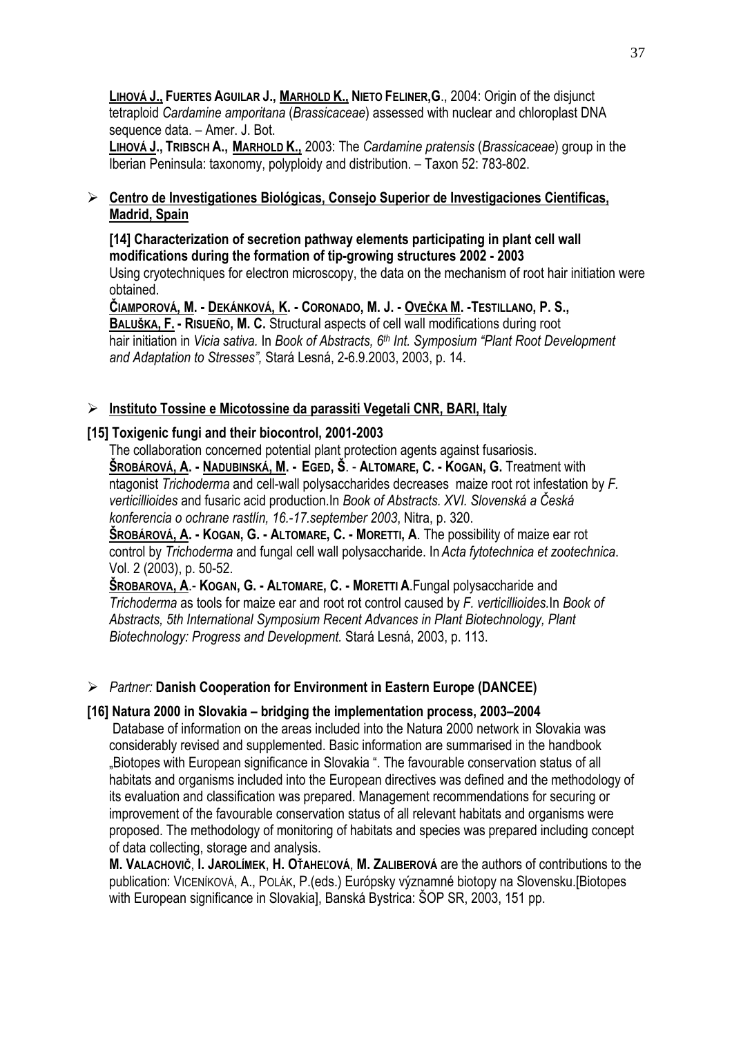**Lihová J., Fuertes Aguilar J., Marhold K., Nieto Feliner,G.**, 2004: Origin of the disjunct tetraploid *Cardamine amporitana* (*Brassicaceae*) assessed with nuclear and chloroplast DNA sequence data. – Amer. J. Bot.

**Lihová J., Tribsch A., Marhold K.,** 2003: The *Cardamine pratensis* (*Brassicaceae*) group in the Iberian Peninsula: taxonomy, polyploidy and distribution. – Taxon 52: 783-802.

- **Centro de Investigationes Biológicas, Consejo Superior de Investigaciones Cientificas, Madrid, Spain**

**[14] Characterization of secretion pathway elements participating in plant cell wall modifications during the formation of tip-growing structures 2002 - 2003**

Using cryotechniques for electron microscopy, the data on the mechanism of root hair initiation were obtained.

**Čiamporová, M. - Dekánková, K. - Coronado, M. J. - Ovečka M. -Testillano, P. S., Baluška, F. - Risueño, M. C.** Structural aspects of cell wall modifications during root hair initiation in *Vicia sativa.* In *Book of Abstracts, 6th Int. Symposium "Plant Root Development and Adaptation to Stresses",* Stará Lesná, 2-6.9.2003, 2003, p. 14.

- **Instituto Tossine e Micotossine da parassiti Vegetali CNR, BARI, Italy**

**[15] Toxigenic fungi and their biocontrol, 2001-2003**

The collaboration concerned potential plant protection agents against fusariosis.

**Šrobárová, A. - Nadubinská, M. - Eged, Š. - Altomare, C. - Kogan, G.** Treatment with ntagonist *Trichoderma* and cell-wall polysaccharides decreases maize root rot infestation by *F. verticillioides* and fusaric acid production.In *Book of Abstracts. XVI. Slovenská a Česká konferencia o ochrane rastlín, 16.-17.september 2003*, Nitra, p. 320.

**Šrobárová, A. - Kogan, G. - Altomare, C. - Moretti, A**. The possibility of maize ear rot control by *Trichoderma* and fungal cell wall polysaccharide. In *Acta fytotechnica et zootechnica*. Vol. 2 (2003), p. 50-52.

**Šrobarova, A.- Kogan, G. - Altomare, C. - Moretti A**.Fungal polysaccharide and *Trichoderma* as tools for maize ear and root rot control caused by *F. verticillioides.*In *Book of Abstracts, 5th International Symposium Recent Advances in Plant Biotechnology, Plant Biotechnology: Progress and Development.* Stará Lesná, 2003, p. 113.

- *Partner:* **Danish Cooperation for Environment in Eastern Europe (DANCEE)**

**[16] Natura 2000 in Slovakia – bridging the implementation process, 2003–2004**

Database of information on the areas included into the Natura 2000 network in Slovakia was considerably revised and supplemented. Basic information are summarised in the handbook „Biotopes with European significance in Slovakia ". The favourable conservation status of all habitats and organisms included into the European directives was defined and the methodology of its evaluation and classification was prepared. Management recommendations for securing or improvement of the favourable conservation status of all relevant habitats and organisms were proposed. The methodology of monitoring of habitats and species was prepared including concept of data collecting, storage and analysis.

**M. Valachovič**, **I. Jarolímek**, **H. Oťaheľová**, **M. Zaliberová** are the authors of contributions to the publication: Viceníková, A., Polák, P.(eds.) Európsky významné biotopy na Slovensku.[Biotopes with European significance in Slovakia], Banská Bystrica: ŠOP SR, 2003, 151 pp.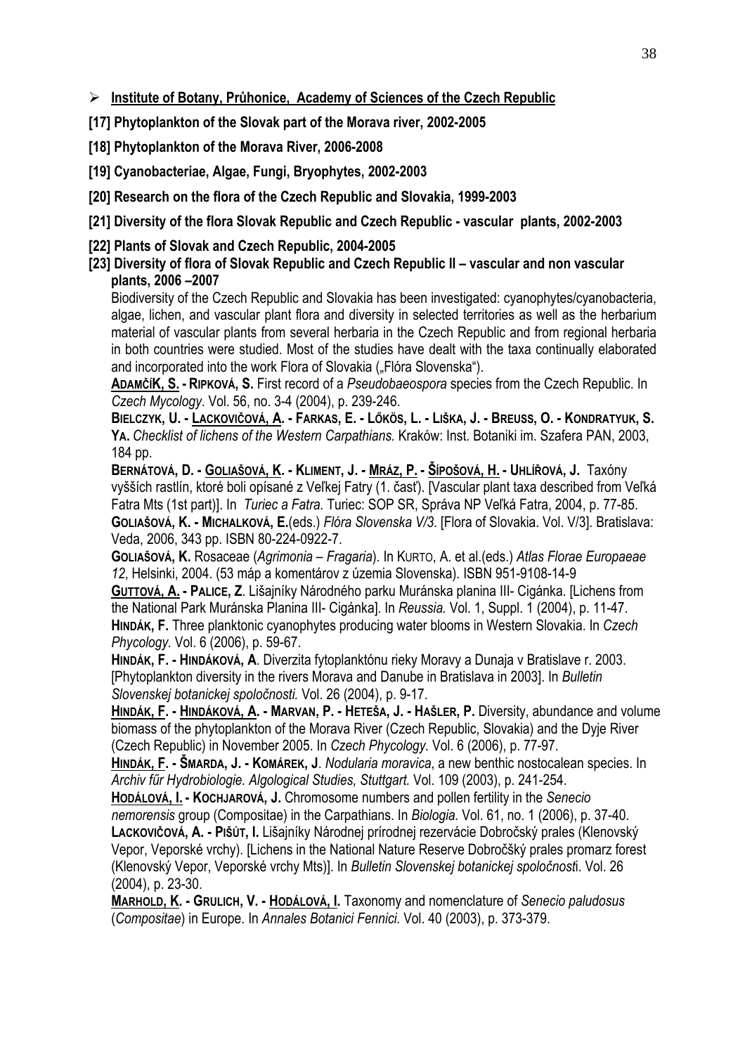- **Institute of Botany, Průhonice, Academy of Sciences of the Czech Republic**

**[17] Phytoplankton of the Slovak part of the Morava river, 2002-2005**

**[18] Phytoplankton of the Morava River, 2006-2008**

**[19] Cyanobacteriae, Algae, Fungi, Bryophytes, 2002-2003**

**[20] Research on the flora of the Czech Republic and Slovakia, 1999-2003**

**[21] Diversity of the flora Slovak Republic and Czech Republic - vascular plants, 2002-2003**

**[22] Plants of Slovak and Czech Republic, 2004-2005**

**[23] Diversity of flora of Slovak Republic and Czech Republic II – vascular and non vascular plants, 2006 –2007**

Biodiversity of the Czech Republic and Slovakia has been investigated: cyanophytes/cyanobacteria, algae, lichen, and vascular plant flora and diversity in selected territories as well as the herbarium material of vascular plants from several herbaria in the Czech Republic and from regional herbaria in both countries were studied. Most of the studies have dealt with the taxa continually elaborated and incorporated into the work Flora of Slovakia („Flóra Slovenska").

**ADAMČÍK, S. - RIPKOVÁ, S.** First record of a *Pseudobaeospora* species from the Czech Republic. In *Czech Mycology*. Vol. 56, no. 3-4 (2004), p. 239-246.

**BIELCZYK, U. - LACKOVIČOVÁ, A. - FARKAS, E. - LŐKÖS, L. - LIŠKA, J. - BREUSS, O. - KONDRATYUK, S. YA.** *Checklist of lichens of the Western Carpathians.* Kraków: Inst. Botaniki im. Szafera PAN, 2003, 184 pp.

**BERNÁTOVÁ, D. - GOLIAŠOVÁ, K. - KLIMENT, J. - MRÁZ, P. - ŠÍPOŠOVÁ, H. - UHLÍŘOVÁ, J.** Taxóny vyšších rastlín, ktoré boli opísané z Veľkej Fatry (1. časť). [Vascular plant taxa described from Veľká Fatra Mts (1st part)]. In *Turiec a Fatra.* Turiec: SOP SR, Správa NP Veľká Fatra, 2004, p. 77-85.

**GOLIAŠOVÁ, K. - MICHALKOVÁ, E.**(eds.) *Flóra Slovenska V/3.* [Flora of Slovakia. Vol. V/3]. Bratislava: Veda, 2006, 343 pp. ISBN 80-224-0922-7.

**GOLIAŠOVÁ, K.** Rosaceae (*Agrimonia – Fragaria*). In KURTO, A. et al.(eds.) *Atlas Florae Europaeae 12*, Helsinki, 2004. (53 máp a komentárov z územia Slovenska). ISBN 951-9108-14-9

**GUTTOVÁ, A. - PALICE, Z**. Lišajníky Národného parku Muránska planina III- Cigánka. [Lichens from the National Park Muránska Planina III- Cigánka]. In *Reussia.* Vol. 1, Suppl. 1 (2004), p. 11-47.

**HINDÁK, F.** Three planktonic cyanophytes producing water blooms in Western Slovakia. In *Czech Phycology.* Vol. 6 (2006), p. 59-67.

**HINDÁK, F. - HINDÁKOVÁ, A**. Diverzita fytoplanktónu rieky Moravy a Dunaja v Bratislave r. 2003. [Phytoplankton diversity in the rivers Morava and Danube in Bratislava in 2003]. In *Bulletin Slovenskej botanickej spoločnosti.* Vol. 26 (2004), p. 9-17.

**HINDÁK, F. - HINDÁKOVÁ, A. - MARVAN, P. - HETEŠA, J. - HAŠLER, P.** Diversity, abundance and volume biomass of the phytoplankton of the Morava River (Czech Republic, Slovakia) and the Dyje River (Czech Republic) in November 2005. In *Czech Phycology.* Vol. 6 (2006), p. 77-97.

**HINDÁK, F. - ŠMARDA, J. - KOMÁREK, J**. *Nodularia moravica*, a new benthic nostocalean species. In *Archiv fűr Hydrobiologie. Algological Studies, Stuttgart.* Vol. 109 (2003), p. 241-254.

**HODÁLOVÁ, I. - KOCHJAROVÁ, J.** Chromosome numbers and pollen fertility in the *Senecio nemorensis* group (Compositae) in the Carpathians. In *Biologia.* Vol. 61, no. 1 (2006), p. 37-40.

**LACKOVIČOVÁ, A. - PIŠÚT, I.** Lišajníky Národnej prírodnej rezervácie Dobročský prales (Klenovský Vepor, Veporské vrchy). [Lichens in the National Nature Reserve Dobročšký prales promarz forest (Klenovský Vepor, Veporské vrchy Mts)]. In *Bulletin Slovenskej botanickej spoločnost*i. Vol. 26 (2004), p. 23-30.

**MARHOLD, K. - GRULICH, V. - HODÁLOVÁ, I.** Taxonomy and nomenclature of *Senecio paludosus* (*Compositae*) in Europe. In *Annales Botanici Fennici.* Vol. 40 (2003), p. 373-379.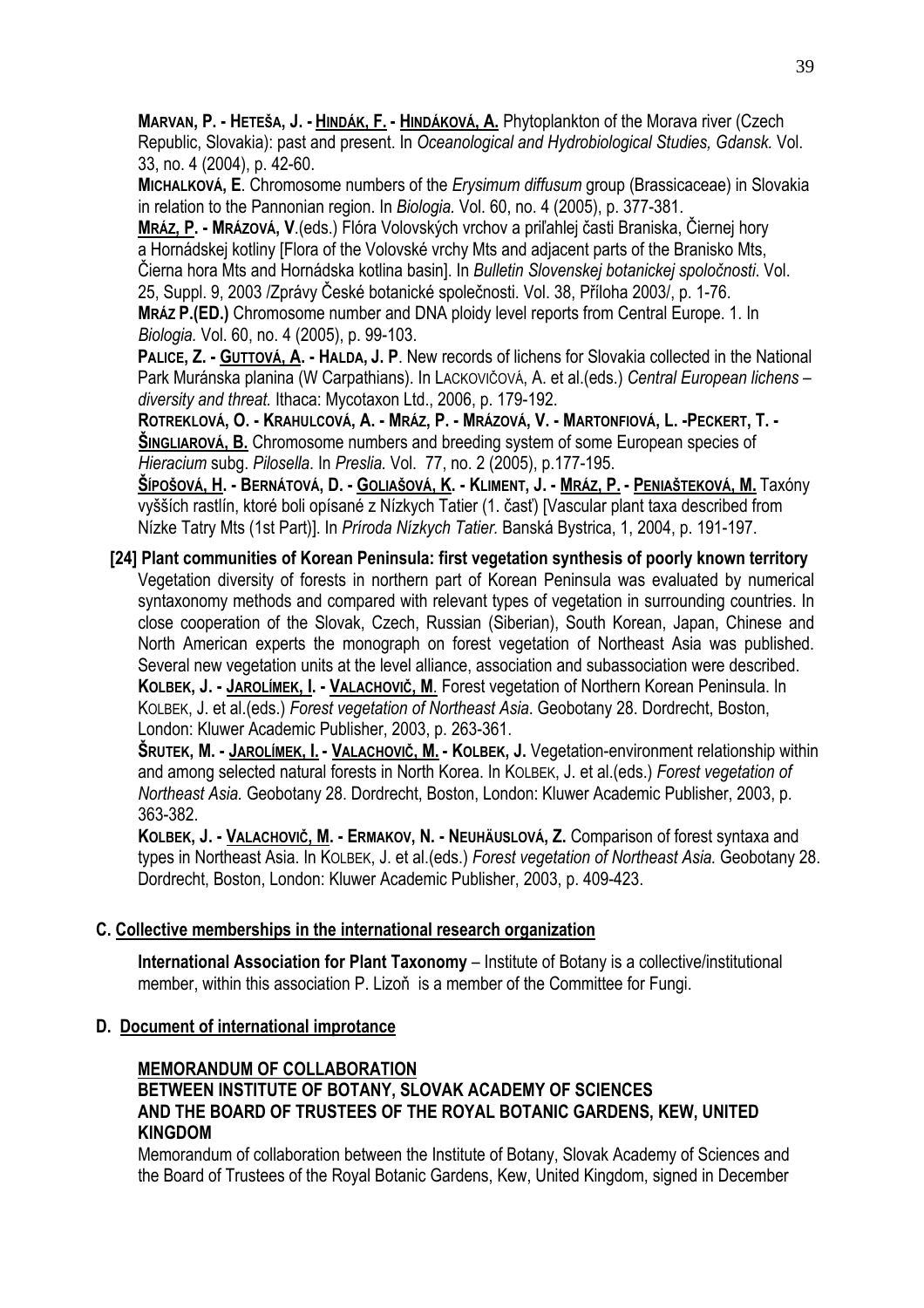**MARVAN, P. - HETEŠA, J. - HINDÁK, F. - HINDÁKOVÁ, A.** Phytoplankton of the Morava river (Czech Republic, Slovakia): past and present. In *Oceanological and Hydrobiological Studies, Gdansk.* Vol. 33, no. 4 (2004), p. 42-60.

**MICHALKOVÁ, E**. Chromosome numbers of the *Erysimum diffusum* group (Brassicaceae) in Slovakia in relation to the Pannonian region. In *Biologia.* Vol. 60, no. 4 (2005), p. 377-381.

**MRÁZ, P. - MRÁZOVÁ, V**.(eds.) Flóra Volovských vrchov a priľahlej časti Braniska, Čiernej hory a Hornádskej kotliny [Flora of the Volovské vrchy Mts and adjacent parts of the Branisko Mts, Čierna hora Mts and Hornádska kotlina basin]. In *Bulletin Slovenskej botanickej spoločnosti*. Vol. 25, Suppl. 9, 2003 /Zprávy České botanické společnosti. Vol. 38, Příloha 2003/, p. 1-76.

**MRÁZ P.(ED.)** Chromosome number and DNA ploidy level reports from Central Europe. 1. In *Biologia.* Vol. 60, no. 4 (2005), p. 99-103.

**PALICE, Z. - GUTTOVÁ, A. - HALDA, J. P**. New records of lichens for Slovakia collected in the National Park Muránska planina (W Carpathians). In LACKOVIČOVÁ, A. et al.(eds.) *Central European lichens – diversity and threat.* Ithaca: Mycotaxon Ltd., 2006, p. 179-192.

**ROTREKLOVÁ, O. - KRAHULCOVÁ, A. - MRÁZ, P. - MRÁZOVÁ, V. - MARTONFIOVÁ, L. -PECKERT, T. - ŠINGLIAROVÁ, B.** Chromosome numbers and breeding system of some European species of *Hieracium* subg. *Pilosella*. In *Preslia.* Vol. 77, no. 2 (2005), p.177-195.

**ŠÍPOŠOVÁ, H. - BERNÁTOVÁ, D. - GOLIAŠOVÁ, K. - KLIMENT, J. - MRÁZ, P. - PENIAŠTEKOVÁ, M.** Taxóny vyšších rastlín, ktoré boli opísané z Nízkych Tatier (1. časť) [Vascular plant taxa described from Nízke Tatry Mts (1st Part)]. In *Príroda Nízkych Tatier.* Banská Bystrica, 1, 2004, p. 191-197.

**[24] Plant communities of Korean Peninsula: first vegetation synthesis of poorly known territory**

Vegetation diversity of forests in northern part of Korean Peninsula was evaluated by numerical syntaxonomy methods and compared with relevant types of vegetation in surrounding countries. In close cooperation of the Slovak, Czech, Russian (Siberian), South Korean, Japan, Chinese and North American experts the monograph on forest vegetation of Northeast Asia was published. Several new vegetation units at the level alliance, association and subassociation were described.

**KOLBEK, J. - JAROLÍMEK, I. - VALACHOVIČ, M**. Forest vegetation of Northern Korean Peninsula. In KOLBEK, J. et al.(eds.) *Forest vegetation of Northeast Asia*. Geobotany 28. Dordrecht, Boston, London: Kluwer Academic Publisher, 2003, p. 263-361.

**ŠRUTEK, M. - JAROLÍMEK, I. - VALACHOVIČ, M. - KOLBEK, J.** Vegetation-environment relationship within and among selected natural forests in North Korea. In KOLBEK, J. et al.(eds.) *Forest vegetation of Northeast Asia.* Geobotany 28. Dordrecht, Boston, London: Kluwer Academic Publisher, 2003, p. 363-382.

**KOLBEK, J. - VALACHOVIČ, M. - ERMAKOV, N. - NEUHÄUSLOVÁ, Z.** Comparison of forest syntaxa and types in Northeast Asia. In KOLBEK, J. et al.(eds.) *Forest vegetation of Northeast Asia.* Geobotany 28. Dordrecht, Boston, London: Kluwer Academic Publisher, 2003, p. 409-423.

## C. Collective memberships in the international research organization

**International Association for Plant Taxonomy** – Institute of Botany is a collective/institutional member, within this association P. Lizoň is a member of the Committee for Fungi.

## D. Document of international improtance

**MEMORANDUM OF COLLABORATION**
**BETWEEN INSTITUTE OF BOTANY, SLOVAK ACADEMY OF SCIENCES**
**AND THE BOARD OF TRUSTEES OF THE ROYAL BOTANIC GARDENS, KEW, UNITED KINGDOM**

Memorandum of collaboration between the Institute of Botany, Slovak Academy of Sciences and the Board of Trustees of the Royal Botanic Gardens, Kew, United Kingdom, signed in December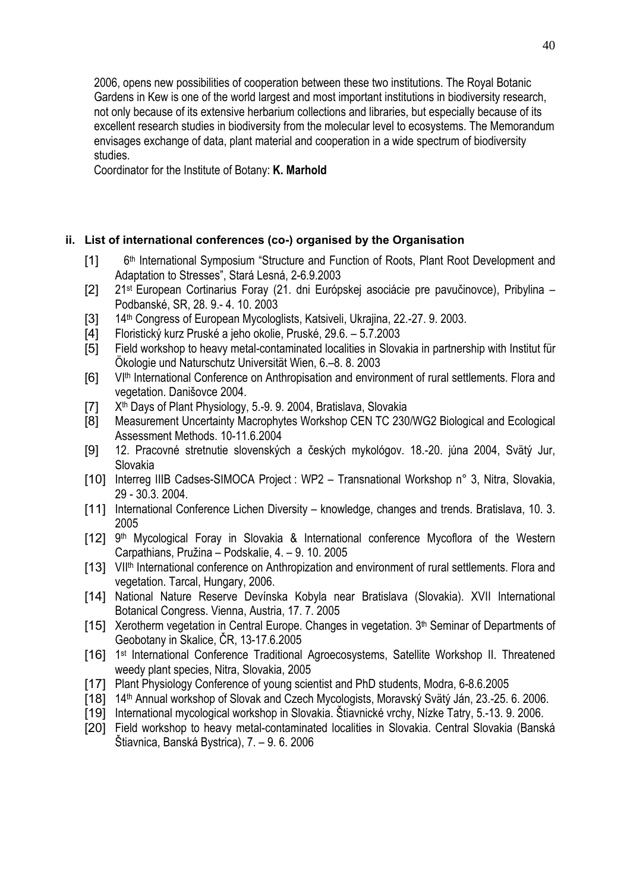2006, opens new possibilities of cooperation between these two institutions. The Royal Botanic Gardens in Kew is one of the world largest and most important institutions in biodiversity research, not only because of its extensive herbarium collections and libraries, but especially because of its excellent research studies in biodiversity from the molecular level to ecosystems. The Memorandum envisages exchange of data, plant material and cooperation in a wide spectrum of biodiversity studies.

Coordinator for the Institute of Botany: **K. Marhold**

#### ii. List of international conferences (co-) organised by the Organisation

[1] 6th International Symposium "Structure and Function of Roots, Plant Root Development and Adaptation to Stresses", Stará Lesná, 2-6.9.2003

[2] 21st European Cortinarius Foray (21. dni Európskej asociácie pre pavučinovce), Pribylina – Podbanské, SR, 28. 9.- 4. 10. 2003

[3] 14th Congress of European Mycologlists, Katsiveli, Ukrajina, 22.-27. 9. 2003.

[4] Floristický kurz Pruské a jeho okolie, Pruské, 29.6. – 5.7.2003

[5] Field workshop to heavy metal-contaminated localities in Slovakia in partnership with Institut für Ökologie und Naturschutz Universität Wien, 6.–8. 8. 2003

[6] VIth International Conference on Anthropisation and environment of rural settlements. Flora and vegetation. Danišovce 2004.

[7] Xth Days of Plant Physiology, 5.-9. 9. 2004, Bratislava, Slovakia

[8] Measurement Uncertainty Macrophytes Workshop CEN TC 230/WG2 Biological and Ecological Assessment Methods. 10-11.6.2004

[9] 12. Pracovné stretnutie slovenských a českých mykológov. 18.-20. júna 2004, Svätý Jur, Slovakia

[10] Interreg IIIB Cadses-SIMOCA Project : WP2 – Transnational Workshop n° 3, Nitra, Slovakia, 29 - 30.3. 2004.

[11] International Conference Lichen Diversity – knowledge, changes and trends. Bratislava, 10. 3. 2005

[12] 9th Mycological Foray in Slovakia & International conference Mycoflora of the Western Carpathians, Pružina – Podskalie, 4. – 9. 10. 2005

[13] VIIth International conference on Anthropization and environment of rural settlements. Flora and vegetation. Tarcal, Hungary, 2006.

[14] National Nature Reserve Devínska Kobyla near Bratislava (Slovakia). XVII International Botanical Congress. Vienna, Austria, 17. 7. 2005

[15] Xerotherm vegetation in Central Europe. Changes in vegetation. 3th Seminar of Departments of Geobotany in Skalice, ČR, 13-17.6.2005

[16] 1st International Conference Traditional Agroecosystems, Satellite Workshop II. Threatened weedy plant species, Nitra, Slovakia, 2005

[17] Plant Physiology Conference of young scientist and PhD students, Modra, 6-8.6.2005

[18] 14th Annual workshop of Slovak and Czech Mycologists, Moravský Svätý Ján, 23.-25. 6. 2006.

[19] International mycological workshop in Slovakia. Štiavnické vrchy, Nízke Tatry, 5.-13. 9. 2006.

[20] Field workshop to heavy metal-contaminated localities in Slovakia. Central Slovakia (Banská Štiavnica, Banská Bystrica), 7. – 9. 6. 2006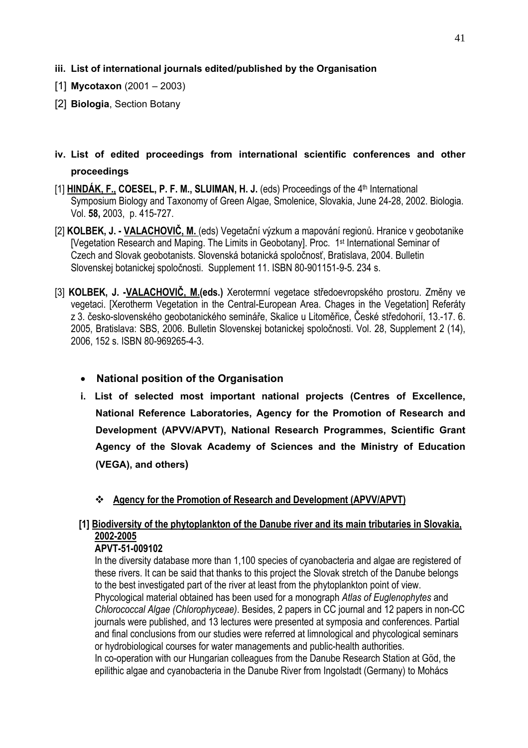### iii. List of international journals edited/published by the Organisation

[1] **Mycotaxon** (2001 – 2003)

[2] **Biologia**, Section Botany

### iv. List of edited proceedings from international scientific conferences and other proceedings

[1] **HINDÁK, F., COESEL, P. F. M., SLUIMAN, H. J.** (eds) Proceedings of the 4th International Symposium Biology and Taxonomy of Green Algae, Smolenice, Slovakia, June 24-28, 2002. Biologia. Vol. **58,** 2003, p. 415-727.

[2] **KOLBEK, J. - VALACHOVIČ, M.** (eds) Vegetační výzkum a mapování regionů. Hranice v geobotanike [Vegetation Research and Maping. The Limits in Geobotany]. Proc. 1st International Seminar of Czech and Slovak geobotanists. Slovenská botanická spoločnosť, Bratislava, 2004. Bulletin Slovenskej botanickej spoločnosti. Supplement 11. ISBN 80-901151-9-5. 234 s.

[3] **KOLBEK, J. -VALACHOVIČ, M.(eds.)** Xerotermní vegetace středoevropského prostoru. Změny ve vegetaci. [Xerotherm Vegetation in the Central-European Area. Chages in the Vegetation] Referáty z 3. česko-slovenského geobotanického semináře, Skalice u Litoměřice, České středohorií, 13.-17. 6. 2005, Bratislava: SBS, 2006. Bulletin Slovenskej botanickej spoločnosti. Vol. 28, Supplement 2 (14), 2006, 152 s. ISBN 80-969265-4-3.

- **National position of the Organisation**

### i. List of selected most important national projects (Centres of Excellence, National Reference Laboratories, Agency for the Promotion of Research and Development (APVV/APVT), National Research Programmes, Scientific Grant Agency of the Slovak Academy of Sciences and the Ministry of Education (VEGA), and others)

- **Agency for the Promotion of Research and Development (APVV/APVT)**

**[1] Biodiversity of the phytoplankton of the Danube river and its main tributaries in Slovakia, 2002-2005**
**APVT-51-009102**

In the diversity database more than 1,100 species of cyanobacteria and algae are registered of these rivers. It can be said that thanks to this project the Slovak stretch of the Danube belongs to the best investigated part of the river at least from the phytoplankton point of view. Phycological material obtained has been used for a monograph *Atlas of Euglenophytes* and *Chlorococcal Algae (Chlorophyceae)*. Besides, 2 papers in CC journal and 12 papers in non-CC journals were published, and 13 lectures were presented at symposia and conferences. Partial and final conclusions from our studies were referred at limnological and phycological seminars or hydrobiological courses for water managements and public-health authorities.
In co-operation with our Hungarian colleagues from the Danube Research Station at Göd, the epilithic algae and cyanobacteria in the Danube River from Ingolstadt (Germany) to Mohács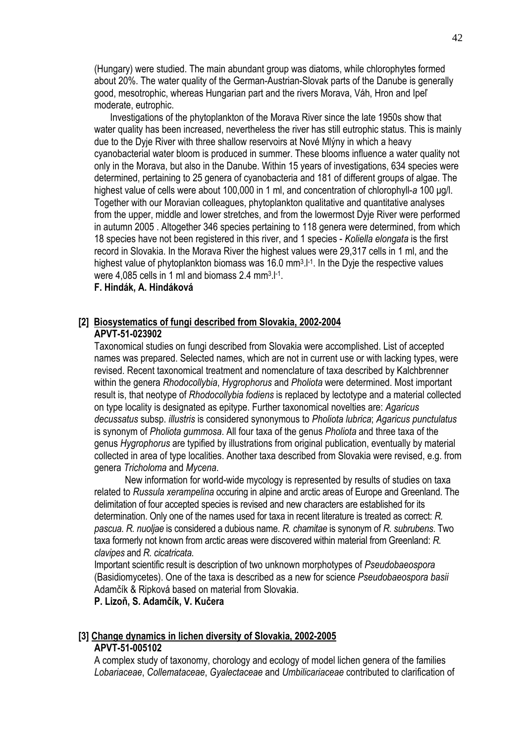(Hungary) were studied. The main abundant group was diatoms, while chlorophytes formed about 20%. The water quality of the German-Austrian-Slovak parts of the Danube is generally good, mesotrophic, whereas Hungarian part and the rivers Morava, Váh, Hron and Ipeľ moderate, eutrophic.

Investigations of the phytoplankton of the Morava River since the late 1950s show that water quality has been increased, nevertheless the river has still eutrophic status. This is mainly due to the Dyje River with three shallow reservoirs at Nové Mlýny in which a heavy cyanobacterial water bloom is produced in summer. These blooms influence a water quality not only in the Morava, but also in the Danube. Within 15 years of investigations, 634 species were determined, pertaining to 25 genera of cyanobacteria and 181 of different groups of algae. The highest value of cells were about 100,000 in 1 ml, and concentration of chlorophyll-*a* 100 µg/l. Together with our Moravian colleagues, phytoplankton qualitative and quantitative analyses from the upper, middle and lower stretches, and from the lowermost Dyje River were performed in autumn 2005 . Altogether 346 species pertaining to 118 genera were determined, from which 18 species have not been registered in this river, and 1 species - *Koliella elongata* is the first record in Slovakia. In the Morava River the highest values were 29,317 cells in 1 ml, and the highest value of phytoplankton biomass was 16.0 $mm^3.l^{-1}$. In the Dyje the respective values were 4,085 cells in 1 ml and biomass 2.4 $mm^3.l^{-1}$.

**F. Hindák, A. Hindáková**

## [2] Biosystematics of fungi described from Slovakia, 2002-2004
**APVT-51-023902**

Taxonomical studies on fungi described from Slovakia were accomplished. List of accepted names was prepared. Selected names, which are not in current use or with lacking types, were revised. Recent taxonomical treatment and nomenclature of taxa described by Kalchbrenner within the genera *Rhodocollybia*, *Hygrophorus* and *Pholiota* were determined. Most important result is, that neotype of *Rhodocollybia fodiens* is replaced by lectotype and a material collected on type locality is designated as epitype. Further taxonomical novelties are: *Agaricus decussatus* subsp. *illustris* is considered synonymous to *Pholiota lubrica*; *Agaricus punctulatus* is synonym of *Pholiota gummosa*. All four taxa of the genus *Pholiota* and three taxa of the genus *Hygrophorus* are typified by illustrations from original publication, eventually by material collected in area of type localities. Another taxa described from Slovakia were revised, e.g. from genera *Tricholoma* and *Mycena*.

New information for world-wide mycology is represented by results of studies on taxa related to *Russula xerampelina* occuring in alpine and arctic areas of Europe and Greenland. The delimitation of four accepted species is revised and new characters are established for its determination. Only one of the names used for taxa in recent literature is treated as correct: *R. pascua*. *R. nuoljae* is considered a dubious name. *R. chamitae* is synonym of *R. subrubens*. Two taxa formerly not known from arctic areas were discovered within material from Greenland: *R. clavipes* and *R. cicatricata*.

Important scientific result is description of two unknown morphotypes of *Pseudobaeospora* (Basidiomycetes). One of the taxa is described as a new for science *Pseudobaeospora basii* Adamčík & Ripková based on material from Slovakia.

**P. Lizoň, S. Adamčík, V. Kučera**

## [3] Change dynamics in lichen diversity of Slovakia, 2002-2005
**APVT-51-005102**

A complex study of taxonomy, chorology and ecology of model lichen genera of the families *Lobariaceae*, *Collemataceae*, *Gyalectaceae* and *Umbilicariaceae* contributed to clarification of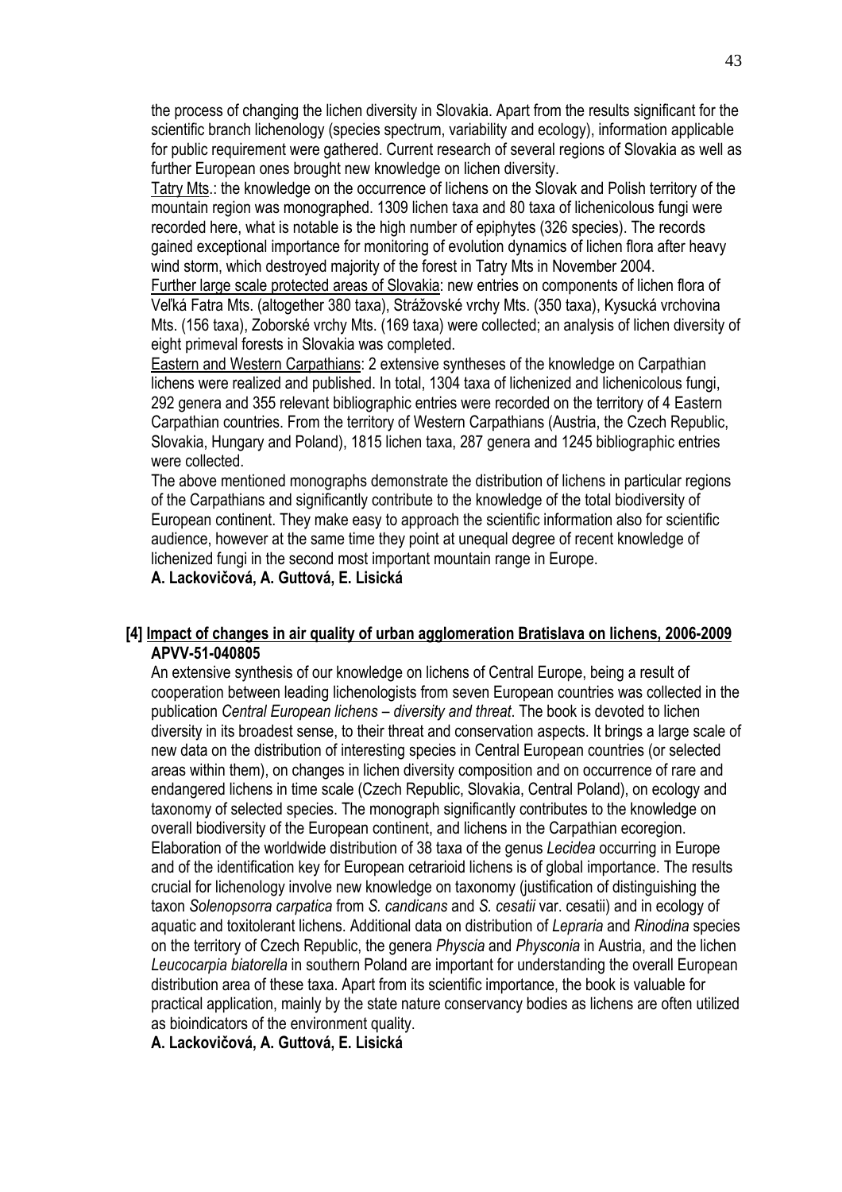the process of changing the lichen diversity in Slovakia. Apart from the results significant for the scientific branch lichenology (species spectrum, variability and ecology), information applicable for public requirement were gathered. Current research of several regions of Slovakia as well as further European ones brought new knowledge on lichen diversity.

Tatry Mts.: the knowledge on the occurrence of lichens on the Slovak and Polish territory of the mountain region was monographed. 1309 lichen taxa and 80 taxa of lichenicolous fungi were recorded here, what is notable is the high number of epiphytes (326 species). The records gained exceptional importance for monitoring of evolution dynamics of lichen flora after heavy wind storm, which destroyed majority of the forest in Tatry Mts in November 2004.

Further large scale protected areas of Slovakia: new entries on components of lichen flora of Veľká Fatra Mts. (altogether 380 taxa), Strážovské vrchy Mts. (350 taxa), Kysucká vrchovina Mts. (156 taxa), Zoborské vrchy Mts. (169 taxa) were collected; an analysis of lichen diversity of eight primeval forests in Slovakia was completed.

Eastern and Western Carpathians: 2 extensive syntheses of the knowledge on Carpathian lichens were realized and published. In total, 1304 taxa of lichenized and lichenicolous fungi, 292 genera and 355 relevant bibliographic entries were recorded on the territory of 4 Eastern Carpathian countries. From the territory of Western Carpathians (Austria, the Czech Republic, Slovakia, Hungary and Poland), 1815 lichen taxa, 287 genera and 1245 bibliographic entries were collected.

The above mentioned monographs demonstrate the distribution of lichens in particular regions of the Carpathians and significantly contribute to the knowledge of the total biodiversity of European continent. They make easy to approach the scientific information also for scientific audience, however at the same time they point at unequal degree of recent knowledge of lichenized fungi in the second most important mountain range in Europe.

**A. Lackovičová, A. Guttová, E. Lisická**

**[4] Impact of changes in air quality of urban agglomeration Bratislava on lichens, 2006-2009**
**APVV-51-040805**

An extensive synthesis of our knowledge on lichens of Central Europe, being a result of cooperation between leading lichenologists from seven European countries was collected in the publication *Central European lichens – diversity and threat*. The book is devoted to lichen diversity in its broadest sense, to their threat and conservation aspects. It brings a large scale of new data on the distribution of interesting species in Central European countries (or selected areas within them), on changes in lichen diversity composition and on occurrence of rare and endangered lichens in time scale (Czech Republic, Slovakia, Central Poland), on ecology and taxonomy of selected species. The monograph significantly contributes to the knowledge on overall biodiversity of the European continent, and lichens in the Carpathian ecoregion. Elaboration of the worldwide distribution of 38 taxa of the genus *Lecidea* occurring in Europe and of the identification key for European cetrarioid lichens is of global importance. The results crucial for lichenology involve new knowledge on taxonomy (justification of distinguishing the taxon *Solenopsorra carpatica* from *S. candicans* and *S. cesatii* var. cesatii) and in ecology of aquatic and toxitolerant lichens. Additional data on distribution of *Lepraria* and *Rinodina* species on the territory of Czech Republic, the genera *Physcia* and *Physconia* in Austria, and the lichen *Leucocarpia biatorella* in southern Poland are important for understanding the overall European distribution area of these taxa. Apart from its scientific importance, the book is valuable for practical application, mainly by the state nature conservancy bodies as lichens are often utilized as bioindicators of the environment quality.

**A. Lackovičová, A. Guttová, E. Lisická**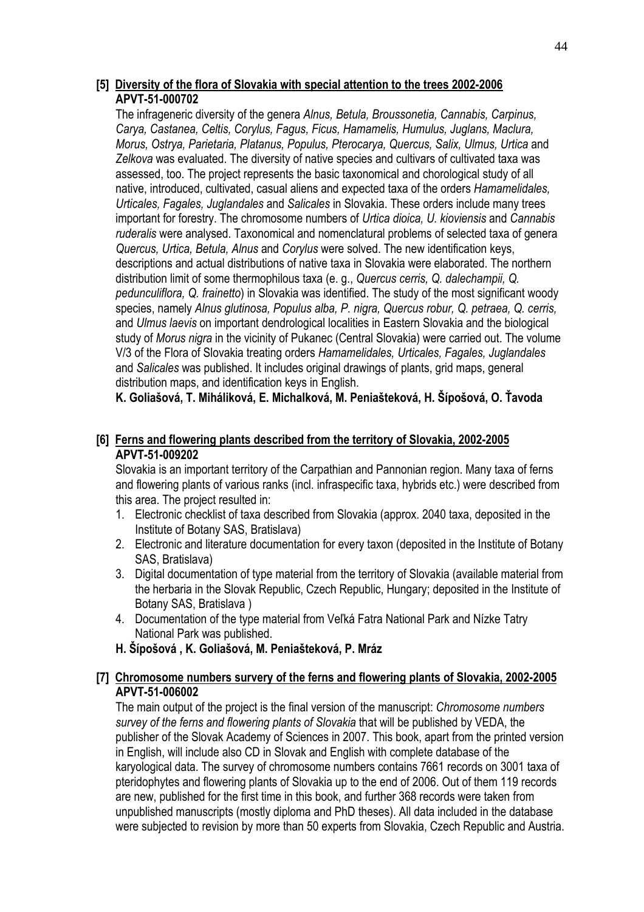**[5] <u>Diversity of the flora of Slovakia with special attention to the trees 2002-2006</u>**
**APVT-51-000702**

The infrageneric diversity of the genera *Alnus, Betula, Broussonetia, Cannabis, Carpinus, Carya, Castanea, Celtis, Corylus, Fagus, Ficus, Hamamelis, Humulus, Juglans, Maclura, Morus, Ostrya, Parietaria, Platanus, Populus, Pterocarya, Quercus, Salix, Ulmus, Urtica* and *Zelkova* was evaluated. The diversity of native species and cultivars of cultivated taxa was assessed, too. The project represents the basic taxonomical and chorological study of all native, introduced, cultivated, casual aliens and expected taxa of the orders *Hamamelidales, Urticales, Fagales, Juglandales* and *Salicales* in Slovakia. These orders include many trees important for forestry. The chromosome numbers of *Urtica dioica, U. kioviensis* and *Cannabis ruderalis* were analysed. Taxonomical and nomenclatural problems of selected taxa of genera *Quercus, Urtica, Betula, Alnus* and *Corylus* were solved. The new identification keys, descriptions and actual distributions of native taxa in Slovakia were elaborated. The northern distribution limit of some thermophilous taxa (e. g., *Quercus cerris, Q. dalechampii, Q. pedunculiflora, Q. frainetto*) in Slovakia was identified. The study of the most significant woody species, namely *Alnus glutinosa, Populus alba, P. nigra, Quercus robur, Q. petraea, Q. cerris,* and *Ulmus laevis* on important dendrological localities in Eastern Slovakia and the biological study of *Morus nigra* in the vicinity of Pukanec (Central Slovakia) were carried out. The volume V/3 of the Flora of Slovakia treating orders *Hamamelidales, Urticales, Fagales, Juglandales* and *Salicales* was published. It includes original drawings of plants, grid maps, general distribution maps, and identification keys in English.

**K. Goliašová, T. Miháliková, E. Michalková, M. Peniašteková, H. Šípošová, O. Ťavoda**

**[6] <u>Ferns and flowering plants described from the territory of Slovakia, 2002-2005</u>**
**APVT-51-009202**

Slovakia is an important territory of the Carpathian and Pannonian region. Many taxa of ferns and flowering plants of various ranks (incl. infraspecific taxa, hybrids etc.) were described from this area. The project resulted in:

1. Electronic checklist of taxa described from Slovakia (approx. 2040 taxa, deposited in the Institute of Botany SAS, Bratislava)
2. Electronic and literature documentation for every taxon (deposited in the Institute of Botany SAS, Bratislava)
3. Digital documentation of type material from the territory of Slovakia (available material from the herbaria in the Slovak Republic, Czech Republic, Hungary; deposited in the Institute of Botany SAS, Bratislava )
4. Documentation of the type material from Veľká Fatra National Park and Nízke Tatry National Park was published.

**H. Šípošová , K. Goliašová, M. Peniašteková, P. Mráz**

**[7] <u>Chromosome numbers survery of the ferns and flowering plants of Slovakia, 2002-2005</u>**
**APVT-51-006002**

The main output of the project is the final version of the manuscript: *Chromosome numbers survey of the ferns and flowering plants of Slovakia* that will be published by VEDA, the publisher of the Slovak Academy of Sciences in 2007. This book, apart from the printed version in English, will include also CD in Slovak and English with complete database of the karyological data. The survey of chromosome numbers contains 7661 records on 3001 taxa of pteridophytes and flowering plants of Slovakia up to the end of 2006. Out of them 119 records are new, published for the first time in this book, and further 368 records were taken from unpublished manuscripts (mostly diploma and PhD theses). All data included in the database were subjected to revision by more than 50 experts from Slovakia, Czech Republic and Austria.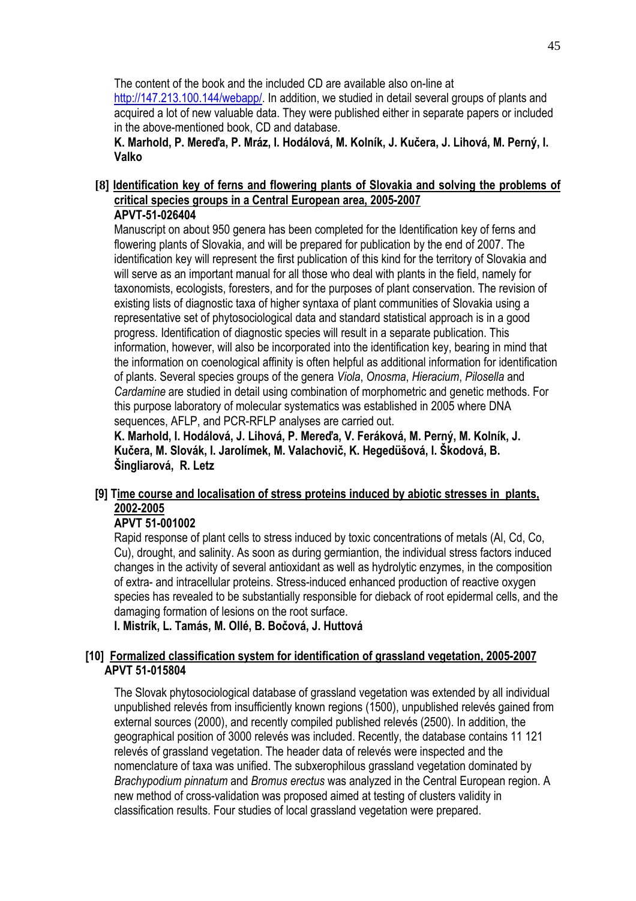The content of the book and the included CD are available also on-line at http://147.213.100.144/webapp/. In addition, we studied in detail several groups of plants and acquired a lot of new valuable data. They were published either in separate papers or included in the above-mentioned book, CD and database.

**K. Marhold, P. Mereďa, P. Mráz, I. Hodálová, M. Kolník, J. Kučera, J. Lihová, M. Perný, I. Valko**

**[8] Identification key of ferns and flowering plants of Slovakia and solving the problems of critical species groups in a Central European area, 2005-2007**
**APVT-51-026404**

Manuscript on about 950 genera has been completed for the Identification key of ferns and flowering plants of Slovakia, and will be prepared for publication by the end of 2007. The identification key will represent the first publication of this kind for the territory of Slovakia and will serve as an important manual for all those who deal with plants in the field, namely for taxonomists, ecologists, foresters, and for the purposes of plant conservation. The revision of existing lists of diagnostic taxa of higher syntaxa of plant communities of Slovakia using a representative set of phytosociological data and standard statistical approach is in a good progress. Identification of diagnostic species will result in a separate publication. This information, however, will also be incorporated into the identification key, bearing in mind that the information on coenological affinity is often helpful as additional information for identification of plants. Several species groups of the genera *Viola*, *Onosma*, *Hieracium*, *Pilosella* and *Cardamine* are studied in detail using combination of morphometric and genetic methods. For this purpose laboratory of molecular systematics was established in 2005 where DNA sequences, AFLP, and PCR-RFLP analyses are carried out.

**K. Marhold, I. Hodálová, J. Lihová, P. Mereďa, V. Feráková, M. Perný, M. Kolník, J. Kučera, M. Slovák, I. Jarolímek, M. Valachovič, K. Hegedüšová, I. Škodová, B. Šingliarová, R. Letz**

**[9] Time course and localisation of stress proteins induced by abiotic stresses in plants, 2002-2005**
**APVT 51-001002**

Rapid response of plant cells to stress induced by toxic concentrations of metals (Al, Cd, Co, Cu), drought, and salinity. As soon as during germiantion, the individual stress factors induced changes in the activity of several antioxidant as well as hydrolytic enzymes, in the composition of extra- and intracellular proteins. Stress-induced enhanced production of reactive oxygen species has revealed to be substantially responsible for dieback of root epidermal cells, and the damaging formation of lesions on the root surface.

**I. Mistrík, L. Tamás, M. Ollé, B. Bočová, J. Huttová**

**[10] Formalized classification system for identification of grassland vegetation, 2005-2007**
**APVT 51-015804**

The Slovak phytosociological database of grassland vegetation was extended by all individual unpublished relevés from insufficiently known regions (1500), unpublished relevés gained from external sources (2000), and recently compiled published relevés (2500). In addition, the geographical position of 3000 relevés was included. Recently, the database contains 11 121 relevés of grassland vegetation. The header data of relevés were inspected and the nomenclature of taxa was unified. The subxerophilous grassland vegetation dominated by *Brachypodium pinnatum* and *Bromus erectus* was analyzed in the Central European region. A new method of cross-validation was proposed aimed at testing of clusters validity in classification results. Four studies of local grassland vegetation were prepared.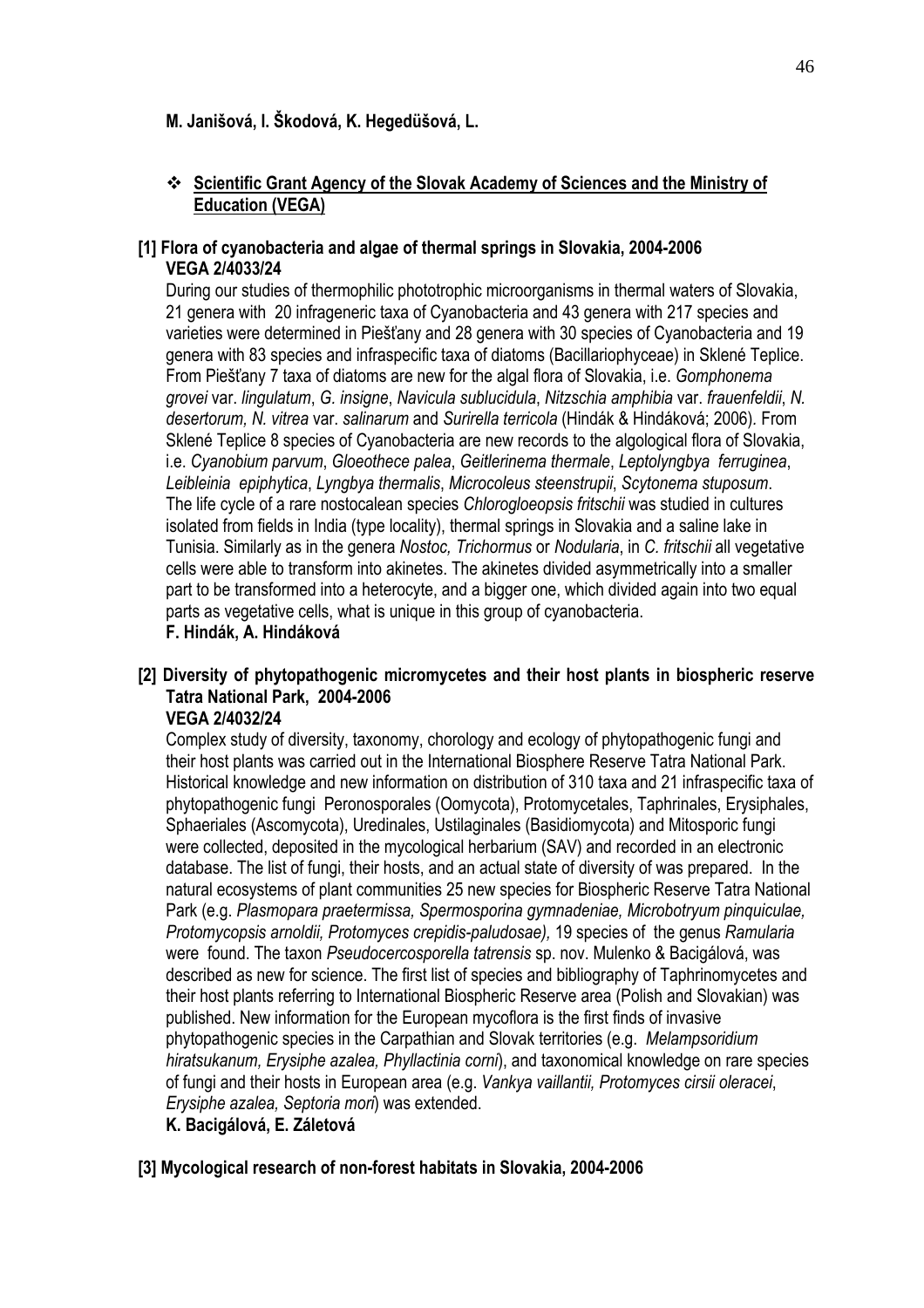**M. Janišová, I. Škodová, K. Hegedüšová, L.**

- **Scientific Grant Agency of the Slovak Academy of Sciences and the Ministry of Education (VEGA)**

**[1] Flora of cyanobacteria and algae of thermal springs in Slovakia, 2004-2006**
**VEGA 2/4033/24**

During our studies of thermophilic phototrophic microorganisms in thermal waters of Slovakia, 21 genera with 20 infrageneric taxa of Cyanobacteria and 43 genera with 217 species and varieties were determined in Piešťany and 28 genera with 30 species of Cyanobacteria and 19 genera with 83 species and infraspecific taxa of diatoms (Bacillariophyceae) in Sklené Teplice. From Piešťany 7 taxa of diatoms are new for the algal flora of Slovakia, i.e. *Gomphonema grovei* var. *lingulatum*, *G. insigne*, *Navicula sublucidula*, *Nitzschia amphibia* var. *frauenfeldii*, *N. desertorum, N. vitrea* var. *salinarum* and *Surirella terricola* (Hindák & Hindáková; 2006). From Sklené Teplice 8 species of Cyanobacteria are new records to the algological flora of Slovakia, i.e. *Cyanobium parvum*, *Gloeothece palea*, *Geitlerinema thermale*, *Leptolyngbya ferruginea*, *Leibleinia epiphytica*, *Lyngbya thermalis*, *Microcoleus steenstrupii*, *Scytonema stuposum*. The life cycle of a rare nostocalean species *Chlorogloeopsis fritschii* was studied in cultures isolated from fields in India (type locality), thermal springs in Slovakia and a saline lake in Tunisia. Similarly as in the genera *Nostoc, Trichormus* or *Nodularia*, in *C. fritschii* all vegetative cells were able to transform into akinetes. The akinetes divided asymmetrically into a smaller part to be transformed into a heterocyte, and a bigger one, which divided again into two equal parts as vegetative cells, what is unique in this group of cyanobacteria.
**F. Hindák, A. Hindáková**

**[2] Diversity of phytopathogenic micromycetes and their host plants in biospheric reserve Tatra National Park, 2004-2006**
**VEGA 2/4032/24**

Complex study of diversity, taxonomy, chorology and ecology of phytopathogenic fungi and their host plants was carried out in the International Biosphere Reserve Tatra National Park. Historical knowledge and new information on distribution of 310 taxa and 21 infraspecific taxa of phytopathogenic fungi Peronosporales (Oomycota), Protomycetales, Taphrinales, Erysiphales, Sphaeriales (Ascomycota), Uredinales, Ustilaginales (Basidiomycota) and Mitosporic fungi were collected, deposited in the mycological herbarium (SAV) and recorded in an electronic database. The list of fungi, their hosts, and an actual state of diversity of was prepared. In the natural ecosystems of plant communities 25 new species for Biospheric Reserve Tatra National Park (e.g. *Plasmopara praetermissa, Spermosporina gymnadeniae, Microbotryum pinquiculae, Protomycopsis arnoldii, Protomyces crepidis-paludosae),* 19 species of the genus *Ramularia* were found. The taxon *Pseudocercosporella tatrensis* sp. nov. Mulenko & Bacigálová, was described as new for science. The first list of species and bibliography of Taphrinomycetes and their host plants referring to International Biospheric Reserve area (Polish and Slovakian) was published. New information for the European mycoflora is the first finds of invasive phytopathogenic species in the Carpathian and Slovak territories (e.g. *Melampsoridium hiratsukanum, Erysiphe azalea, Phyllactinia corni*), and taxonomical knowledge on rare species of fungi and their hosts in European area (e.g. *Vankya vaillantii, Protomyces cirsii oleracei*, *Erysiphe azalea, Septoria mori*) was extended.
**K. Bacigálová, E. Záletová**

**[3] Mycological research of non-forest habitats in Slovakia, 2004-2006**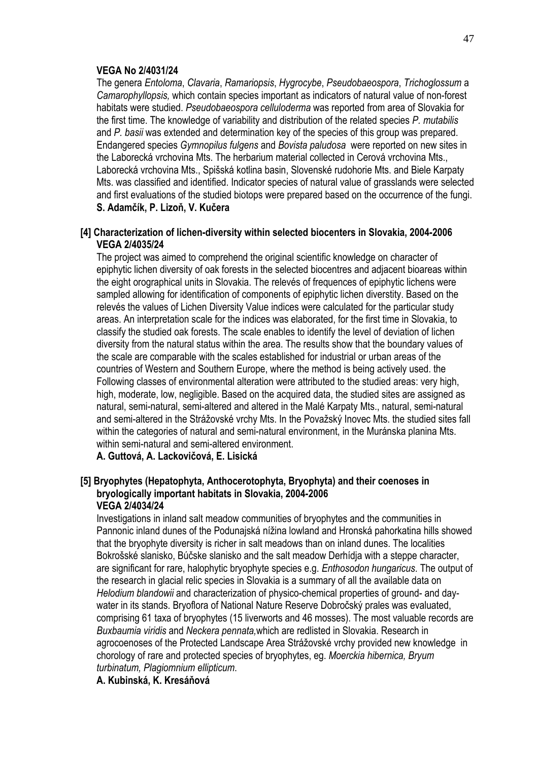**VEGA No 2/4031/24**

The genera *Entoloma*, *Clavaria*, *Ramariopsis*, *Hygrocybe*, *Pseudobaeospora*, *Trichoglossum* a *Camarophyllopsis,* which contain species important as indicators of natural value of non-forest habitats were studied. *Pseudobaeospora celluloderma* was reported from area of Slovakia for the first time. The knowledge of variability and distribution of the related species *P. mutabilis* and *P. basii* was extended and determination key of the species of this group was prepared. Endangered species *Gymnopilus fulgens* and *Bovista paludosa* were reported on new sites in the Laborecká vrchovina Mts. The herbarium material collected in Cerová vrchovina Mts., Laborecká vrchovina Mts., Spišská kotlina basin, Slovenské rudohorie Mts. and Biele Karpaty Mts. was classified and identified. Indicator species of natural value of grasslands were selected and first evaluations of the studied biotops were prepared based on the occurrence of the fungi.

**S. Adamčík, P. Lizoň, V. Kučera**

**[4] Characterization of lichen-diversity within selected biocenters in Slovakia, 2004-2006**
**VEGA 2/4035/24**

The project was aimed to comprehend the original scientific knowledge on character of epiphytic lichen diversity of oak forests in the selected biocentres and adjacent bioareas within the eight orographical units in Slovakia. The relevés of frequences of epiphytic lichens were sampled allowing for identification of components of epiphytic lichen diverstity. Based on the relevés the values of Lichen Diversity Value indices were calculated for the particular study areas. An interpretation scale for the indices was elaborated, for the first time in Slovakia, to classify the studied oak forests. The scale enables to identify the level of deviation of lichen diversity from the natural status within the area. The results show that the boundary values of the scale are comparable with the scales established for industrial or urban areas of the countries of Western and Southern Europe, where the method is being actively used. the Following classes of environmental alteration were attributed to the studied areas: very high, high, moderate, low, negligible. Based on the acquired data, the studied sites are assigned as natural, semi-natural, semi-altered and altered in the Malé Karpaty Mts., natural, semi-natural and semi-altered in the Strážovské vrchy Mts. In the Považský Inovec Mts. the studied sites fall within the categories of natural and semi-natural environment, in the Muránska planina Mts. within semi-natural and semi-altered environment.

**A. Guttová, A. Lackovičová, E. Lisická**

**[5] Bryophytes (Hepatophyta, Anthocerotophyta, Bryophyta) and their coenoses in bryologically important habitats in Slovakia, 2004-2006**
**VEGA 2/4034/24**

Investigations in inland salt meadow communities of bryophytes and the communities in Pannonic inland dunes of the Podunajská nížina lowland and Hronská pahorkatina hills showed that the bryophyte diversity is richer in salt meadows than on inland dunes. The localities Bokrošské slanisko, Búčske slanisko and the salt meadow Derhídja with a steppe character, are significant for rare, halophytic bryophyte species e.g. *Enthosodon hungaricus*. The output of the research in glacial relic species in Slovakia is a summary of all the available data on *Helodium blandowii* and characterization of physico-chemical properties of ground- and day-water in its stands. Bryoflora of National Nature Reserve Dobročský prales was evaluated, comprising 61 taxa of bryophytes (15 liverworts and 46 mosses). The most valuable records are *Buxbaumia viridis* and *Neckera pennata,*which are redlisted in Slovakia. Research in agrocoenoses of the Protected Landscape Area Strážovské vrchy provided new knowledge in chorology of rare and protected species of bryophytes, eg. *Moerckia hibernica, Bryum turbinatum, Plagiomnium ellipticum*.

**A. Kubinská, K. Kresáňová**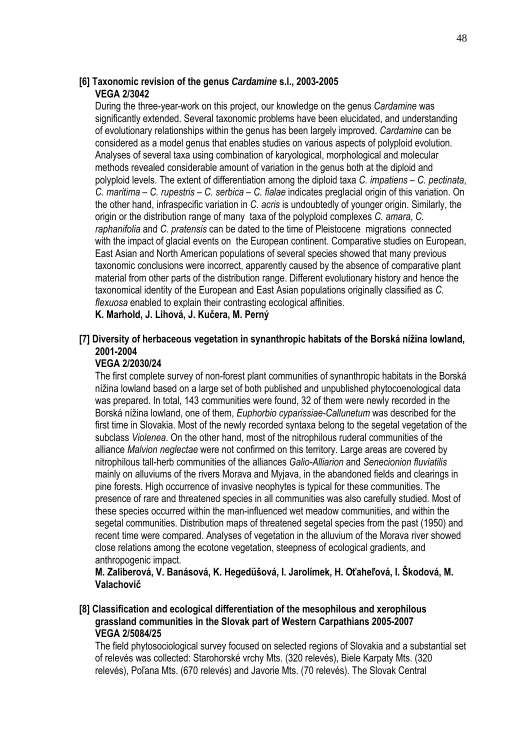**[6] Taxonomic revision of the genus *Cardamine* s.l., 2003-2005**
**VEGA 2/3042**

During the three-year-work on this project, our knowledge on the genus *Cardamine* was significantly extended. Several taxonomic problems have been elucidated, and understanding of evolutionary relationships within the genus has been largely improved. *Cardamine* can be considered as a model genus that enables studies on various aspects of polyploid evolution. Analyses of several taxa using combination of karyological, morphological and molecular methods revealed considerable amount of variation in the genus both at the diploid and polyploid levels. The extent of differentiation among the diploid taxa *C. impatiens* – *C. pectinata*, *C. maritima* – *C. rupestris* – *C. serbica* – *C. fialae* indicates preglacial origin of this variation. On the other hand, infraspecific variation in *C. acris* is undoubtedly of younger origin. Similarly, the origin or the distribution range of many taxa of the polyploid complexes *C. amara*, *C. raphanifolia* and *C. pratensis* can be dated to the time of Pleistocene migrations connected with the impact of glacial events on the European continent. Comparative studies on European, East Asian and North American populations of several species showed that many previous taxonomic conclusions were incorrect, apparently caused by the absence of comparative plant material from other parts of the distribution range. Different evolutionary history and hence the taxonomical identity of the European and East Asian populations originally classified as *C. flexuosa* enabled to explain their contrasting ecological affinities.

**K. Marhold, J. Lihová, J. Kučera, M. Perný**

**[7] Diversity of herbaceous vegetation in synanthropic habitats of the Borská nížina lowland, 2001-2004**
**VEGA 2/2030/24**

The first complete survey of non-forest plant communities of synanthropic habitats in the Borská nížina lowland based on a large set of both published and unpublished phytocoenological data was prepared. In total, 143 communities were found, 32 of them were newly recorded in the Borská nížina lowland, one of them, *Euphorbio cyparissiae-Callunetum* was described for the first time in Slovakia. Most of the newly recorded syntaxa belong to the segetal vegetation of the subclass *Violenea*. On the other hand, most of the nitrophilous ruderal communities of the alliance *Malvion neglectae* were not confirmed on this territory. Large areas are covered by nitrophilous tall-herb communities of the alliances *Galio-Alliarion* and *Senecionion fluviatilis* mainly on alluviums of the rivers Morava and Myjava, in the abandoned fields and clearings in pine forests. High occurrence of invasive neophytes is typical for these communities. The presence of rare and threatened species in all communities was also carefully studied. Most of these species occurred within the man-influenced wet meadow communities, and within the segetal communities. Distribution maps of threatened segetal species from the past (1950) and recent time were compared. Analyses of vegetation in the alluvium of the Morava river showed close relations among the ecotone vegetation, steepness of ecological gradients, and anthropogenic impact.

**M. Zaliberová, V. Banásová, K. Hegedüšová, I. Jarolímek, H. Oťaheľová, I. Škodová, M. Valachovič**

**[8] Classification and ecological differentiation of the mesophilous and xerophilous grassland communities in the Slovak part of Western Carpathians 2005-2007**
**VEGA 2/5084/25**

The field phytosociological survey focused on selected regions of Slovakia and a substantial set of relevés was collected: Starohorské vrchy Mts. (320 relevés), Biele Karpaty Mts. (320 relevés), Poľana Mts. (670 relevés) and Javorie Mts. (70 relevés). The Slovak Central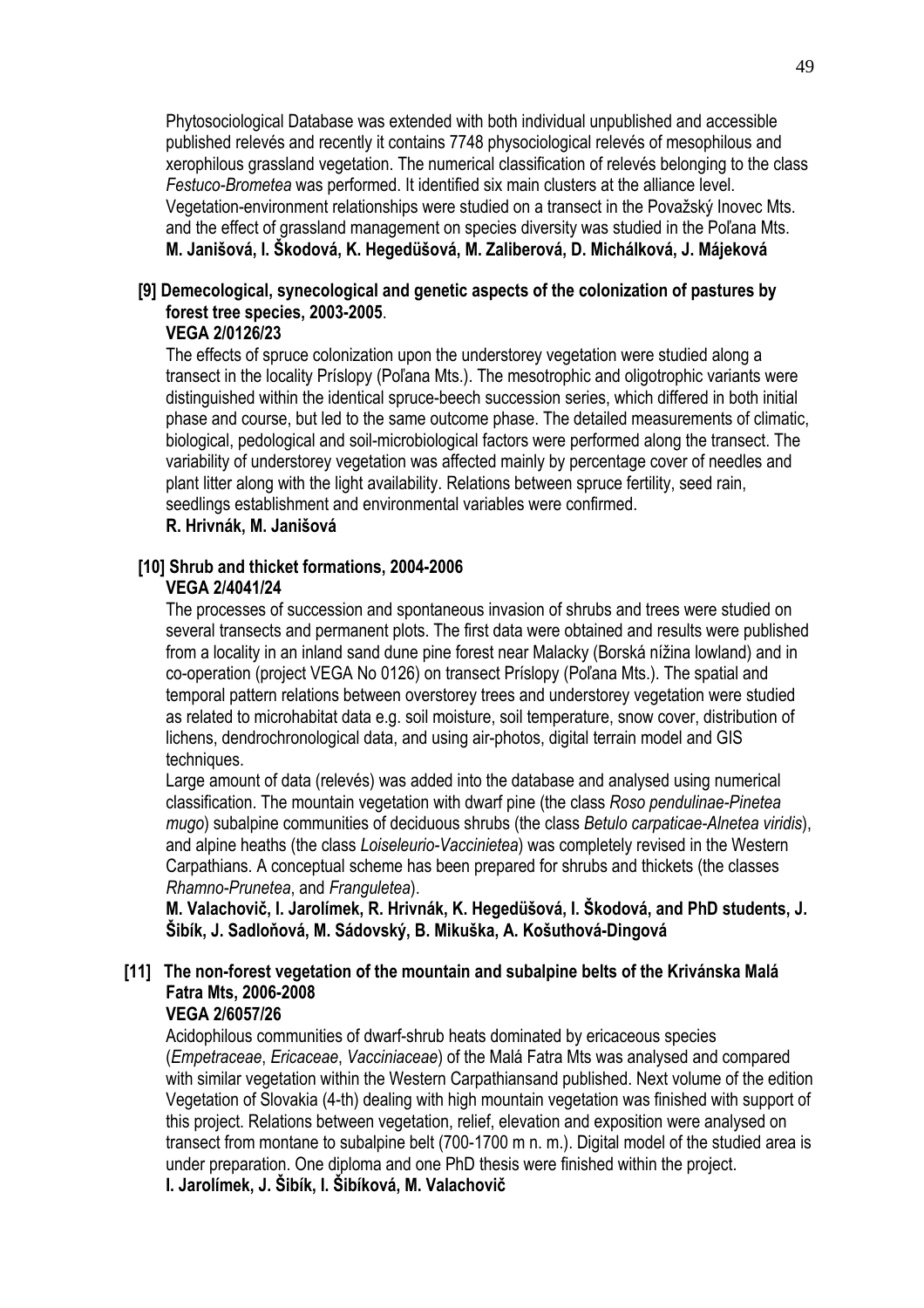Phytosociological Database was extended with both individual unpublished and accessible published relevés and recently it contains 7748 physociological relevés of mesophilous and xerophilous grassland vegetation. The numerical classification of relevés belonging to the class *Festuco-Brometea* was performed. It identified six main clusters at the alliance level. Vegetation-environment relationships were studied on a transect in the Považský Inovec Mts. and the effect of grassland management on species diversity was studied in the Poľana Mts.
**M. Janišová, I. Škodová, K. Hegedüšová, M. Zaliberová, D. Michálková, J. Májeková**

**[9] Demecological, synecological and genetic aspects of the colonization of pastures by forest tree species, 2003-2005**.
**VEGA 2/0126/23**

The effects of spruce colonization upon the understorey vegetation were studied along a transect in the locality Príslopy (Poľana Mts.). The mesotrophic and oligotrophic variants were distinguished within the identical spruce-beech succession series, which differed in both initial phase and course, but led to the same outcome phase. The detailed measurements of climatic, biological, pedological and soil-microbiological factors were performed along the transect. The variability of understorey vegetation was affected mainly by percentage cover of needles and plant litter along with the light availability. Relations between spruce fertility, seed rain, seedlings establishment and environmental variables were confirmed.
**R. Hrivnák, M. Janišová**

**[10] Shrub and thicket formations, 2004-2006**
**VEGA 2/4041/24**

The processes of succession and spontaneous invasion of shrubs and trees were studied on several transects and permanent plots. The first data were obtained and results were published from a locality in an inland sand dune pine forest near Malacky (Borská nížina lowland) and in co-operation (project VEGA No 0126) on transect Príslopy (Poľana Mts.). The spatial and temporal pattern relations between overstorey trees and understorey vegetation were studied as related to microhabitat data e.g. soil moisture, soil temperature, snow cover, distribution of lichens, dendrochronological data, and using air-photos, digital terrain model and GIS techniques.

Large amount of data (relevés) was added into the database and analysed using numerical classification. The mountain vegetation with dwarf pine (the class *Roso pendulinae-Pinetea mugo*) subalpine communities of deciduous shrubs (the class *Betulo carpaticae-Alnetea viridis*), and alpine heaths (the class *Loiseleurio-Vaccinietea*) was completely revised in the Western Carpathians. A conceptual scheme has been prepared for shrubs and thickets (the classes *Rhamno-Prunetea*, and *Franguletea*).
**M. Valachovič, I. Jarolímek, R. Hrivnák, K. Hegedüšová, I. Škodová, and PhD students, J. Šibík, J. Sadloňová, M. Sádovský, B. Mikuška, A. Košuthová-Dingová**

**[11] The non-forest vegetation of the mountain and subalpine belts of the Krivánska Malá Fatra Mts, 2006-2008**
**VEGA 2/6057/26**

Acidophilous communities of dwarf-shrub heats dominated by ericaceous species (*Empetraceae*, *Ericaceae*, *Vacciniaceae*) of the Malá Fatra Mts was analysed and compared with similar vegetation within the Western Carpathiansand published. Next volume of the edition Vegetation of Slovakia (4-th) dealing with high mountain vegetation was finished with support of this project. Relations between vegetation, relief, elevation and exposition were analysed on transect from montane to subalpine belt (700-1700 m n. m.). Digital model of the studied area is under preparation. One diploma and one PhD thesis were finished within the project.
**I. Jarolímek, J. Šibík, I. Šibíková, M. Valachovič**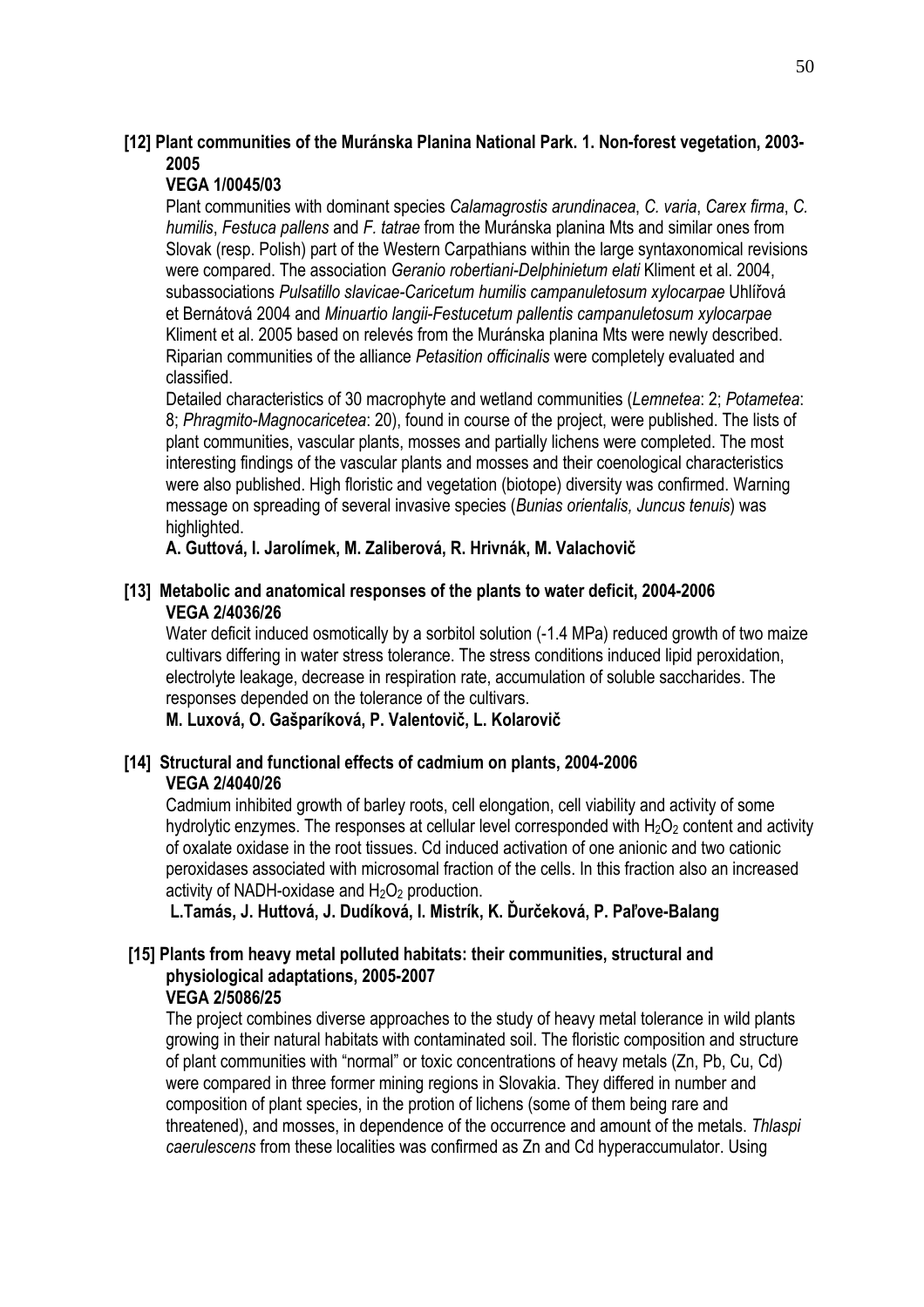**[12] Plant communities of the Muránska Planina National Park. 1. Non-forest vegetation, 2003-2005**

**VEGA 1/0045/03**

Plant communities with dominant species *Calamagrostis arundinacea*, *C. varia*, *Carex firma*, *C. humilis*, *Festuca pallens* and *F. tatrae* from the Muránska planina Mts and similar ones from Slovak (resp. Polish) part of the Western Carpathians within the large syntaxonomical revisions were compared. The association *Geranio robertiani-Delphinietum elati* Kliment et al. 2004, subassociations *Pulsatillo slavicae-Caricetum humilis campanuletosum xylocarpae* Uhlířová et Bernátová 2004 and *Minuartio langii-Festucetum pallentis campanuletosum xylocarpae* Kliment et al. 2005 based on relevés from the Muránska planina Mts were newly described. Riparian communities of the alliance *Petasition officinalis* were completely evaluated and classified.

Detailed characteristics of 30 macrophyte and wetland communities (*Lemnetea*: 2; *Potametea*: 8; *Phragmito-Magnocaricetea*: 20), found in course of the project, were published. The lists of plant communities, vascular plants, mosses and partially lichens were completed. The most interesting findings of the vascular plants and mosses and their coenological characteristics were also published. High floristic and vegetation (biotope) diversity was confirmed. Warning message on spreading of several invasive species (*Bunias orientalis, Juncus tenuis*) was highlighted.

**A. Guttová, I. Jarolímek, M. Zaliberová, R. Hrivnák, M. Valachovič**

**[13] Metabolic and anatomical responses of the plants to water deficit, 2004-2006**

**VEGA 2/4036/26**

Water deficit induced osmotically by a sorbitol solution (-1.4 MPa) reduced growth of two maize cultivars differing in water stress tolerance. The stress conditions induced lipid peroxidation, electrolyte leakage, decrease in respiration rate, accumulation of soluble saccharides. The responses depended on the tolerance of the cultivars.

**M. Luxová, O. Gašparíková, P. Valentovič, L. Kolarovič**

**[14] Structural and functional effects of cadmium on plants, 2004-2006**

**VEGA 2/4040/26**

Cadmium inhibited growth of barley roots, cell elongation, cell viability and activity of some hydrolytic enzymes. The responses at cellular level corresponded with $H_2O_2$ content and activity of oxalate oxidase in the root tissues. Cd induced activation of one anionic and two cationic peroxidases associated with microsomal fraction of the cells. In this fraction also an increased activity of NADH-oxidase and $H_2O_2$ production.

**L.Tamás, J. Huttová, J. Dudíková, I. Mistrík, K. Ďurčeková, P. Paľove-Balang**

**[15] Plants from heavy metal polluted habitats: their communities, structural and physiological adaptations, 2005-2007**

**VEGA 2/5086/25**

The project combines diverse approaches to the study of heavy metal tolerance in wild plants growing in their natural habitats with contaminated soil. The floristic composition and structure of plant communities with "normal" or toxic concentrations of heavy metals (Zn, Pb, Cu, Cd) were compared in three former mining regions in Slovakia. They differed in number and composition of plant species, in the protion of lichens (some of them being rare and threatened), and mosses, in dependence of the occurrence and amount of the metals. *Thlaspi caerulescens* from these localities was confirmed as Zn and Cd hyperaccumulator. Using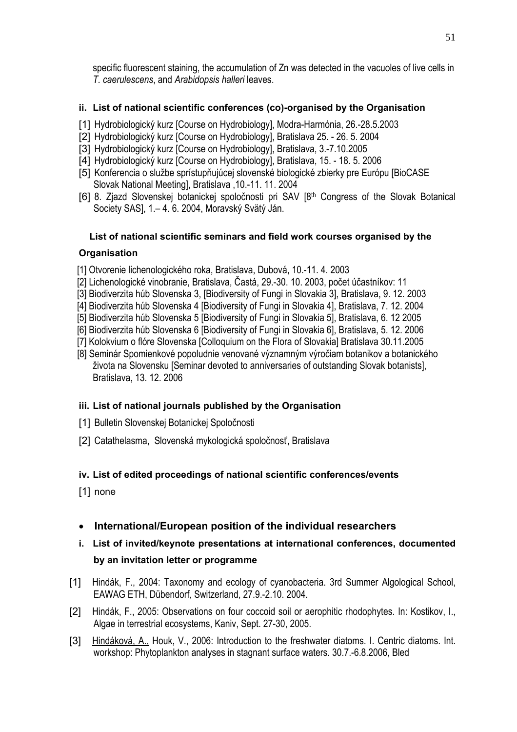specific fluorescent staining, the accumulation of Zn was detected in the vacuoles of live cells in *T. caerulescens*, and *Arabidopsis halleri* leaves.

#### ii. List of national scientific conferences (co)-organised by the Organisation

[1] Hydrobiologický kurz [Course on Hydrobiology], Modra-Harmónia, 26.-28.5.2003

[2] Hydrobiologický kurz [Course on Hydrobiology], Bratislava 25. - 26. 5. 2004

[3] Hydrobiologický kurz [Course on Hydrobiology], Bratislava, 3.-7.10.2005

[4] Hydrobiologický kurz [Course on Hydrobiology], Bratislava, 15. - 18. 5. 2006

[5] Konferencia o službe sprístupňujúcej slovenské biologické zbierky pre Európu [BioCASE Slovak National Meeting], Bratislava ,10.-11. 11. 2004

[6] 8. Zjazd Slovenskej botanickej spoločnosti pri SAV [8th Congress of the Slovak Botanical Society SAS], 1.– 4. 6. 2004, Moravský Svätý Ján.

#### List of national scientific seminars and field work courses organised by the Organisation

[1] Otvorenie lichenologického roka, Bratislava, Dubová, 10.-11. 4. 2003

[2] Lichenologické vinobranie, Bratislava, Častá, 29.-30. 10. 2003, počet účastníkov: 11

[3] Biodiverzita húb Slovenska 3, [Biodiversity of Fungi in Slovakia 3], Bratislava, 9. 12. 2003

[4] Biodiverzita húb Slovenska 4 [Biodiversity of Fungi in Slovakia 4], Bratislava, 7. 12. 2004

[5] Biodiverzita húb Slovenska 5 [Biodiversity of Fungi in Slovakia 5], Bratislava, 6. 12 2005

[6] Biodiverzita húb Slovenska 6 [Biodiversity of Fungi in Slovakia 6], Bratislava, 5. 12. 2006

[7] Kolokvium o flóre Slovenska [Colloquium on the Flora of Slovakia] Bratislava 30.11.2005

[8] Seminár Spomienkové popoludnie venované významným výročiam botanikov a botanického života na Slovensku [Seminar devoted to anniversaries of outstanding Slovak botanists], Bratislava, 13. 12. 2006

#### iii. List of national journals published by the Organisation

[1] Bulletin Slovenskej Botanickej Spoločnosti

[2] Catathelasma, Slovenská mykologická spoločnosť, Bratislava

#### iv. List of edited proceedings of national scientific conferences/events

[1] none

- **International/European position of the individual researchers**

#### i. List of invited/keynote presentations at international conferences, documented by an invitation letter or programme

[1] Hindák, F., 2004: Taxonomy and ecology of cyanobacteria. 3rd Summer Algological School, EAWAG ETH, Dübendorf, Switzerland, 27.9.-2.10. 2004.

[2] Hindák, F., 2005: Observations on four coccoid soil or aerophitic rhodophytes. In: Kostikov, I., Algae in terrestrial ecosystems, Kaniv, Sept. 27-30, 2005.

[3] Hindáková, A., Houk, V., 2006: Introduction to the freshwater diatoms. I. Centric diatoms. Int. workshop: Phytoplankton analyses in stagnant surface waters. 30.7.-6.8.2006, Bled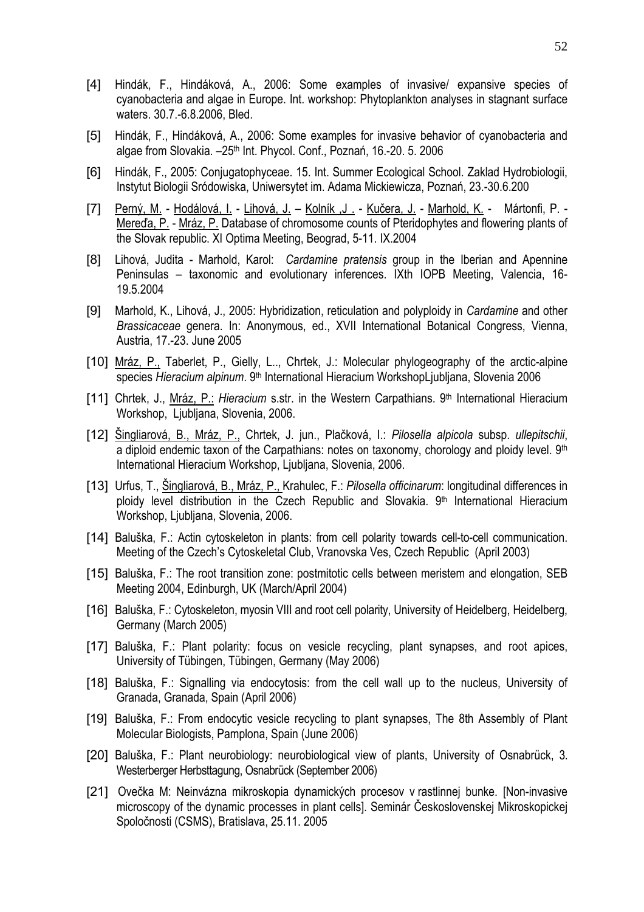[4] Hindák, F., Hindáková, A., 2006: Some examples of invasive/ expansive species of cyanobacteria and algae in Europe. Int. workshop: Phytoplankton analyses in stagnant surface waters. 30.7.-6.8.2006, Bled.

[5] Hindák, F., Hindáková, A., 2006: Some examples for invasive behavior of cyanobacteria and algae from Slovakia. –25th Int. Phycol. Conf., Poznań, 16.-20. 5. 2006

[6] Hindák, F., 2005: Conjugatophyceae. 15. Int. Summer Ecological School. Zaklad Hydrobiologii, Instytut Biologii Sródowiska, Uniwersytet im. Adama Mickiewicza, Poznań, 23.-30.6.200

[7] Perný, M. - Hodálová, I. - Lihová, J. – Kolník ,J . - Kučera, J. - Marhold, K. - Mártonfi, P. - Mereďa, P. - Mráz, P. Database of chromosome counts of Pteridophytes and flowering plants of the Slovak republic. XI Optima Meeting, Beograd, 5-11. IX.2004

[8] Lihová, Judita - Marhold, Karol: *Cardamine pratensis* group in the Iberian and Apennine Peninsulas – taxonomic and evolutionary inferences. IXth IOPB Meeting, Valencia, 16-19.5.2004

[9] Marhold, K., Lihová, J., 2005: Hybridization, reticulation and polyploidy in *Cardamine* and other *Brassicaceae* genera. In: Anonymous, ed., XVII International Botanical Congress, Vienna, Austria, 17.-23. June 2005

[10] Mráz, P., Taberlet, P., Gielly, L.., Chrtek, J.: Molecular phylogeography of the arctic-alpine species *Hieracium alpinum*. 9th International Hieracium WorkshopLjubljana, Slovenia 2006

[11] Chrtek, J., Mráz, P.: *Hieracium* s.str. in the Western Carpathians. 9th International Hieracium Workshop, Ljubljana, Slovenia, 2006.

[12] Šingliarová, B., Mráz, P., Chrtek, J. jun., Plačková, I.: *Pilosella alpicola* subsp. *ullepitschii*, a diploid endemic taxon of the Carpathians: notes on taxonomy, chorology and ploidy level. 9th International Hieracium Workshop, Ljubljana, Slovenia, 2006.

[13] Urfus, T., Šingliarová, B., Mráz, P., Krahulec, F.: *Pilosella officinarum*: longitudinal differences in ploidy level distribution in the Czech Republic and Slovakia. 9th International Hieracium Workshop, Ljubljana, Slovenia, 2006.

[14] Baluška, F.: Actin cytoskeleton in plants: from cell polarity towards cell-to-cell communication. Meeting of the Czech's Cytoskeletal Club, Vranovska Ves, Czech Republic (April 2003)

[15] Baluška, F.: The root transition zone: postmitotic cells between meristem and elongation, SEB Meeting 2004, Edinburgh, UK (March/April 2004)

[16] Baluška, F.: Cytoskeleton, myosin VIII and root cell polarity, University of Heidelberg, Heidelberg, Germany (March 2005)

[17] Baluška, F.: Plant polarity: focus on vesicle recycling, plant synapses, and root apices, University of Tübingen, Tübingen, Germany (May 2006)

[18] Baluška, F.: Signalling via endocytosis: from the cell wall up to the nucleus, University of Granada, Granada, Spain (April 2006)

[19] Baluška, F.: From endocytic vesicle recycling to plant synapses, The 8th Assembly of Plant Molecular Biologists, Pamplona, Spain (June 2006)

[20] Baluška, F.: Plant neurobiology: neurobiological view of plants, University of Osnabrück, 3. Westerberger Herbsttagung, Osnabrück (September 2006)

[21] Ovečka M: Neinvázna mikroskopia dynamických procesov v rastlinnej bunke. [Non-invasive microscopy of the dynamic processes in plant cells]. Seminár Československej Mikroskopickej Spoločnosti (CSMS), Bratislava, 25.11. 2005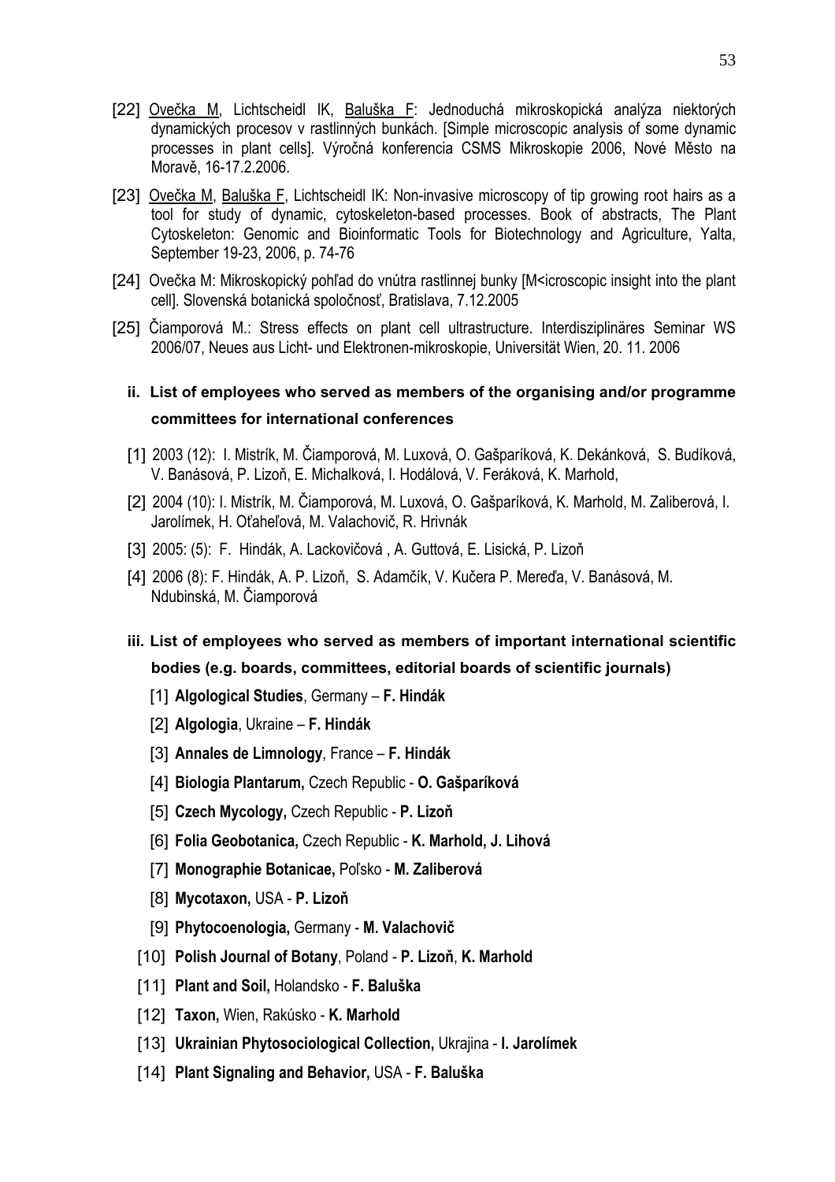[22] <u>Ovečka M</u>, Lichtscheidl IK, <u>Baluška F</u>: Jednoduchá mikroskopická analýza niektorých dynamických procesov v rastlinných bunkách. [Simple microscopic analysis of some dynamic processes in plant cells]. Výročná konferencia CSMS Mikroskopie 2006, Nové Město na Moravě, 16-17.2.2006.

[23] <u>Ovečka M</u>, <u>Baluška F</u>, Lichtscheidl IK: Non-invasive microscopy of tip growing root hairs as a tool for study of dynamic, cytoskeleton-based processes. Book of abstracts, The Plant Cytoskeleton: Genomic and Bioinformatic Tools for Biotechnology and Agriculture, Yalta, September 19-23, 2006, p. 74-76

[24] Ovečka M: Mikroskopický pohľad do vnútra rastlinnej bunky [M<icroscopic insight into the plant cell]. Slovenská botanická spoločnosť, Bratislava, 7.12.2005

[25] Čiamporová M.: Stress effects on plant cell ultrastructure. Interdisziplinäres Seminar WS 2006/07, Neues aus Licht- und Elektronen-mikroskopie, Universität Wien, 20. 11. 2006

### ii. List of employees who served as members of the organising and/or programme committees for international conferences

[1] 2003 (12): I. Mistrík, M. Čiamporová, M. Luxová, O. Gašparíková, K. Dekánková, S. Budíková, V. Banásová, P. Lizoň, E. Michalková, I. Hodálová, V. Feráková, K. Marhold,

[2] 2004 (10): I. Mistrík, M. Čiamporová, M. Luxová, O. Gašparíková, K. Marhold, M. Zaliberová, I. Jarolímek, H. Oťaheľová, M. Valachovič, R. Hrivnák

[3] 2005: (5): F. Hindák, A. Lackovičová , A. Guttová, E. Lisická, P. Lizoň

[4] 2006 (8): F. Hindák, A. P. Lizoň, S. Adamčík, V. Kučera P. Mereďa, V. Banásová, M. Ndubinská, M. Čiamporová

### iii. List of employees who served as members of important international scientific bodies (e.g. boards, committees, editorial boards of scientific journals)

[1] **Algological Studies**, Germany – **F. Hindák**

[2] **Algologia**, Ukraine – **F. Hindák**

[3] **Annales de Limnology**, France – **F. Hindák**

[4] **Biologia Plantarum,** Czech Republic - **O. Gašparíková**

[5] **Czech Mycology,** Czech Republic - **P. Lizoň**

[6] **Folia Geobotanica,** Czech Republic - **K. Marhold, J. Lihová**

[7] **Monographie Botanicae,** Poľsko - **M. Zaliberová**

[8] **Mycotaxon,** USA - **P. Lizoň**

[9] **Phytocoenologia,** Germany - **M. Valachovič**

[10] **Polish Journal of Botany**, Poland - **P. Lizoň**, **K. Marhold**

[11] **Plant and Soil,** Holandsko - **F. Baluška**

[12] **Taxon,** Wien, Rakúsko - **K. Marhold**

[13] **Ukrainian Phytosociological Collection,** Ukrajina - **I. Jarolímek**

[14] **Plant Signaling and Behavior,** USA - **F. Baluška**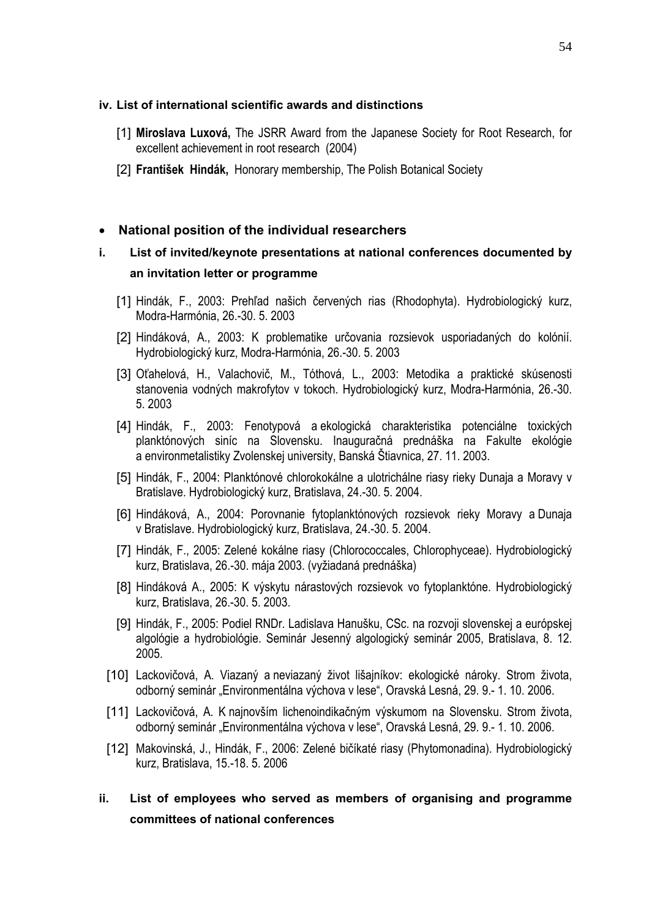#### iv. List of international scientific awards and distinctions

[1] **Miroslava Luxová,** The JSRR Award from the Japanese Society for Root Research, for excellent achievement in root research (2004)

[2] **František Hindák,** Honorary membership, The Polish Botanical Society

- **National position of the individual researchers**

#### i. List of invited/keynote presentations at national conferences documented by an invitation letter or programme

[1] Hindák, F., 2003: Prehľad našich červených rias (Rhodophyta). Hydrobiologický kurz, Modra-Harmónia, 26.-30. 5. 2003

[2] Hindáková, A., 2003: K problematike určovania rozsievok usporiadaných do kolónií. Hydrobiologický kurz, Modra-Harmónia, 26.-30. 5. 2003

[3] Oťahelová, H., Valachovič, M., Tóthová, L., 2003: Metodika a praktické skúsenosti stanovenia vodných makrofytov v tokoch. Hydrobiologický kurz, Modra-Harmónia, 26.-30. 5. 2003

[4] Hindák, F., 2003: Fenotypová a ekologická charakteristika potenciálne toxických planktónových siníc na Slovensku. Inauguračná prednáška na Fakulte ekológie a environmetalistiky Zvolenskej university, Banská Štiavnica, 27. 11. 2003.

[5] Hindák, F., 2004: Planktónové chlorokokálne a ulotrichálne riasy rieky Dunaja a Moravy v Bratislave. Hydrobiologický kurz, Bratislava, 24.-30. 5. 2004.

[6] Hindáková, A., 2004: Porovnanie fytoplanktónových rozsievok rieky Moravy a Dunaja v Bratislave. Hydrobiologický kurz, Bratislava, 24.-30. 5. 2004.

[7] Hindák, F., 2005: Zelené kokálne riasy (Chlorococcales, Chlorophyceae). Hydrobiologický kurz, Bratislava, 26.-30. mája 2003. (vyžiadaná prednáška)

[8] Hindáková A., 2005: K výskytu nárastových rozsievok vo fytoplanktóne. Hydrobiologický kurz, Bratislava, 26.-30. 5. 2003.

[9] Hindák, F., 2005: Podiel RNDr. Ladislava Hanušku, CSc. na rozvoji slovenskej a európskej algológie a hydrobiológie. Seminár Jesenný algologický seminár 2005, Bratislava, 8. 12. 2005.

[10] Lackovičová, A. Viazaný a neviazaný život lišajníkov: ekologické nároky. Strom života, odborný seminár „Environmentálna výchova v lese“, Oravská Lesná, 29. 9.- 1. 10. 2006.

[11] Lackovičová, A. K najnovším lichenoindikačným výskumom na Slovensku. Strom života, odborný seminár „Environmentálna výchova v lese“, Oravská Lesná, 29. 9.- 1. 10. 2006.

[12] Makovinská, J., Hindák, F., 2006: Zelené bičíkaté riasy (Phytomonadina). Hydrobiologický kurz, Bratislava, 15.-18. 5. 2006

#### ii. List of employees who served as members of organising and programme committees of national conferences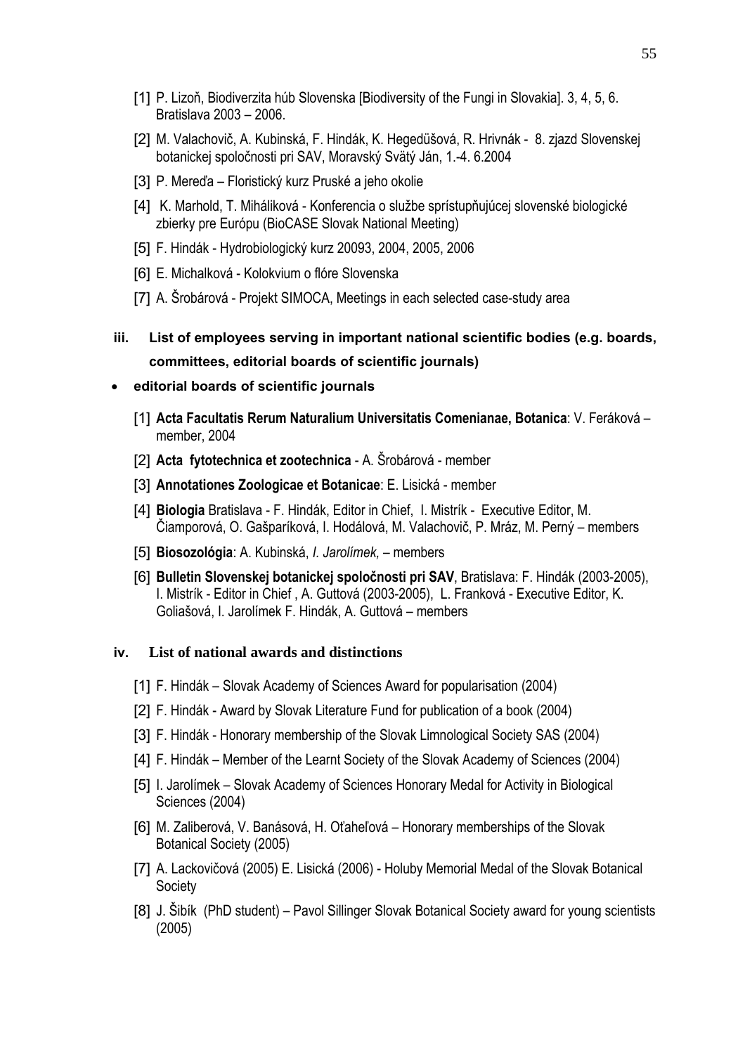[1] P. Lizoň, Biodiverzita húb Slovenska [Biodiversity of the Fungi in Slovakia]. 3, 4, 5, 6. Bratislava 2003 – 2006.

[2] M. Valachovič, A. Kubinská, F. Hindák, K. Hegedüšová, R. Hrivnák - 8. zjazd Slovenskej botanickej spoločnosti pri SAV, Moravský Svätý Ján, 1.-4. 6.2004

[3] P. Mereďa – Floristický kurz Pruské a jeho okolie

[4] K. Marhold, T. Miháliková - Konferencia o službe sprístupňujúcej slovenské biologické zbierky pre Európu (BioCASE Slovak National Meeting)

[5] F. Hindák - Hydrobiologický kurz 20093, 2004, 2005, 2006

[6] E. Michalková - Kolokvium o flóre Slovenska

[7] A. Šrobárová - Projekt SIMOCA, Meetings in each selected case-study area

### iii. List of employees serving in important national scientific bodies (e.g. boards, committees, editorial boards of scientific journals)

- **editorial boards of scientific journals**

[1] **Acta Facultatis Rerum Naturalium Universitatis Comenianae, Botanica**: V. Feráková – member, 2004

[2] **Acta fytotechnica et zootechnica** - A. Šrobárová - member

[3] **Annotationes Zoologicae et Botanicae**: E. Lisická - member

[4] **Biologia** Bratislava - F. Hindák, Editor in Chief, I. Mistrík - Executive Editor, M. Čiamporová, O. Gašparíková, I. Hodálová, M. Valachovič, P. Mráz, M. Perný – members

[5] **Biosozológia**: A. Kubinská, *I. Jarolímek,* – members

[6] **Bulletin Slovenskej botanickej spoločnosti pri SAV**, Bratislava: F. Hindák (2003-2005), I. Mistrík - Editor in Chief , A. Guttová (2003-2005), L. Franková - Executive Editor, K. Goliašová, I. Jarolímek F. Hindák, A. Guttová – members

### iv. List of national awards and distinctions

[1] F. Hindák – Slovak Academy of Sciences Award for popularisation (2004)

[2] F. Hindák - Award by Slovak Literature Fund for publication of a book (2004)

[3] F. Hindák - Honorary membership of the Slovak Limnological Society SAS (2004)

[4] F. Hindák – Member of the Learnt Society of the Slovak Academy of Sciences (2004)

[5] I. Jarolímek – Slovak Academy of Sciences Honorary Medal for Activity in Biological Sciences (2004)

[6] M. Zaliberová, V. Banásová, H. Oťaheľová – Honorary memberships of the Slovak Botanical Society (2005)

[7] A. Lackovičová (2005) E. Lisická (2006) - Holuby Memorial Medal of the Slovak Botanical Society

[8] J. Šibík (PhD student) – Pavol Sillinger Slovak Botanical Society award for young scientists (2005)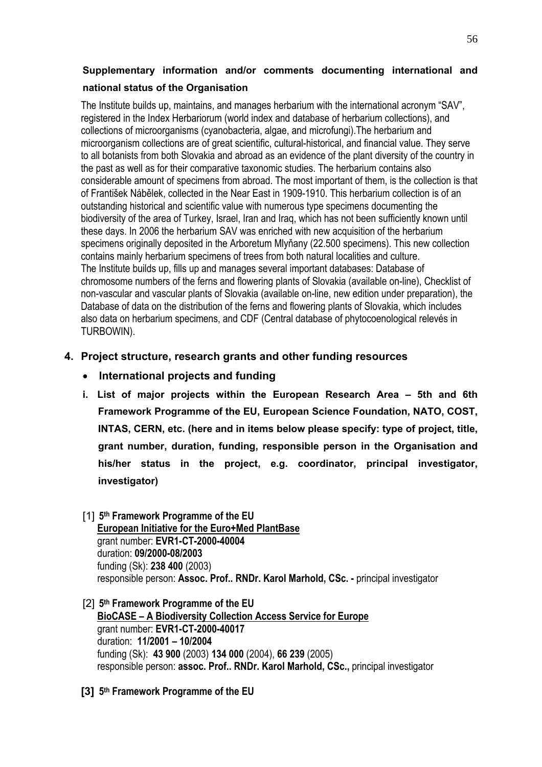**Supplementary information and/or comments documenting international and national status of the Organisation**

The Institute builds up, maintains, and manages herbarium with the international acronym "SAV", registered in the Index Herbariorum (world index and database of herbarium collections), and collections of microorganisms (cyanobacteria, algae, and microfungi).The herbarium and microorganism collections are of great scientific, cultural-historical, and financial value. They serve to all botanists from both Slovakia and abroad as an evidence of the plant diversity of the country in the past as well as for their comparative taxonomic studies. The herbarium contains also considerable amount of specimens from abroad. The most important of them, is the collection is that of František Nábělek, collected in the Near East in 1909-1910. This herbarium collection is of an outstanding historical and scientific value with numerous type specimens documenting the biodiversity of the area of Turkey, Israel, Iran and Iraq, which has not been sufficiently known until these days. In 2006 the herbarium SAV was enriched with new acquisition of the herbarium specimens originally deposited in the Arboretum Mlyňany (22.500 specimens). This new collection contains mainly herbarium specimens of trees from both natural localities and culture.
The Institute builds up, fills up and manages several important databases: Database of chromosome numbers of the ferns and flowering plants of Slovakia (available on-line), Checklist of non-vascular and vascular plants of Slovakia (available on-line, new edition under preparation), the Database of data on the distribution of the ferns and flowering plants of Slovakia, which includes also data on herbarium specimens, and CDF (Central database of phytocoenological relevés in TURBOWIN).

## 4. Project structure, research grants and other funding resources

- **International projects and funding**

**i. List of major projects within the European Research Area – 5th and 6th Framework Programme of the EU, European Science Foundation, NATO, COST, INTAS, CERN, etc. (here and in items below please specify: type of project, title, grant number, duration, funding, responsible person in the Organisation and his/her status in the project, e.g. coordinator, principal investigator, investigator)**

[1] **5th Framework Programme of the EU**
**European Initiative for the Euro+Med PlantBase**
grant number: **EVR1-CT-2000-40004**
duration: **09/2000-08/2003**
funding (Sk): **238 400** (2003)
responsible person: **Assoc. Prof.. RNDr. Karol Marhold, CSc. -** principal investigator

[2] **5th Framework Programme of the EU**
**BioCASE – A Biodiversity Collection Access Service for Europe**
grant number: **EVR1-CT-2000-40017**
duration: **11/2001 – 10/2004**
funding (Sk): **43 900** (2003) **134 000** (2004), **66 239** (2005)
responsible person: **assoc. Prof.. RNDr. Karol Marhold, CSc.,** principal investigator

**[3] 5th Framework Programme of the EU**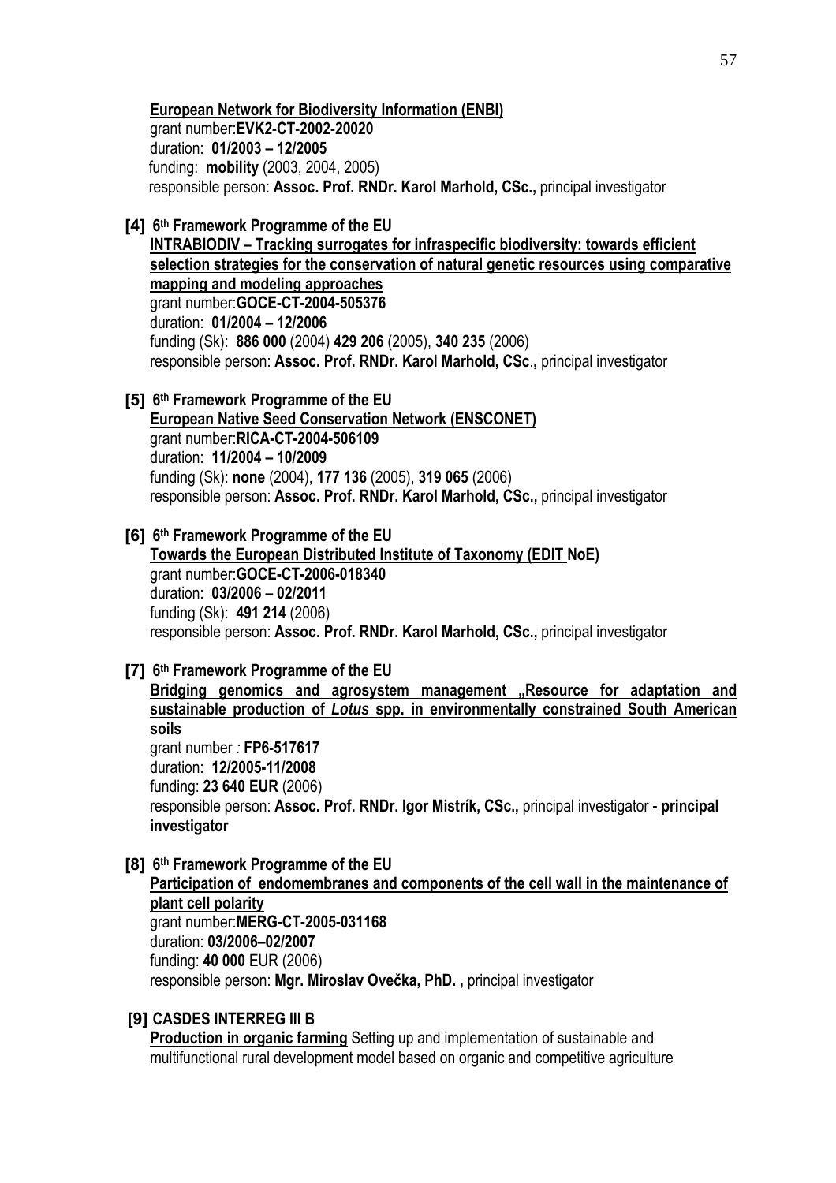**European Network for Biodiversity Information (ENBI)**
grant number:**EVK2-CT-2002-20020**
duration: **01/2003 – 12/2005**
funding: **mobility** (2003, 2004, 2005)
responsible person: **Assoc. Prof. RNDr. Karol Marhold, CSc.,** principal investigator

**[4] 6th Framework Programme of the EU**
**INTRABIODIV – Tracking surrogates for infraspecific biodiversity: towards efficient selection strategies for the conservation of natural genetic resources using comparative mapping and modeling approaches**
grant number:**GOCE-CT-2004-505376**
duration: **01/2004 – 12/2006**
funding (Sk): **886 000** (2004) **429 206** (2005), **340 235** (2006)
responsible person: **Assoc. Prof. RNDr. Karol Marhold, CSc.,** principal investigator

**[5] 6th Framework Programme of the EU**
**European Native Seed Conservation Network (ENSCONET)**
grant number:**RICA-CT-2004-506109**
duration: **11/2004 – 10/2009**
funding (Sk): **none** (2004), **177 136** (2005), **319 065** (2006)
responsible person: **Assoc. Prof. RNDr. Karol Marhold, CSc.,** principal investigator

**[6] 6th Framework Programme of the EU**
**Towards the European Distributed Institute of Taxonomy (EDIT NoE)**
grant number:**GOCE-CT-2006-018340**
duration: **03/2006 – 02/2011**
funding (Sk): **491 214** (2006)
responsible person: **Assoc. Prof. RNDr. Karol Marhold, CSc.,** principal investigator

**[7] 6th Framework Programme of the EU**
**Bridging genomics and agrosystem management „Resource for adaptation and sustainable production of *Lotus* spp. in environmentally constrained South American soils**
grant number *:* **FP6-517617**
duration: **12/2005-11/2008**
funding: **23 640 EUR** (2006)
responsible person: **Assoc. Prof. RNDr. Igor Mistrík, CSc.,** principal investigator **- principal investigator**

**[8] 6th Framework Programme of the EU**
**Participation of endomembranes and components of the cell wall in the maintenance of plant cell polarity**
grant number:**MERG-CT-2005-031168**
duration: **03/2006–02/2007**
funding: **40 000** EUR (2006)
responsible person: **Mgr. Miroslav Ovečka, PhD. ,** principal investigator

**[9] CASDES INTERREG III B**
**Production in organic farming** Setting up and implementation of sustainable and multifunctional rural development model based on organic and competitive agriculture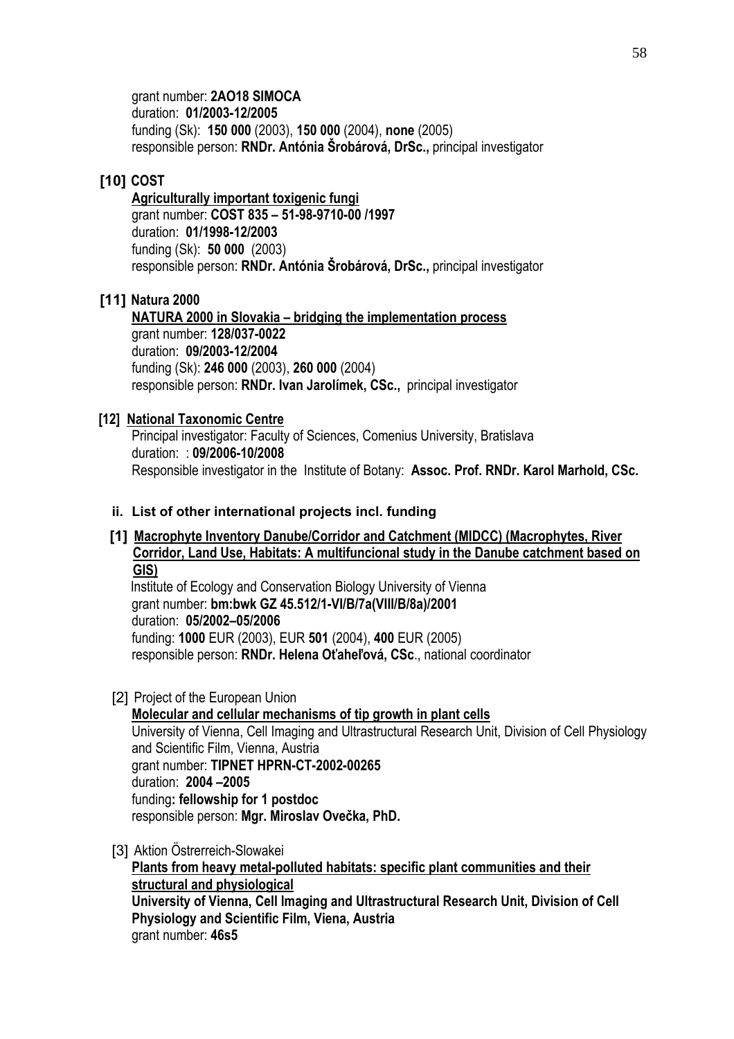grant number: **2AO18 SIMOCA**
duration: **01/2003-12/2005**
funding (Sk): **150 000** (2003), **150 000** (2004), **none** (2005)
responsible person: **RNDr. Antónia Šrobárová, DrSc.,** principal investigator

**[10] COST**

**Agriculturally important toxigenic fungi**
grant number: **COST 835 – 51-98-9710-00 /1997**
duration: **01/1998-12/2003**
funding (Sk): **50 000** (2003)
responsible person: **RNDr. Antónia Šrobárová, DrSc.,** principal investigator

**[11] Natura 2000**

**NATURA 2000 in Slovakia – bridging the implementation process**
grant number: **128/037-0022**
duration: **09/2003-12/2004**
funding (Sk): **246 000** (2003), **260 000** (2004)
responsible person: **RNDr. Ivan Jarolímek, CSc.,** principal investigator

**[12] National Taxonomic Centre**

Principal investigator: Faculty of Sciences, Comenius University, Bratislava
duration: : **09/2006-10/2008**
Responsible investigator in the Institute of Botany: **Assoc. Prof. RNDr. Karol Marhold, CSc.**

### ii. List of other international projects incl. funding

**[1] Macrophyte Inventory Danube/Corridor and Catchment (MIDCC) (Macrophytes, River Corridor, Land Use, Habitats: A multifuncional study in the Danube catchment based on GIS)**

Institute of Ecology and Conservation Biology University of Vienna
grant number: **bm:bwk GZ 45.512/1-VI/B/7a(VIII/B/8a)/2001**
duration: **05/2002–05/2006**
funding: **1000** EUR (2003), EUR **501** (2004), **400** EUR (2005)
responsible person: **RNDr. Helena Oťaheľová, CSc**., national coordinator

[2] Project of the European Union

**Molecular and cellular mechanisms of tip growth in plant cells**
University of Vienna, Cell Imaging and Ultrastructural Research Unit, Division of Cell Physiology and Scientific Film, Vienna, Austria
grant number: **TIPNET HPRN-CT-2002-00265**
duration: **2004 –2005**
funding**: fellowship for 1 postdoc**
responsible person: **Mgr. Miroslav Ovečka, PhD.**

[3] Aktion Östrerreich-Slowakei

**Plants from heavy metal-polluted habitats: specific plant communities and their structural and physiological**
**University of Vienna, Cell Imaging and Ultrastructural Research Unit, Division of Cell Physiology and Scientific Film, Viena, Austria**
grant number: **46s5**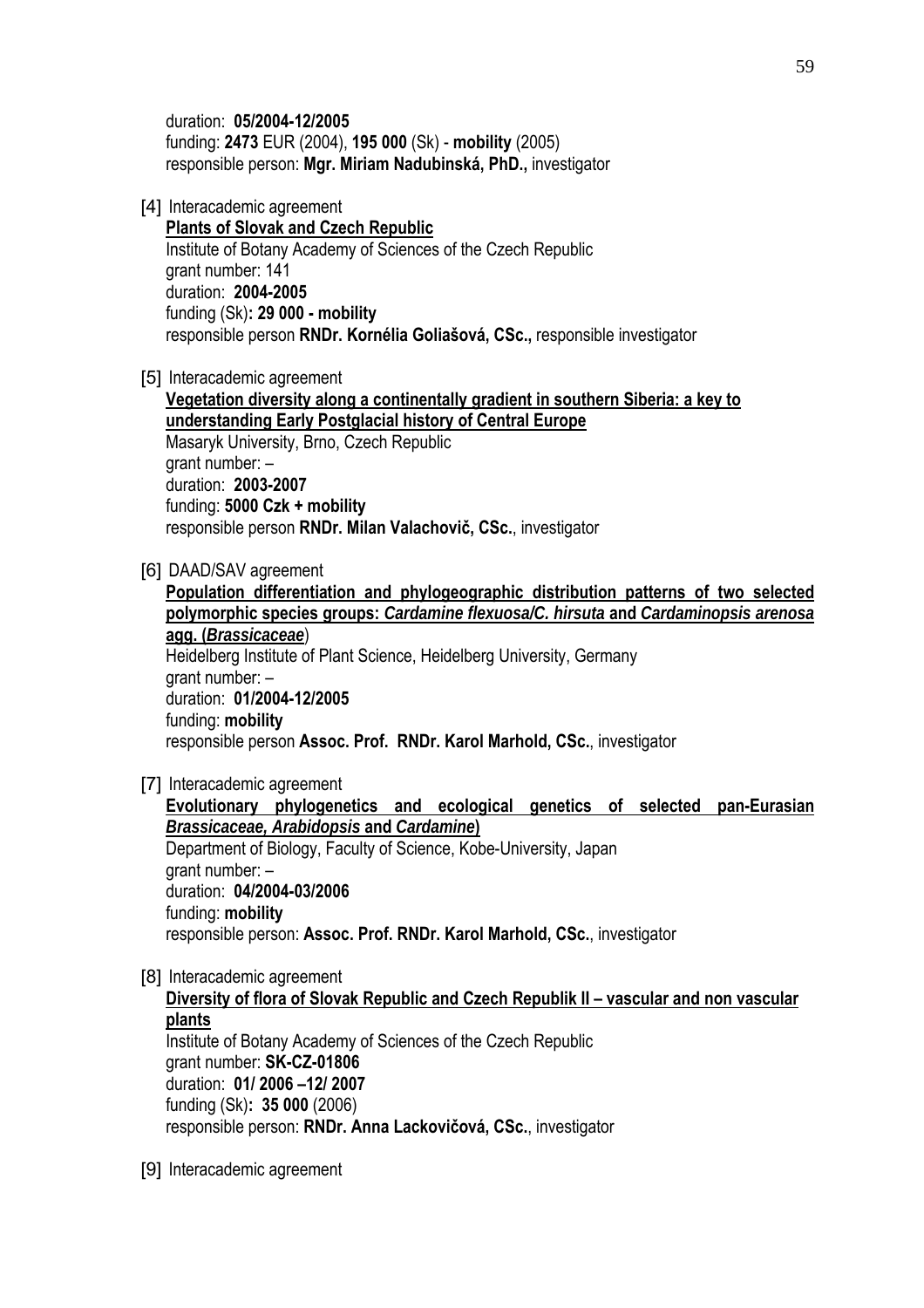duration: **05/2004-12/2005**
funding: **2473** EUR (2004), **195 000** (Sk) - **mobility** (2005)
responsible person: **Mgr. Miriam Nadubinská, PhD.,** investigator

[4] Interacademic agreement
**Plants of Slovak and Czech Republic**
Institute of Botany Academy of Sciences of the Czech Republic
grant number: 141
duration: **2004-2005**
funding (Sk)**: 29 000 - mobility**
responsible person **RNDr. Kornélia Goliašová, CSc.,** responsible investigator

[5] Interacademic agreement
**Vegetation diversity along a continentally gradient in southern Siberia: a key to understanding Early Postglacial history of Central Europe**
Masaryk University, Brno, Czech Republic
grant number: –
duration: **2003-2007**
funding: **5000 Czk + mobility**
responsible person **RNDr. Milan Valachovič, CSc.**, investigator

[6] DAAD/SAV agreement
**Population differentiation and phylogeographic distribution patterns of two selected polymorphic species groups: *Cardamine flexuosa/C. hirsuta* and *Cardaminopsis arenosa* agg. (*Brassicaceae*)**
Heidelberg Institute of Plant Science, Heidelberg University, Germany
grant number: –
duration: **01/2004-12/2005**
funding: **mobility**
responsible person **Assoc. Prof. RNDr. Karol Marhold, CSc.**, investigator

[7] Interacademic agreement
**Evolutionary phylogenetics and ecological genetics of selected pan-Eurasian *Brassicaceae, Arabidopsis* and *Cardamine*)**
Department of Biology, Faculty of Science, Kobe-University, Japan
grant number: –
duration: **04/2004-03/2006**
funding: **mobility**
responsible person: **Assoc. Prof. RNDr. Karol Marhold, CSc.**, investigator

[8] Interacademic agreement
**Diversity of flora of Slovak Republic and Czech Republik II – vascular and non vascular plants**
Institute of Botany Academy of Sciences of the Czech Republic
grant number: **SK-CZ-01806**
duration: **01/ 2006 –12/ 2007**
funding (Sk)**: 35 000** (2006)
responsible person: **RNDr. Anna Lackovičová, CSc.**, investigator

[9] Interacademic agreement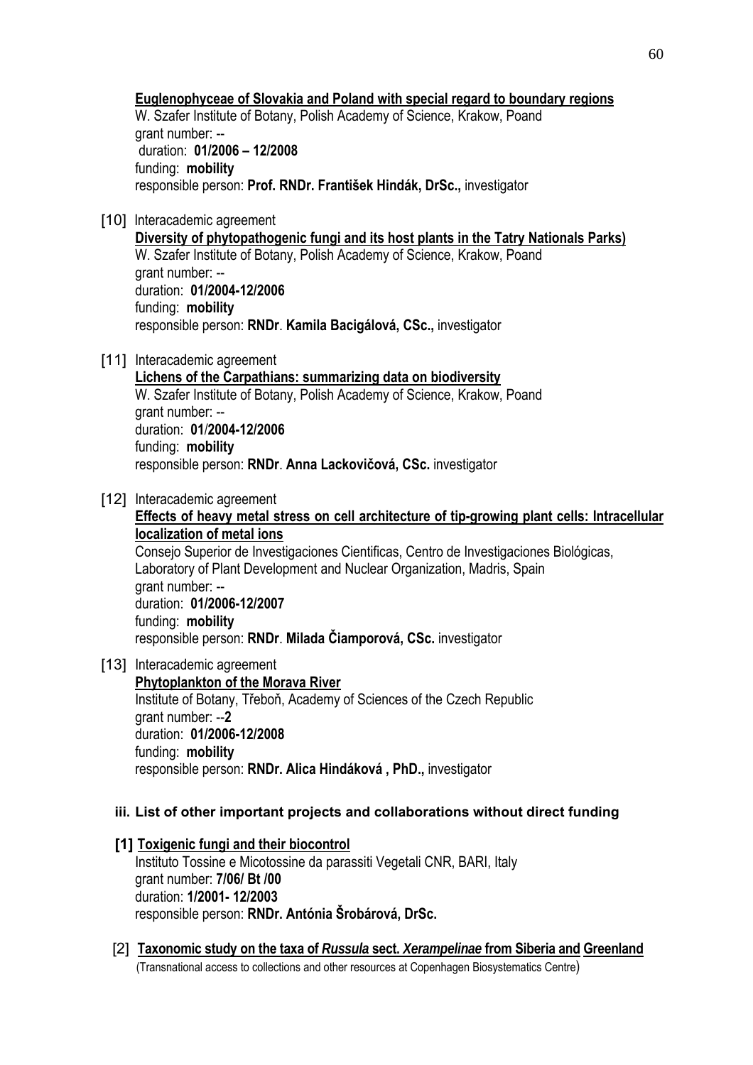**<u>Euglenophyceae of Slovakia and Poland with special regard to boundary regions</u>**
W. Szafer Institute of Botany, Polish Academy of Science, Krakow, Poand
grant number: --
duration: **01/2006 – 12/2008**
funding: **mobility**
responsible person: **Prof. RNDr. František Hindák, DrSc.,** investigator

[10] Interacademic agreement
**<u>Diversity of phytopathogenic fungi and its host plants in the Tatry Nationals Parks)</u>**
W. Szafer Institute of Botany, Polish Academy of Science, Krakow, Poand
grant number: --
duration: **01/2004-12/2006**
funding: **mobility**
responsible person: **RNDr**. **Kamila Bacigálová, CSc.,** investigator

[11] Interacademic agreement
**<u>Lichens of the Carpathians: summarizing data on biodiversity</u>**
W. Szafer Institute of Botany, Polish Academy of Science, Krakow, Poand
grant number: --
duration: **01/2004-12/2006**
funding: **mobility**
responsible person: **RNDr**. **Anna Lackovičová, CSc.** investigator

[12] Interacademic agreement
**<u>Effects of heavy metal stress on cell architecture of tip-growing plant cells: Intracellular localization of metal ions</u>**
Consejo Superior de Investigaciones Cientificas, Centro de Investigaciones Biológicas, Laboratory of Plant Development and Nuclear Organization, Madris, Spain
grant number: --
duration: **01/2006-12/2007**
funding: **mobility**
responsible person: **RNDr**. **Milada Čiamporová, CSc.** investigator

[13] Interacademic agreement
**<u>Phytoplankton of the Morava River</u>**
Institute of Botany, Třeboň, Academy of Sciences of the Czech Republic
grant number: --**2**
duration: **01/2006-12/2008**
funding: **mobility**
responsible person: **RNDr. Alica Hindáková , PhD.,** investigator

### iii. List of other important projects and collaborations without direct funding

**[1] <u>Toxigenic fungi and their biocontrol</u>**
Instituto Tossine e Micotossine da parassiti Vegetali CNR, BARI, Italy
grant number: **7/06/ Bt /00**
duration: **1/2001- 12/2003**
responsible person: **RNDr. Antónia Šrobárová, DrSc.**

[2] **<u>Taxonomic study on the taxa of *Russula* sect. *Xerampelinae* from Siberia and Greenland</u>**
(Transnational access to collections and other resources at Copenhagen Biosystematics Centre)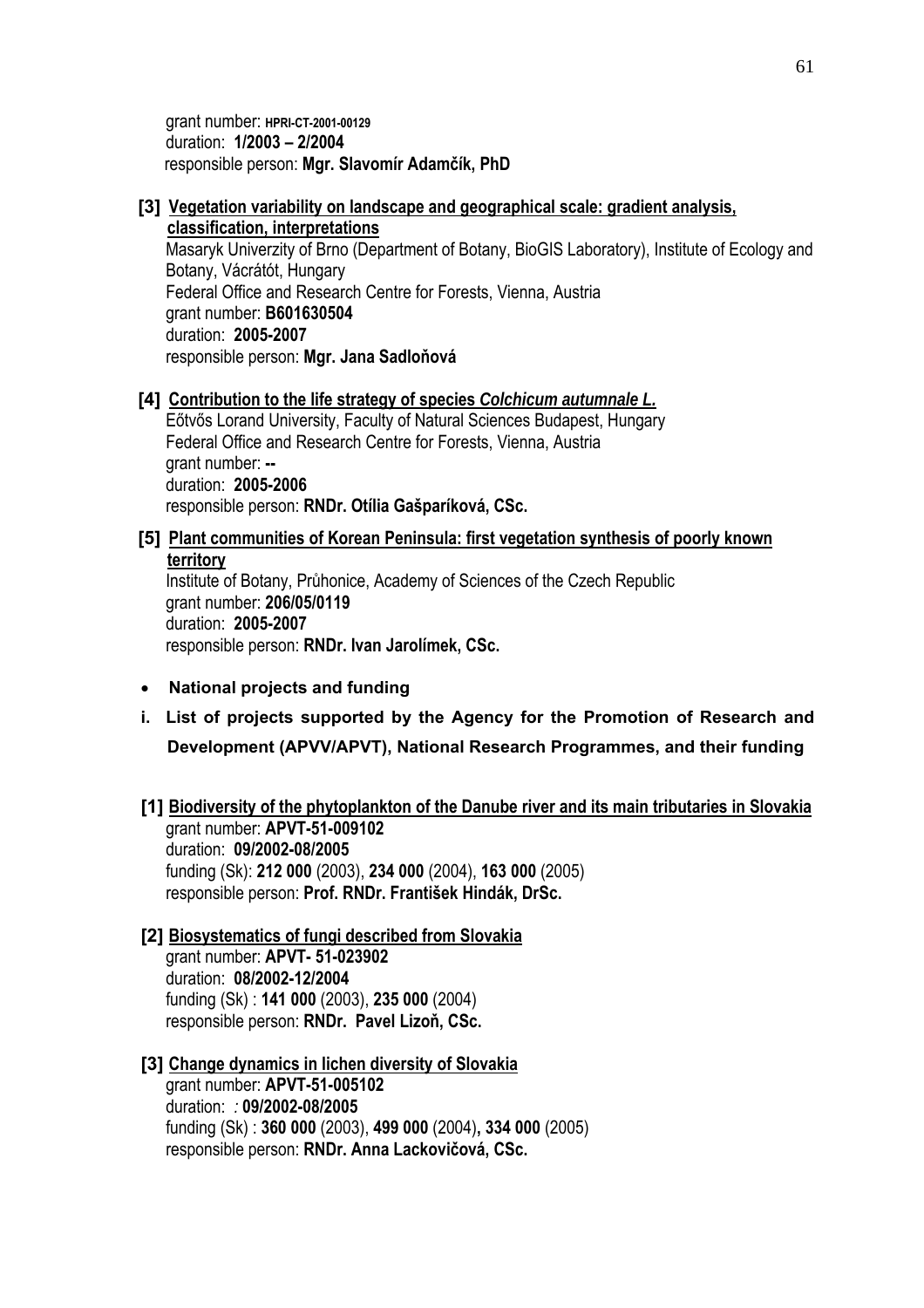grant number: **HPRI-CT-2001-00129**
duration: **1/2003 – 2/2004**
responsible person: **Mgr. Slavomír Adamčík, PhD**

**[3]** **Vegetation variability on landscape and geographical scale: gradient analysis, classification, interpretations**
Masaryk Univerzity of Brno (Department of Botany, BioGIS Laboratory), Institute of Ecology and Botany, Vácrátót, Hungary
Federal Office and Research Centre for Forests, Vienna, Austria
grant number: **B601630504**
duration: **2005-2007**
responsible person: **Mgr. Jana Sadloňová**

**[4]** **Contribution to the life strategy of species *Colchicum autumnale L.***
Eőtvős Lorand University, Faculty of Natural Sciences Budapest, Hungary
Federal Office and Research Centre for Forests, Vienna, Austria
grant number: **--**
duration: **2005-2006**
responsible person: **RNDr. Otília Gašparíková, CSc.**

**[5]** **Plant communities of Korean Peninsula: first vegetation synthesis of poorly known territory**
Institute of Botany, Průhonice, Academy of Sciences of the Czech Republic
grant number: **206/05/0119**
duration: **2005-2007**
responsible person: **RNDr. Ivan Jarolímek, CSc.**

- **National projects and funding**

**i. List of projects supported by the Agency for the Promotion of Research and Development (APVV/APVT), National Research Programmes, and their funding**

**[1]** **Biodiversity of the phytoplankton of the Danube river and its main tributaries in Slovakia**
grant number: **APVT-51-009102**
duration: **09/2002-08/2005**
funding (Sk): **212 000** (2003), **234 000** (2004), **163 000** (2005)
responsible person: **Prof. RNDr. František Hindák, DrSc.**

**[2]** **Biosystematics of fungi described from Slovakia**
grant number: **APVT- 51-023902**
duration: **08/2002-12/2004**
funding (Sk) : **141 000** (2003), **235 000** (2004)
responsible person: **RNDr. Pavel Lizoň, CSc.**

**[3]** **Change dynamics in lichen diversity of Slovakia**
grant number: **APVT-51-005102**
duration: *:* **09/2002-08/2005**
funding (Sk) : **360 000** (2003), **499 000** (2004)**, 334 000** (2005)
responsible person: **RNDr. Anna Lackovičová, CSc.**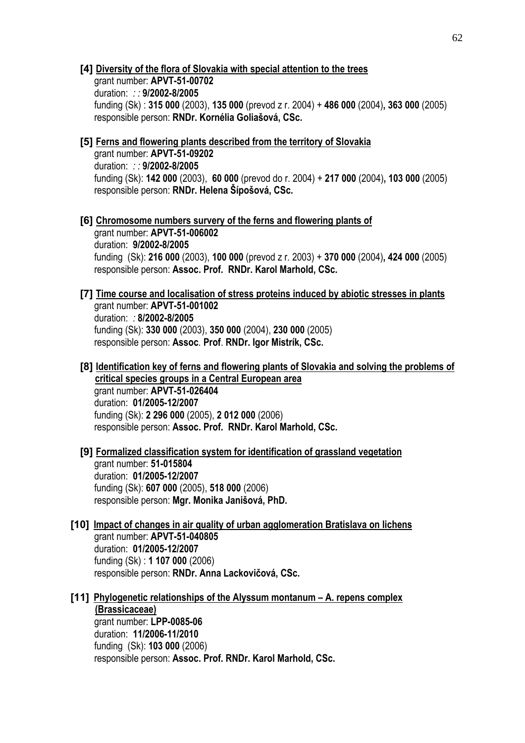**[4] <u>Diversity of the flora of Slovakia with special attention to the trees</u>**
grant number: **APVT-51-00702**
duration: *: :* **9/2002-8/2005**
funding (Sk) : **315 000** (2003), **135 000** (prevod z r. 2004) + **486 000** (2004)**, 363 000** (2005)
responsible person: **RNDr. Kornélia Goliašová, CSc.**

**[5] <u>Ferns and flowering plants described from the territory of Slovakia</u>**
grant number: **APVT-51-09202**
duration: *: :* **9/2002-8/2005**
funding (Sk): **142 000** (2003), **60 000** (prevod do r. 2004) + **217 000** (2004)**, 103 000** (2005)
responsible person: **RNDr. Helena Šípošová, CSc.**

**[6] <u>Chromosome numbers survery of the ferns and flowering plants of</u>**
grant number: **APVT-51-006002**
duration: **9/2002-8/2005**
funding (Sk): **216 000** (2003), **100 000** (prevod z r. 2003) + **370 000** (2004)**, 424 000** (2005)
responsible person: **Assoc. Prof. RNDr. Karol Marhold, CSc.**

**[7] <u>Time course and localisation of stress proteins induced by abiotic stresses in plants</u>**
grant number: **APVT-51-001002**
duration: *:* **8/2002-8/2005**
funding (Sk): **330 000** (2003), **350 000** (2004), **230 000** (2005)
responsible person: **Assoc**. **Prof**. **RNDr. Igor Mistrík, CSc.**

**[8] <u>Identification key of ferns and flowering plants of Slovakia and solving the problems of critical species groups in a Central European area</u>**
grant number: **APVT-51-026404**
duration: **01/2005-12/2007**
funding (Sk): **2 296 000** (2005), **2 012 000** (2006)
responsible person: **Assoc. Prof. RNDr. Karol Marhold, CSc.**

**[9] <u>Formalized classification system for identification of grassland vegetation</u>**
grant number: **51-015804**
duration: **01/2005-12/2007**
funding (Sk): **607 000** (2005), **518 000** (2006)
responsible person: **Mgr. Monika Janišová, PhD.**

**[10] <u>Impact of changes in air quality of urban agglomeration Bratislava on lichens</u>**
grant number: **APVT-51-040805**
duration: **01/2005-12/2007**
funding (Sk) : **1 107 000** (2006)
responsible person: **RNDr. Anna Lackovičová, CSc.**

**[11] <u>Phylogenetic relationships of the Alyssum montanum – A. repens complex (Brassicaceae)</u>**
grant number: **LPP-0085-06**
duration: **11/2006-11/2010**
funding (Sk): **103 000** (2006)
responsible person: **Assoc. Prof. RNDr. Karol Marhold, CSc.**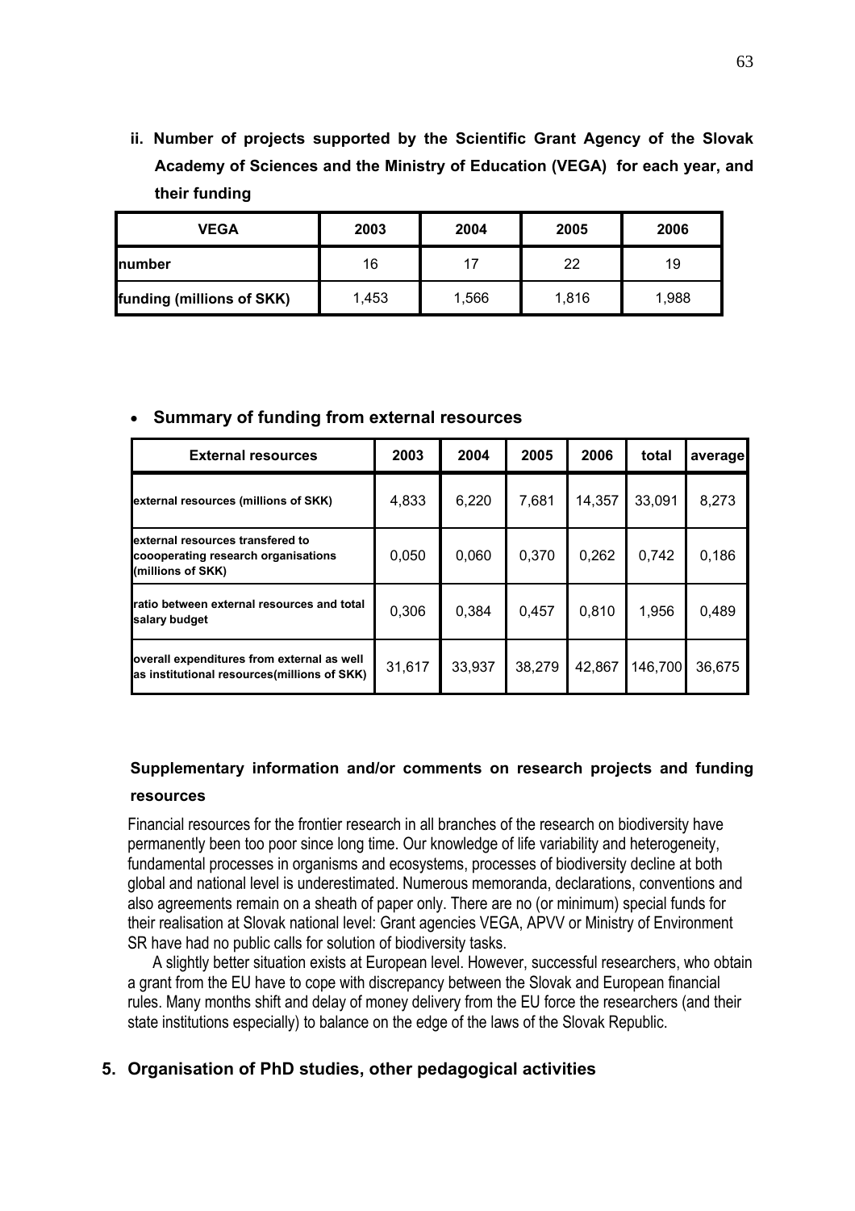**ii. Number of projects supported by the Scientific Grant Agency of the Slovak Academy of Sciences and the Ministry of Education (VEGA) for each year, and their funding**

| VEGA | 2003 | 2004 | 2005 | 2006 |
|---|---|---|---|---|
| **number** | 16 | 17 | 22 | 19 |
| **funding (millions of SKK)** | 1,453 | 1,566 | 1,816 | 1,988 |

- **Summary of funding from external resources**

| External resources | 2003 | 2004 | 2005 | 2006 | total | average |
|---|---|---|---|---|---|---|
| **external resources (millions of SKK)** | 4,833 | 6,220 | 7,681 | 14,357 | 33,091 | 8,273 |
| **external resources transfered to coooperating research organisations (millions of SKK)** | 0,050 | 0,060 | 0,370 | 0,262 | 0,742 | 0,186 |
| **ratio between external resources and total salary budget** | 0,306 | 0,384 | 0,457 | 0,810 | 1,956 | 0,489 |
| **overall expenditures from external as well as institutional resources(millions of SKK)** | 31,617 | 33,937 | 38,279 | 42,867 | 146,700 | 36,675 |

**Supplementary information and/or comments on research projects and funding resources**

Financial resources for the frontier research in all branches of the research on biodiversity have permanently been too poor since long time. Our knowledge of life variability and heterogeneity, fundamental processes in organisms and ecosystems, processes of biodiversity decline at both global and national level is underestimated. Numerous memoranda, declarations, conventions and also agreements remain on a sheath of paper only. There are no (or minimum) special funds for their realisation at Slovak national level: Grant agencies VEGA, APVV or Ministry of Environment SR have had no public calls for solution of biodiversity tasks.

A slightly better situation exists at European level. However, successful researchers, who obtain a grant from the EU have to cope with discrepancy between the Slovak and European financial rules. Many months shift and delay of money delivery from the EU force the researchers (and their state institutions especially) to balance on the edge of the laws of the Slovak Republic.

## 5. Organisation of PhD studies, other pedagogical activities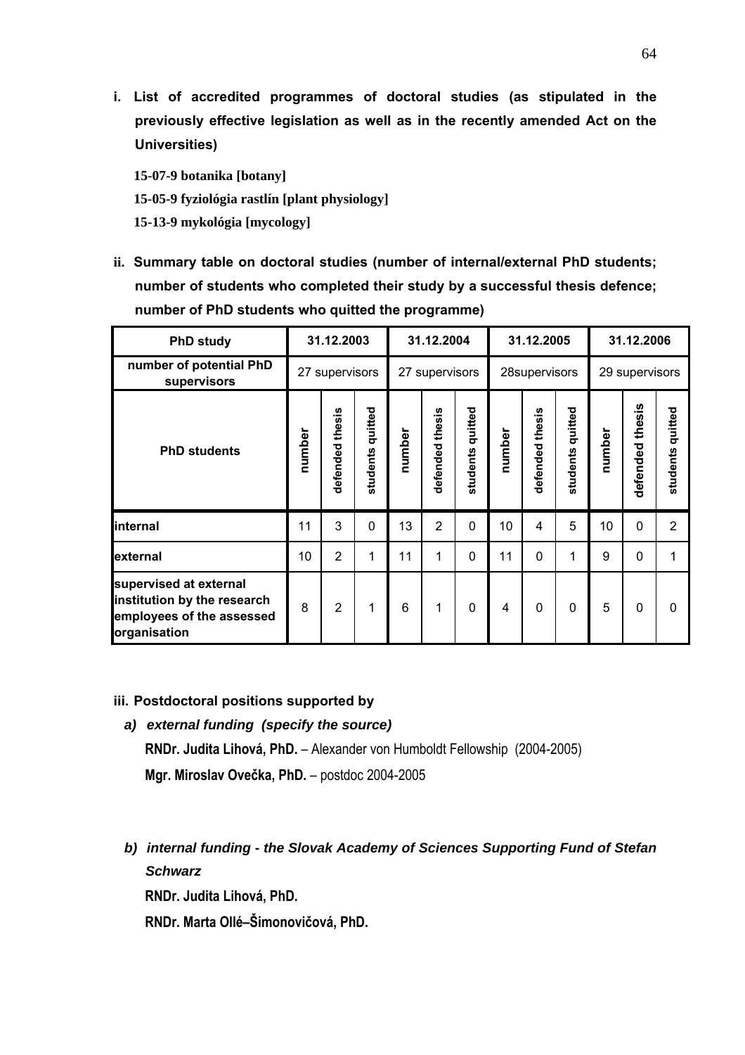**i. List of accredited programmes of doctoral studies (as stipulated in the previously effective legislation as well as in the recently amended Act on the Universities)**

**15-07-9 botanika [botany]**

**15-05-9 fyziológia rastlín [plant physiology]**

**15-13-9 mykológia [mycology]**

**ii. Summary table on doctoral studies (number of internal/external PhD students; number of students who completed their study by a successful thesis defence; number of PhD students who quitted the programme)**

| PhD study | 31.12.2003 | | | 31.12.2004 | | | 31.12.2005 | | | 31.12.2006 | | |
|---|---|---|---|---|---|---|---|---|---|---|---|---|
| number of potential PhD supervisors | 27 supervisors | | | 27 supervisors | | | 28supervisors | | | 29 supervisors | | |
| PhD students | number | defended thesis | students quitted | number | defended thesis | students quitted | number | defended thesis | students quitted | number | defended thesis | students quitted |
| internal | 11 | 3 | 0 | 13 | 2 | 0 | 10 | 4 | 5 | 10 | 0 | 2 |
| external | 10 | 2 | 1 | 11 | 1 | 0 | 11 | 0 | 1 | 9 | 0 | 1 |
| supervised at external institution by the research employees of the assessed organisation | 8 | 2 | 1 | 6 | 1 | 0 | 4 | 0 | 0 | 5 | 0 | 0 |

**iii. Postdoctoral positions supported by**

***a) external funding (specify the source)***

**RNDr. Judita Lihová, PhD.** – Alexander von Humboldt Fellowship (2004-2005)

**Mgr. Miroslav Ovečka, PhD.** – postdoc 2004-2005

***b) internal funding - the Slovak Academy of Sciences Supporting Fund of Stefan Schwarz***

**RNDr. Judita Lihová, PhD.**

**RNDr. Marta Ollé–Šimonovičová, PhD.**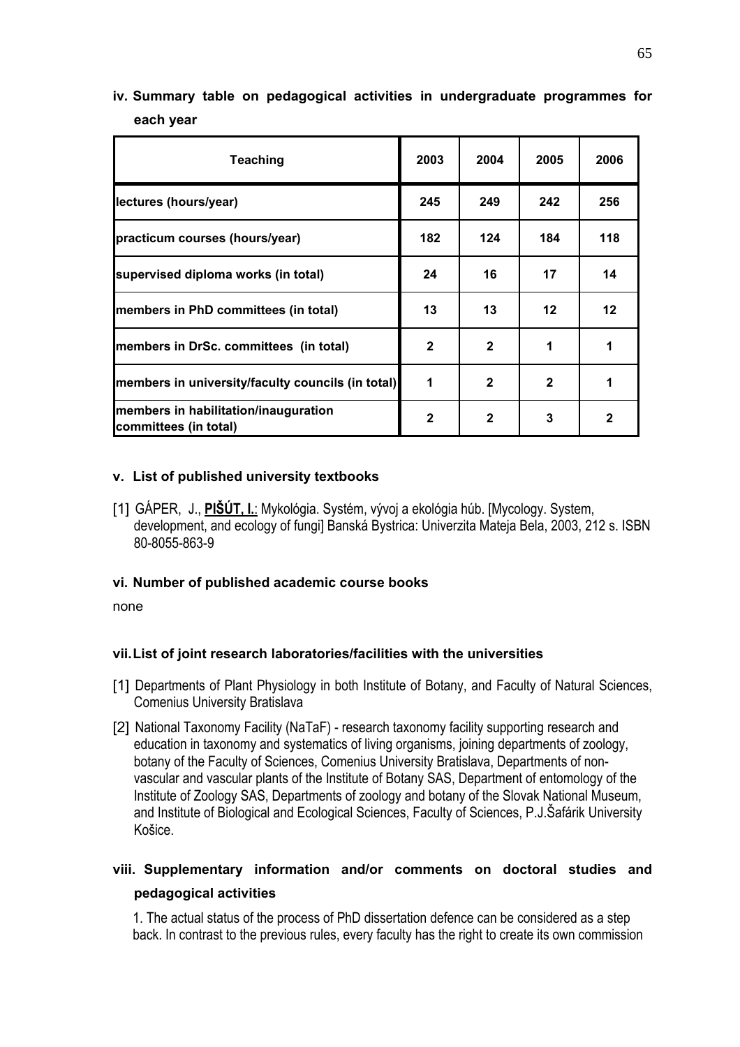### iv. Summary table on pedagogical activities in undergraduate programmes for each year

| Teaching | 2003 | 2004 | 2005 | 2006 |
|---|---|---|---|---|
| lectures (hours/year) | 245 | 249 | 242 | 256 |
| practicum courses (hours/year) | 182 | 124 | 184 | 118 |
| supervised diploma works (in total) | 24 | 16 | 17 | 14 |
| members in PhD committees (in total) | 13 | 13 | 12 | 12 |
| members in DrSc. committees (in total) | 2 | 2 | 1 | 1 |
| members in university/faculty councils (in total) | 1 | 2 | 2 | 1 |
| members in habilitation/inauguration committees (in total) | 2 | 2 | 3 | 2 |

### v. List of published university textbooks

[1] GÁPER, J., **PIŠÚT, I.**: Mykológia. Systém, vývoj a ekológia húb. [Mycology. System, development, and ecology of fungi] Banská Bystrica: Univerzita Mateja Bela, 2003, 212 s. ISBN 80-8055-863-9

### vi. Number of published academic course books

none

### vii. List of joint research laboratories/facilities with the universities

[1] Departments of Plant Physiology in both Institute of Botany, and Faculty of Natural Sciences, Comenius University Bratislava

[2] National Taxonomy Facility (NaTaF) - research taxonomy facility supporting research and education in taxonomy and systematics of living organisms, joining departments of zoology, botany of the Faculty of Sciences, Comenius University Bratislava, Departments of non-vascular and vascular plants of the Institute of Botany SAS, Department of entomology of the Institute of Zoology SAS, Departments of zoology and botany of the Slovak National Museum, and Institute of Biological and Ecological Sciences, Faculty of Sciences, P.J.Šafárik University Košice.

### viii. Supplementary information and/or comments on doctoral studies and pedagogical activities

1. The actual status of the process of PhD dissertation defence can be considered as a step back. In contrast to the previous rules, every faculty has the right to create its own commission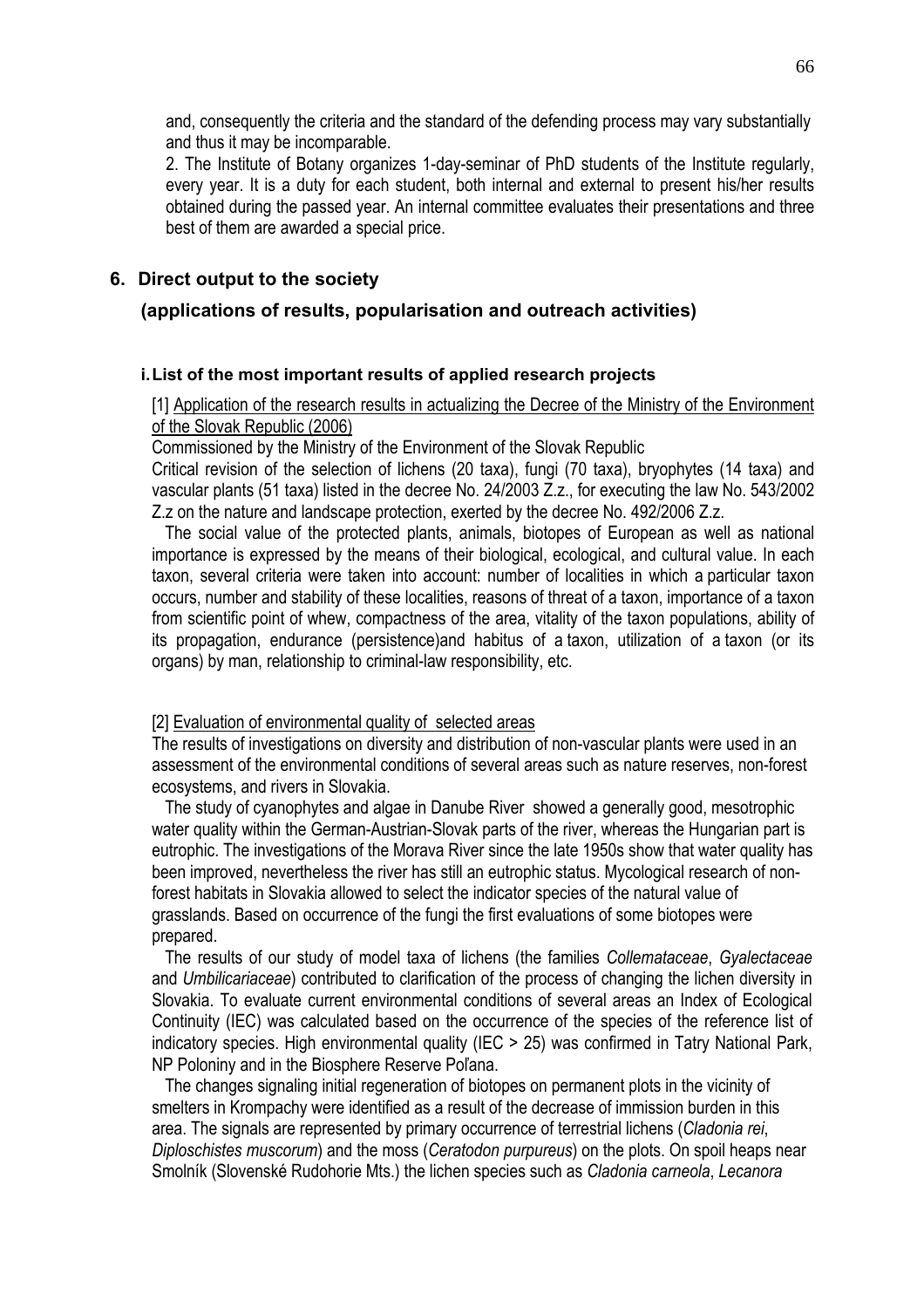and, consequently the criteria and the standard of the defending process may vary substantially and thus it may be incomparable.

2. The Institute of Botany organizes 1-day-seminar of PhD students of the Institute regularly, every year. It is a duty for each student, both internal and external to present his/her results obtained during the passed year. An internal committee evaluates their presentations and three best of them are awarded a special price.

## 6. Direct output to the society

## (applications of results, popularisation and outreach activities)

### i. List of the most important results of applied research projects

[1] Application of the research results in actualizing the Decree of the Ministry of the Environment of the Slovak Republic (2006)

Commissioned by the Ministry of the Environment of the Slovak Republic

Critical revision of the selection of lichens (20 taxa), fungi (70 taxa), bryophytes (14 taxa) and vascular plants (51 taxa) listed in the decree No. 24/2003 Z.z., for executing the law No. 543/2002 Z.z on the nature and landscape protection, exerted by the decree No. 492/2006 Z.z.

The social value of the protected plants, animals, biotopes of European as well as national importance is expressed by the means of their biological, ecological, and cultural value. In each taxon, several criteria were taken into account: number of localities in which a particular taxon occurs, number and stability of these localities, reasons of threat of a taxon, importance of a taxon from scientific point of whew, compactness of the area, vitality of the taxon populations, ability of its propagation, endurance (persistence)and habitus of a taxon, utilization of a taxon (or its organs) by man, relationship to criminal-law responsibility, etc.

[2] Evaluation of environmental quality of selected areas

The results of investigations on diversity and distribution of non-vascular plants were used in an assessment of the environmental conditions of several areas such as nature reserves, non-forest ecosystems, and rivers in Slovakia.

The study of cyanophytes and algae in Danube River showed a generally good, mesotrophic water quality within the German-Austrian-Slovak parts of the river, whereas the Hungarian part is eutrophic. The investigations of the Morava River since the late 1950s show that water quality has been improved, nevertheless the river has still an eutrophic status. Mycological research of non-forest habitats in Slovakia allowed to select the indicator species of the natural value of grasslands. Based on occurrence of the fungi the first evaluations of some biotopes were prepared.

The results of our study of model taxa of lichens (the families *Collemataceae*, *Gyalectaceae* and *Umbilicariaceae*) contributed to clarification of the process of changing the lichen diversity in Slovakia. To evaluate current environmental conditions of several areas an Index of Ecological Continuity (IEC) was calculated based on the occurrence of the species of the reference list of indicatory species. High environmental quality (IEC > 25) was confirmed in Tatry National Park, NP Poloniny and in the Biosphere Reserve Poľana.

The changes signaling initial regeneration of biotopes on permanent plots in the vicinity of smelters in Krompachy were identified as a result of the decrease of immission burden in this area. The signals are represented by primary occurrence of terrestrial lichens (*Cladonia rei*, *Diploschistes muscorum*) and the moss (*Ceratodon purpureus*) on the plots. On spoil heaps near Smolník (Slovenské Rudohorie Mts.) the lichen species such as *Cladonia carneola*, *Lecanora*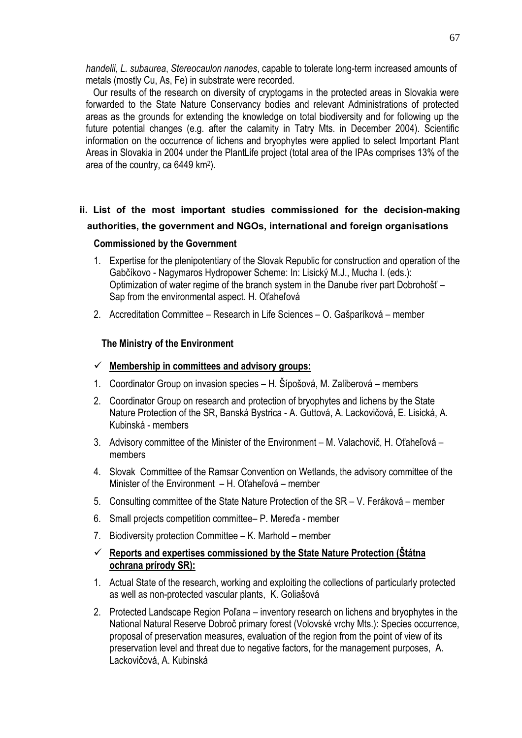*handelii*, *L. subaurea*, *Stereocaulon nanodes*, capable to tolerate long-term increased amounts of metals (mostly Cu, As, Fe) in substrate were recorded.

Our results of the research on diversity of cryptogams in the protected areas in Slovakia were forwarded to the State Nature Conservancy bodies and relevant Administrations of protected areas as the grounds for extending the knowledge on total biodiversity and for following up the future potential changes (e.g. after the calamity in Tatry Mts. in December 2004). Scientific information on the occurrence of lichens and bryophytes were applied to select Important Plant Areas in Slovakia in 2004 under the PlantLife project (total area of the IPAs comprises 13% of the area of the country, ca 6449 km$^2$).

## ii. List of the most important studies commissioned for the decision-making authorities, the government and NGOs, international and foreign organisations

**Commissioned by the Government**

1. Expertise for the plenipotentiary of the Slovak Republic for construction and operation of the Gabčíkovo - Nagymaros Hydropower Scheme: In: Lisický M.J., Mucha I. (eds.): Optimization of water regime of the branch system in the Danube river part Dobrohošť – Sap from the environmental aspect. H. Oťaheľová
2. Accreditation Committee – Research in Life Sciences – O. Gašparíková – member

**The Ministry of the Environment**

✓ **Membership in committees and advisory groups:**

1. Coordinator Group on invasion species – H. Šípošová, M. Zaliberová – members
2. Coordinator Group on research and protection of bryophytes and lichens by the State Nature Protection of the SR, Banská Bystrica - A. Guttová, A. Lackovičová, E. Lisická, A. Kubinská - members
3. Advisory committee of the Minister of the Environment – M. Valachovič, H. Oťaheľová – members
4. Slovak Committee of the Ramsar Convention on Wetlands, the advisory committee of the Minister of the Environment – H. Oťaheľová – member
5. Consulting committee of the State Nature Protection of the SR – V. Feráková – member
6. Small projects competition committee– P. Mereďa - member
7. Biodiversity protection Committee – K. Marhold – member

✓ **Reports and expertises commissioned by the State Nature Protection (Štátna ochrana prírody SR):**

1. Actual State of the research, working and exploiting the collections of particularly protected as well as non-protected vascular plants, K. Goliašová
2. Protected Landscape Region Poľana – inventory research on lichens and bryophytes in the National Natural Reserve Dobroč primary forest (Volovské vrchy Mts.): Species occurrence, proposal of preservation measures, evaluation of the region from the point of view of its preservation level and threat due to negative factors, for the management purposes, A. Lackovičová, A. Kubinská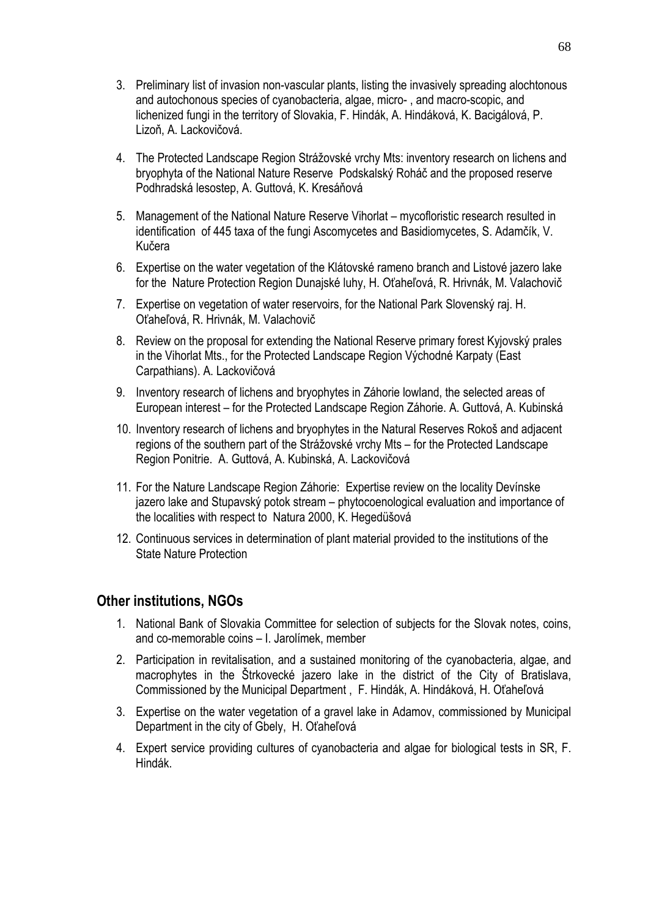3. Preliminary list of invasion non-vascular plants, listing the invasively spreading alochtonous and autochonous species of cyanobacteria, algae, micro- , and macro-scopic, and lichenized fungi in the territory of Slovakia, F. Hindák, A. Hindáková, K. Bacigálová, P. Lizoň, A. Lackovičová.

4. The Protected Landscape Region Strážovské vrchy Mts: inventory research on lichens and bryophyta of the National Nature Reserve Podskalský Roháč and the proposed reserve Podhradská lesostep, A. Guttová, K. Kresáňová

5. Management of the National Nature Reserve Vihorlat – mycofloristic research resulted in identification of 445 taxa of the fungi Ascomycetes and Basidiomycetes, S. Adamčík, V. Kučera

6. Expertise on the water vegetation of the Klátovské rameno branch and Listové jazero lake for the Nature Protection Region Dunajské luhy, H. Oťaheľová, R. Hrivnák, M. Valachovič

7. Expertise on vegetation of water reservoirs, for the National Park Slovenský raj. H. Oťaheľová, R. Hrivnák, M. Valachovič

8. Review on the proposal for extending the National Reserve primary forest Kyjovský prales in the Vihorlat Mts., for the Protected Landscape Region Východné Karpaty (East Carpathians). A. Lackovičová

9. Inventory research of lichens and bryophytes in Záhorie lowland, the selected areas of European interest – for the Protected Landscape Region Záhorie. A. Guttová, A. Kubinská

10. Inventory research of lichens and bryophytes in the Natural Reserves Rokoš and adjacent regions of the southern part of the Strážovské vrchy Mts – for the Protected Landscape Region Ponitrie. A. Guttová, A. Kubinská, A. Lackovičová

11. For the Nature Landscape Region Záhorie: Expertise review on the locality Devínske jazero lake and Stupavský potok stream – phytocoenological evaluation and importance of the localities with respect to Natura 2000, K. Hegedüšová

12. Continuous services in determination of plant material provided to the institutions of the State Nature Protection

## Other institutions, NGOs

1. National Bank of Slovakia Committee for selection of subjects for the Slovak notes, coins, and co-memorable coins – I. Jarolímek, member

2. Participation in revitalisation, and a sustained monitoring of the cyanobacteria, algae, and macrophytes in the Štrkovecké jazero lake in the district of the City of Bratislava, Commissioned by the Municipal Department , F. Hindák, A. Hindáková, H. Oťaheľová

3. Expertise on the water vegetation of a gravel lake in Adamov, commissioned by Municipal Department in the city of Gbely, H. Oťaheľová

4. Expert service providing cultures of cyanobacteria and algae for biological tests in SR, F. Hindák.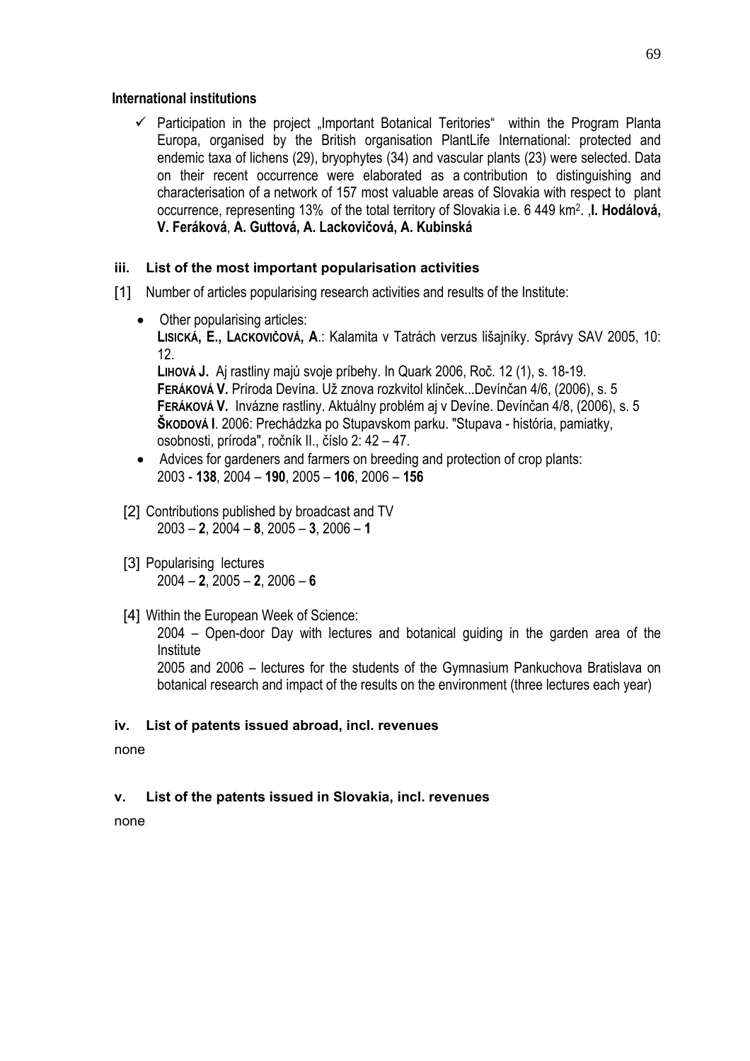**International institutions**

- ✓ Participation in the project „Important Botanical Teritories" within the Program Planta Europa, organised by the British organisation PlantLife International: protected and endemic taxa of lichens (29), bryophytes (34) and vascular plants (23) were selected. Data on their recent occurrence were elaborated as a contribution to distinguishing and characterisation of a network of 157 most valuable areas of Slovakia with respect to plant occurrence, representing 13% of the total territory of Slovakia i.e. 6 449 km$^2$. ,**I. Hodálová, V. Feráková**, **A. Guttová, A. Lackovičová, A. Kubinská**

### iii. List of the most important popularisation activities

[1] Number of articles popularising research activities and results of the Institute:

- Other popularising articles:
  **LISICKÁ, E., LACKOVIČOVÁ, A**.: Kalamita v Tatrách verzus lišajníky. Správy SAV 2005, 10: 12.
  **LIHOVÁ J.** Aj rastliny majú svoje príbehy. In Quark 2006, Roč. 12 (1), s. 18-19.
  **FERÁKOVÁ V.** Príroda Devína. Už znova rozkvitol klinček...Devínčan 4/6, (2006), s. 5
  **FERÁKOVÁ V.** Invázne rastliny. Aktuálny problém aj v Devíne. Devínčan 4/8, (2006), s. 5
  **ŠKODOVÁ I**. 2006: Prechádzka po Stupavskom parku. "Stupava - história, pamiatky, osobnosti, príroda", ročník II., číslo 2: 42 – 47.
- Advices for gardeners and farmers on breeding and protection of crop plants:
  2003 - **138**, 2004 – **190**, 2005 – **106**, 2006 – **156**

[2] Contributions published by broadcast and TV
2003 – **2**, 2004 – **8**, 2005 – **3**, 2006 – **1**

[3] Popularising lectures
2004 – **2**, 2005 – **2**, 2006 – **6**

[4] Within the European Week of Science:
2004 – Open-door Day with lectures and botanical guiding in the garden area of the Institute
2005 and 2006 – lectures for the students of the Gymnasium Pankuchova Bratislava on botanical research and impact of the results on the environment (three lectures each year)

### iv. List of patents issued abroad, incl. revenues

none

### v. List of the patents issued in Slovakia, incl. revenues

none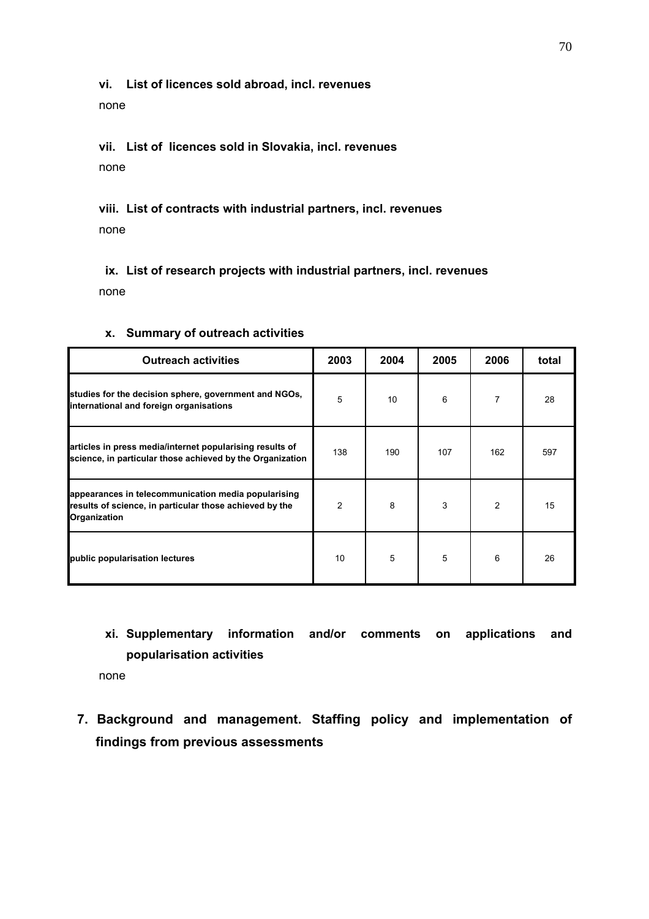### vi. List of licences sold abroad, incl. revenues

none

### vii. List of licences sold in Slovakia, incl. revenues

none

### viii. List of contracts with industrial partners, incl. revenues

none

### ix. List of research projects with industrial partners, incl. revenues

none

### x. Summary of outreach activities

| Outreach activities | 2003 | 2004 | 2005 | 2006 | total |
|---|---|---|---|---|---|
| studies for the decision sphere, government and NGOs, international and foreign organisations | 5 | 10 | 6 | 7 | 28 |
| articles in press media/internet popularising results of science, in particular those achieved by the Organization | 138 | 190 | 107 | 162 | 597 |
| appearances in telecommunication media popularising results of science, in particular those achieved by the Organization | 2 | 8 | 3 | 2 | 15 |
| public popularisation lectures | 10 | 5 | 5 | 6 | 26 |

### xi. Supplementary information and/or comments on applications and popularisation activities

none

## 7. Background and management. Staffing policy and implementation of findings from previous assessments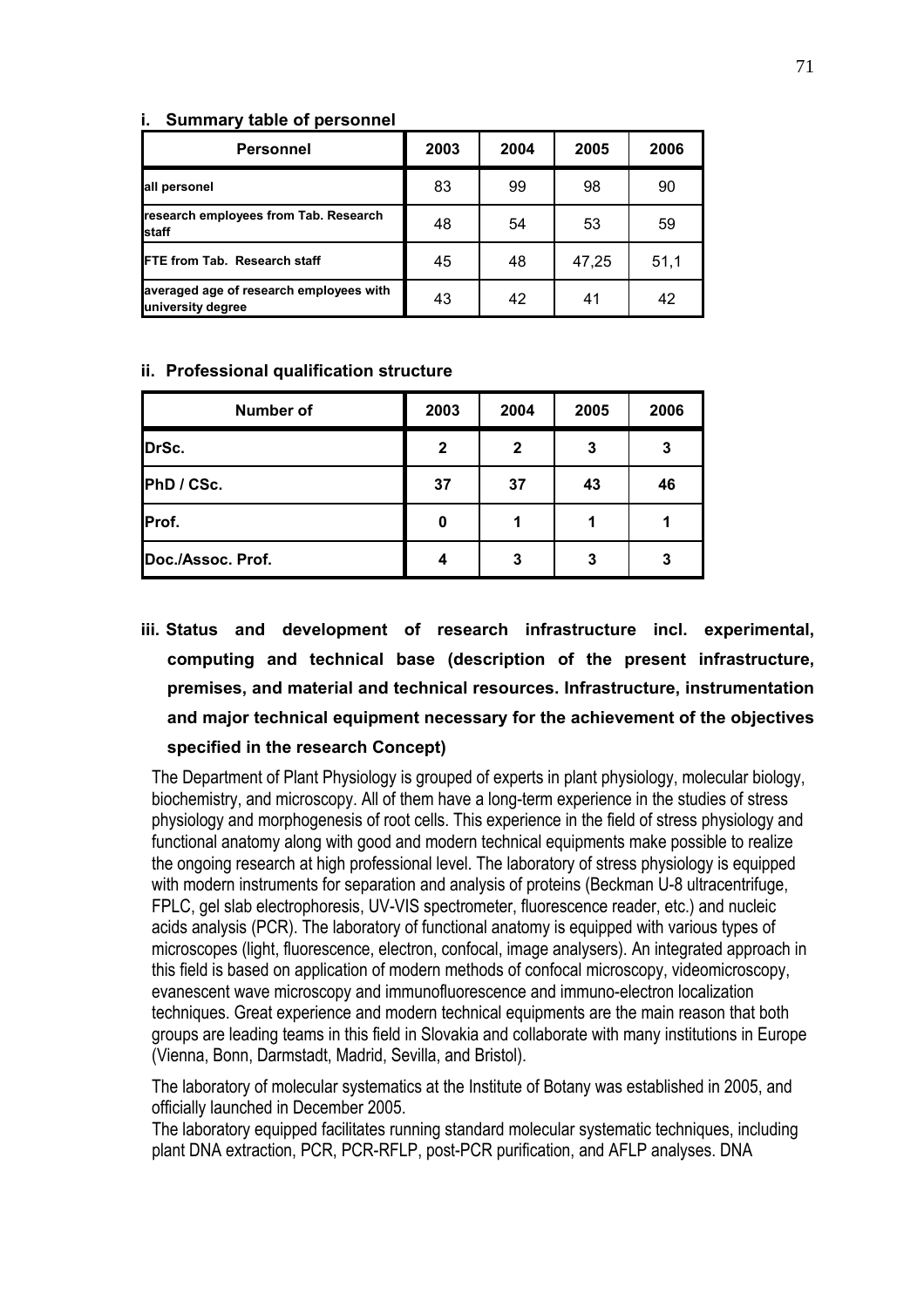### i. Summary table of personnel

| Personnel | 2003 | 2004 | 2005 | 2006 |
|---|---|---|---|---|
| **all personel** | 83 | 99 | 98 | 90 |
| **research employees from Tab. Research staff** | 48 | 54 | 53 | 59 |
| **FTE from Tab. Research staff** | 45 | 48 | 47,25 | 51,1 |
| **averaged age of research employees with university degree** | 43 | 42 | 41 | 42 |

### ii. Professional qualification structure

| Number of | 2003 | 2004 | 2005 | 2006 |
|---|---|---|---|---|
| **DrSc.** | **2** | **2** | **3** | **3** |
| **PhD / CSc.** | **37** | **37** | **43** | **46** |
| **Prof.** | **0** | **1** | **1** | **1** |
| **Doc./Assoc. Prof.** | **4** | **3** | **3** | **3** |

### iii. Status and development of research infrastructure incl. experimental, computing and technical base (description of the present infrastructure, premises, and material and technical resources. Infrastructure, instrumentation and major technical equipment necessary for the achievement of the objectives specified in the research Concept)

The Department of Plant Physiology is grouped of experts in plant physiology, molecular biology, biochemistry, and microscopy. All of them have a long-term experience in the studies of stress physiology and morphogenesis of root cells. This experience in the field of stress physiology and functional anatomy along with good and modern technical equipments make possible to realize the ongoing research at high professional level. The laboratory of stress physiology is equipped with modern instruments for separation and analysis of proteins (Beckman U-8 ultracentrifuge, FPLC, gel slab electrophoresis, UV-VIS spectrometer, fluorescence reader, etc.) and nucleic acids analysis (PCR). The laboratory of functional anatomy is equipped with various types of microscopes (light, fluorescence, electron, confocal, image analysers). An integrated approach in this field is based on application of modern methods of confocal microscopy, videomicroscopy, evanescent wave microscopy and immunofluorescence and immuno-electron localization techniques. Great experience and modern technical equipments are the main reason that both groups are leading teams in this field in Slovakia and collaborate with many institutions in Europe (Vienna, Bonn, Darmstadt, Madrid, Sevilla, and Bristol).

The laboratory of molecular systematics at the Institute of Botany was established in 2005, and officially launched in December 2005.
The laboratory equipped facilitates running standard molecular systematic techniques, including plant DNA extraction, PCR, PCR-RFLP, post-PCR purification, and AFLP analyses. DNA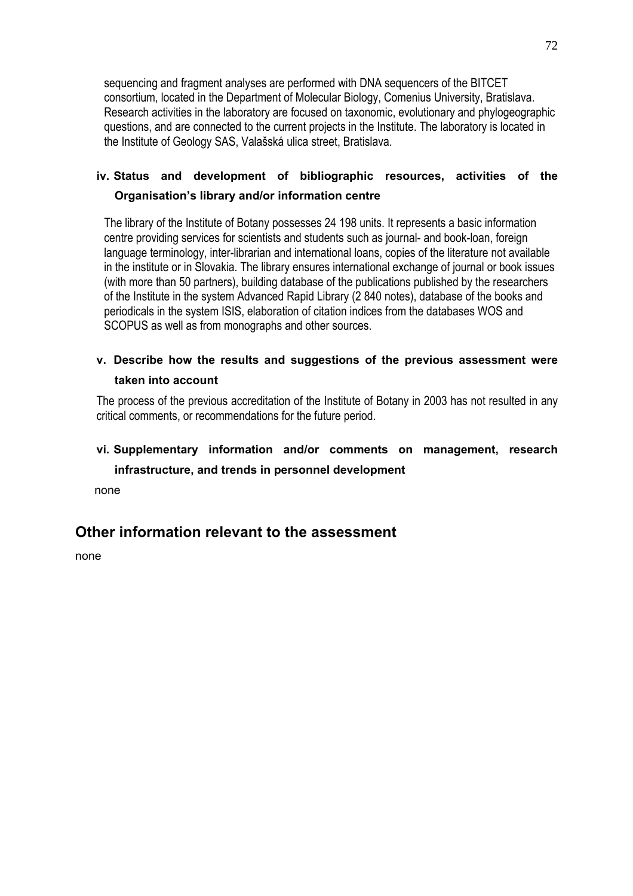sequencing and fragment analyses are performed with DNA sequencers of the BITCET consortium, located in the Department of Molecular Biology, Comenius University, Bratislava. Research activities in the laboratory are focused on taxonomic, evolutionary and phylogeographic questions, and are connected to the current projects in the Institute. The laboratory is located in the Institute of Geology SAS, Valašská ulica street, Bratislava.

### iv. Status and development of bibliographic resources, activities of the Organisation's library and/or information centre

The library of the Institute of Botany possesses 24 198 units. It represents a basic information centre providing services for scientists and students such as journal- and book-loan, foreign language terminology, inter-librarian and international loans, copies of the literature not available in the institute or in Slovakia. The library ensures international exchange of journal or book issues (with more than 50 partners), building database of the publications published by the researchers of the Institute in the system Advanced Rapid Library (2 840 notes), database of the books and periodicals in the system ISIS, elaboration of citation indices from the databases WOS and SCOPUS as well as from monographs and other sources.

### v. Describe how the results and suggestions of the previous assessment were taken into account

The process of the previous accreditation of the Institute of Botany in 2003 has not resulted in any critical comments, or recommendations for the future period.

### vi. Supplementary information and/or comments on management, research infrastructure, and trends in personnel development

none

## Other information relevant to the assessment

none